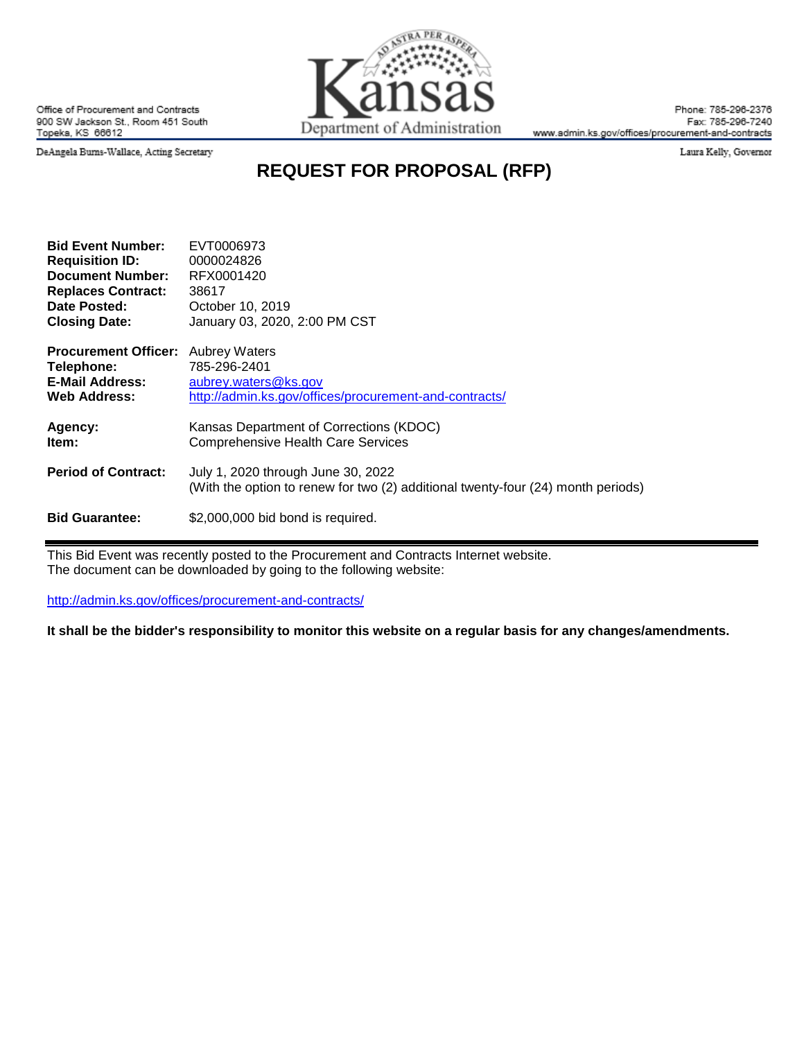Office of Procurement and Contracts
900 SW Jackson St., Room 451 South
Topeka, KS 66612

Kansas Department of Administration

Phone: 785-296-2376
Fax: 785-296-7240
www.admin.ks.gov/offices/procurement-and-contracts

DeAngela Burns-Wallace, Acting Secretary

Laura Kelly, Governor

# REQUEST FOR PROPOSAL (RFP)

**Bid Event Number:** EVT0006973
**Requisition ID:** 0000024826
**Document Number:** RFX0001420
**Replaces Contract:** 38617
**Date Posted:** October 10, 2019
**Closing Date:** January 03, 2020, 2:00 PM CST

**Procurement Officer:** Aubrey Waters
**Telephone:** 785-296-2401
**E-Mail Address:** aubrey.waters@ks.gov
**Web Address:** http://admin.ks.gov/offices/procurement-and-contracts/

**Agency:** Kansas Department of Corrections (KDOC)
**Item:** Comprehensive Health Care Services

**Period of Contract:** July 1, 2020 through June 30, 2022
(With the option to renew for two (2) additional twenty-four (24) month periods)

**Bid Guarantee:** $2,000,000 bid bond is required.

---

This Bid Event was recently posted to the Procurement and Contracts Internet website.
The document can be downloaded by going to the following website:

http://admin.ks.gov/offices/procurement-and-contracts/

**It shall be the bidder's responsibility to monitor this website on a regular basis for any changes/amendments.**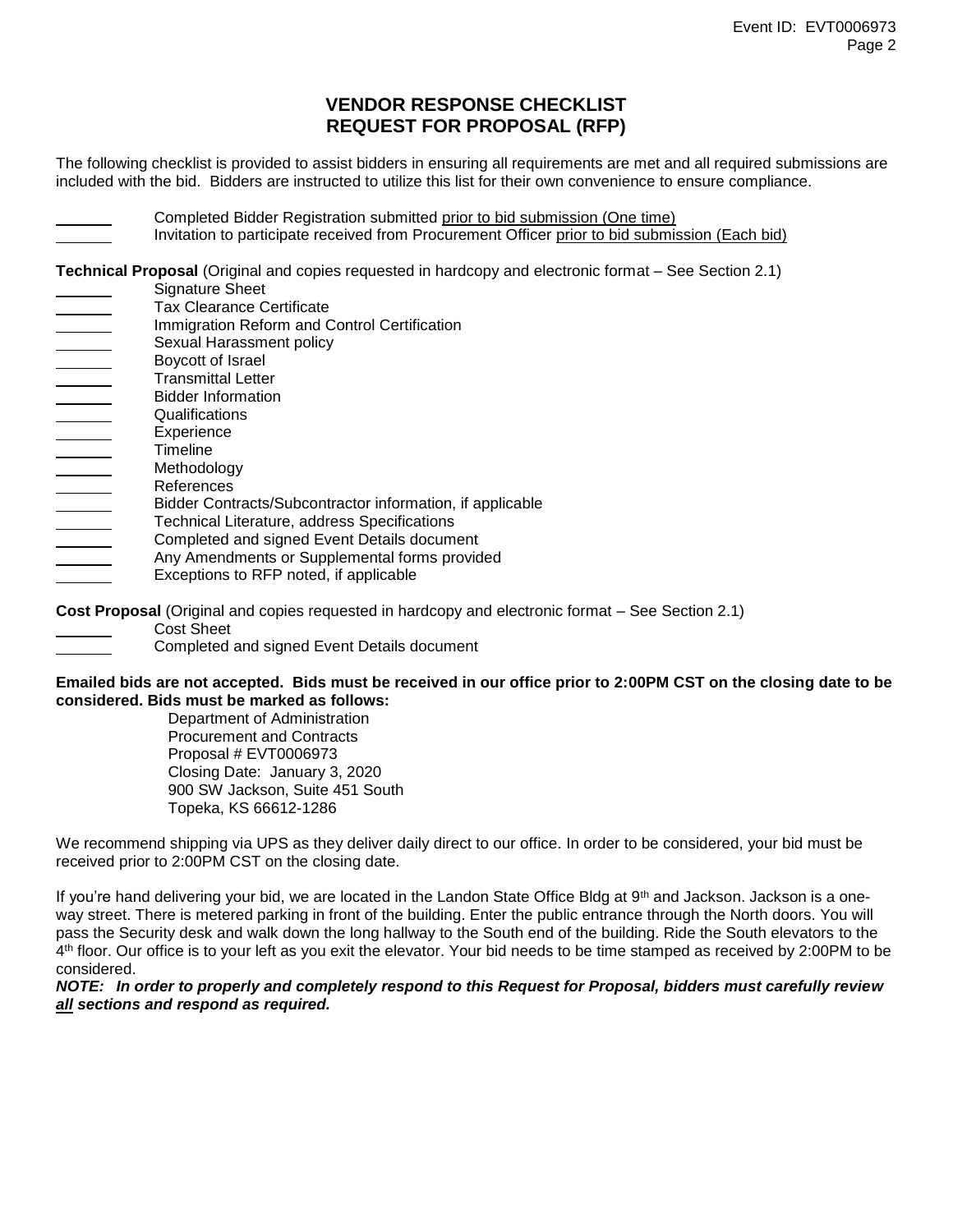# VENDOR RESPONSE CHECKLIST
# REQUEST FOR PROPOSAL (RFP)

The following checklist is provided to assist bidders in ensuring all requirements are met and all required submissions are included with the bid. Bidders are instructed to utilize this list for their own convenience to ensure compliance.

- ______ Completed Bidder Registration submitted prior to bid submission (One time)
- ______ Invitation to participate received from Procurement Officer prior to bid submission (Each bid)

**Technical Proposal** (Original and copies requested in hardcopy and electronic format – See Section 2.1)

- ______ Signature Sheet
- ______ Tax Clearance Certificate
- ______ Immigration Reform and Control Certification
- ______ Sexual Harassment policy
- ______ Boycott of Israel
- ______ Transmittal Letter
- ______ Bidder Information
- ______ Qualifications
- ______ Experience
- ______ Timeline
- ______ Methodology
- ______ References
- ______ Bidder Contracts/Subcontractor information, if applicable
- ______ Technical Literature, address Specifications
- ______ Completed and signed Event Details document
- ______ Any Amendments or Supplemental forms provided
- ______ Exceptions to RFP noted, if applicable

**Cost Proposal** (Original and copies requested in hardcopy and electronic format – See Section 2.1)

- ______ Cost Sheet
- ______ Completed and signed Event Details document

**Emailed bids are not accepted. Bids must be received in our office prior to 2:00PM CST on the closing date to be considered. Bids must be marked as follows:**

Department of Administration
Procurement and Contracts
Proposal # EVT0006973
Closing Date: January 3, 2020
900 SW Jackson, Suite 451 South
Topeka, KS 66612-1286

We recommend shipping via UPS as they deliver daily direct to our office. In order to be considered, your bid must be received prior to 2:00PM CST on the closing date.

If you're hand delivering your bid, we are located in the Landon State Office Bldg at 9th and Jackson. Jackson is a one-way street. There is metered parking in front of the building. Enter the public entrance through the North doors. You will pass the Security desk and walk down the long hallway to the South end of the building. Ride the South elevators to the 4th floor. Our office is to your left as you exit the elevator. Your bid needs to be time stamped as received by 2:00PM to be considered.

***NOTE: In order to properly and completely respond to this Request for Proposal, bidders must carefully review all sections and respond as required.***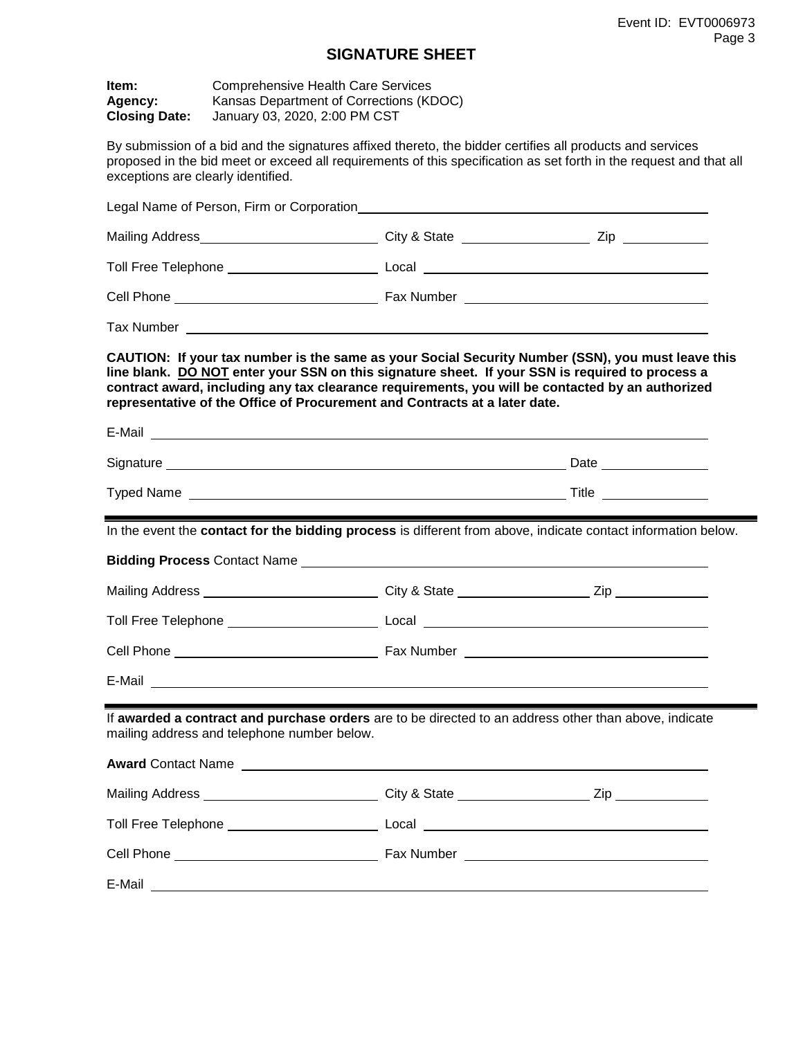# SIGNATURE SHEET

**Item:** Comprehensive Health Care Services
**Agency:** Kansas Department of Corrections (KDOC)
**Closing Date:** January 03, 2020, 2:00 PM CST

By submission of a bid and the signatures affixed thereto, the bidder certifies all products and services proposed in the bid meet or exceed all requirements of this specification as set forth in the request and that all exceptions are clearly identified.

Legal Name of Person, Firm or Corporation ______________________________

Mailing Address ______________________ City & State ______________ Zip __________

Toll Free Telephone ______________________ Local ______________________

Cell Phone ______________________ Fax Number ______________________

Tax Number ______________________________

**CAUTION: If your tax number is the same as your Social Security Number (SSN), you must leave this line blank. <u>DO NOT</u> enter your SSN on this signature sheet. If your SSN is required to process a contract award, including any tax clearance requirements, you will be contacted by an authorized representative of the Office of Procurement and Contracts at a later date.**

E-Mail ______________________________

Signature ______________________________ Date ______________

Typed Name ______________________________ Title ______________

---

In the event the **contact for the bidding process** is different from above, indicate contact information below.

**Bidding Process** Contact Name ______________________________

Mailing Address ______________________ City & State ______________ Zip __________

Toll Free Telephone ______________________ Local ______________________

Cell Phone ______________________ Fax Number ______________________

E-Mail ______________________________

---

If **awarded a contract and purchase orders** are to be directed to an address other than above, indicate mailing address and telephone number below.

**Award** Contact Name ______________________________

Mailing Address ______________________ City & State ______________ Zip __________

Toll Free Telephone ______________________ Local ______________________

Cell Phone ______________________ Fax Number ______________________

E-Mail ______________________________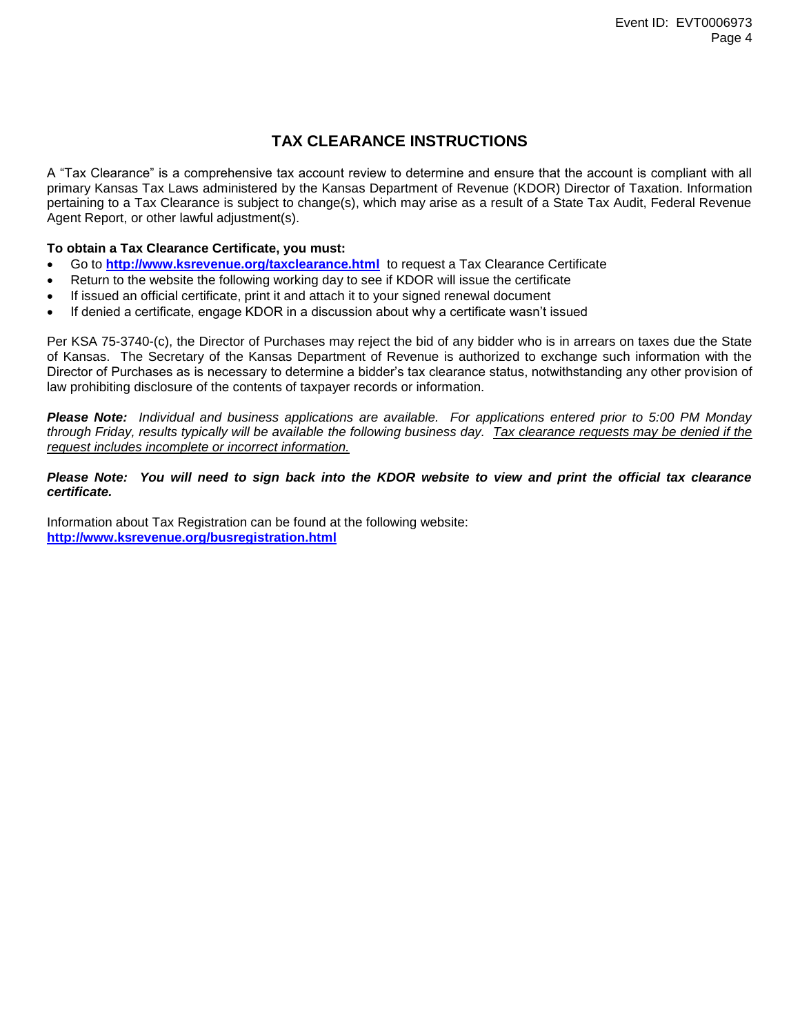# TAX CLEARANCE INSTRUCTIONS

A "Tax Clearance" is a comprehensive tax account review to determine and ensure that the account is compliant with all primary Kansas Tax Laws administered by the Kansas Department of Revenue (KDOR) Director of Taxation. Information pertaining to a Tax Clearance is subject to change(s), which may arise as a result of a State Tax Audit, Federal Revenue Agent Report, or other lawful adjustment(s).

**To obtain a Tax Clearance Certificate, you must:**

- Go to **http://www.ksrevenue.org/taxclearance.html** to request a Tax Clearance Certificate
- Return to the website the following working day to see if KDOR will issue the certificate
- If issued an official certificate, print it and attach it to your signed renewal document
- If denied a certificate, engage KDOR in a discussion about why a certificate wasn't issued

Per KSA 75-3740-(c), the Director of Purchases may reject the bid of any bidder who is in arrears on taxes due the State of Kansas. The Secretary of the Kansas Department of Revenue is authorized to exchange such information with the Director of Purchases as is necessary to determine a bidder's tax clearance status, notwithstanding any other provision of law prohibiting disclosure of the contents of taxpayer records or information.

***Please Note:*** *Individual and business applications are available. For applications entered prior to 5:00 PM Monday through Friday, results typically will be available the following business day. Tax clearance requests may be denied if the request includes incomplete or incorrect information.*

***Please Note: You will need to sign back into the KDOR website to view and print the official tax clearance certificate.***

Information about Tax Registration can be found at the following website:
**http://www.ksrevenue.org/busregistration.html**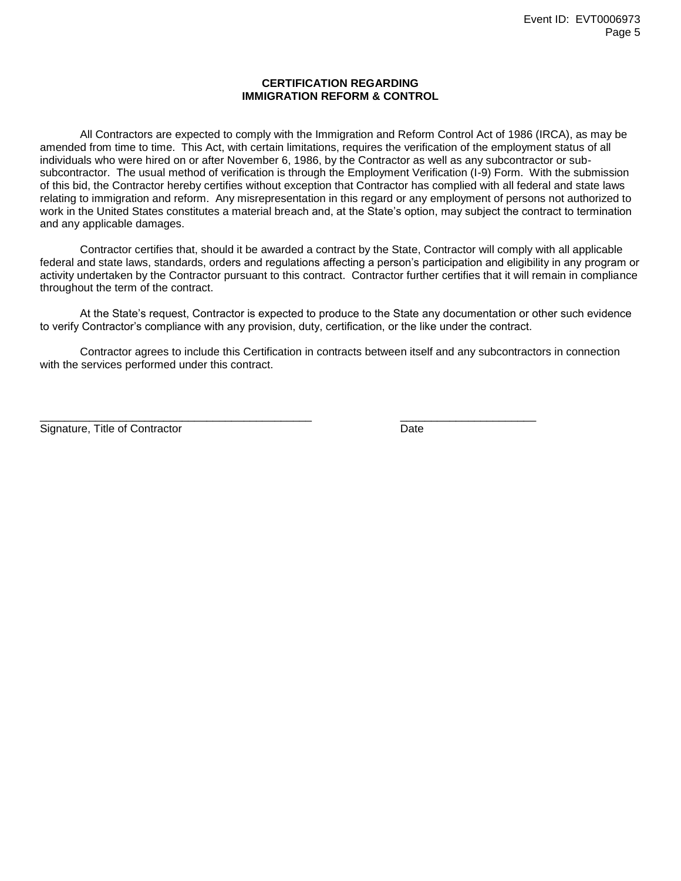## CERTIFICATION REGARDING IMMIGRATION REFORM & CONTROL

All Contractors are expected to comply with the Immigration and Reform Control Act of 1986 (IRCA), as may be amended from time to time. This Act, with certain limitations, requires the verification of the employment status of all individuals who were hired on or after November 6, 1986, by the Contractor as well as any subcontractor or sub-subcontractor. The usual method of verification is through the Employment Verification (I-9) Form. With the submission of this bid, the Contractor hereby certifies without exception that Contractor has complied with all federal and state laws relating to immigration and reform. Any misrepresentation in this regard or any employment of persons not authorized to work in the United States constitutes a material breach and, at the State's option, may subject the contract to termination and any applicable damages.

Contractor certifies that, should it be awarded a contract by the State, Contractor will comply with all applicable federal and state laws, standards, orders and regulations affecting a person's participation and eligibility in any program or activity undertaken by the Contractor pursuant to this contract. Contractor further certifies that it will remain in compliance throughout the term of the contract.

At the State's request, Contractor is expected to produce to the State any documentation or other such evidence to verify Contractor's compliance with any provision, duty, certification, or the like under the contract.

Contractor agrees to include this Certification in contracts between itself and any subcontractors in connection with the services performed under this contract.

_____________________________________________ &nbsp;&nbsp;&nbsp;&nbsp;&nbsp;&nbsp;&nbsp;&nbsp; ______________________

Signature, Title of Contractor &nbsp;&nbsp;&nbsp;&nbsp;&nbsp;&nbsp;&nbsp;&nbsp;&nbsp;&nbsp;&nbsp;&nbsp;&nbsp;&nbsp;&nbsp;&nbsp;&nbsp;&nbsp;&nbsp;&nbsp;&nbsp;&nbsp;&nbsp;&nbsp;&nbsp;&nbsp;&nbsp;&nbsp;&nbsp;&nbsp;&nbsp;&nbsp;&nbsp;&nbsp; Date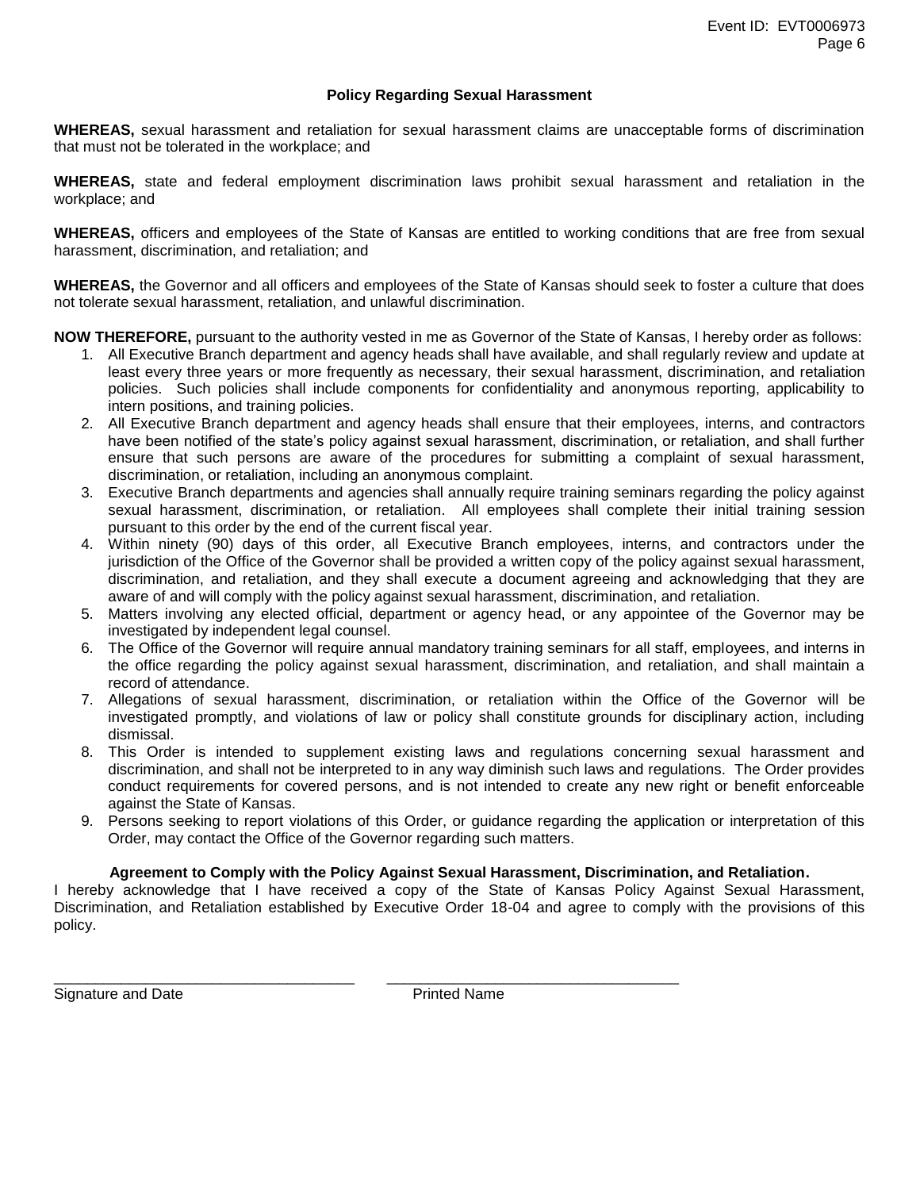### Policy Regarding Sexual Harassment

**WHEREAS,** sexual harassment and retaliation for sexual harassment claims are unacceptable forms of discrimination that must not be tolerated in the workplace; and

**WHEREAS,** state and federal employment discrimination laws prohibit sexual harassment and retaliation in the workplace; and

**WHEREAS,** officers and employees of the State of Kansas are entitled to working conditions that are free from sexual harassment, discrimination, and retaliation; and

**WHEREAS,** the Governor and all officers and employees of the State of Kansas should seek to foster a culture that does not tolerate sexual harassment, retaliation, and unlawful discrimination.

**NOW THEREFORE,** pursuant to the authority vested in me as Governor of the State of Kansas, I hereby order as follows:

1. All Executive Branch department and agency heads shall have available, and shall regularly review and update at least every three years or more frequently as necessary, their sexual harassment, discrimination, and retaliation policies. Such policies shall include components for confidentiality and anonymous reporting, applicability to intern positions, and training policies.
2. All Executive Branch department and agency heads shall ensure that their employees, interns, and contractors have been notified of the state's policy against sexual harassment, discrimination, or retaliation, and shall further ensure that such persons are aware of the procedures for submitting a complaint of sexual harassment, discrimination, or retaliation, including an anonymous complaint.
3. Executive Branch departments and agencies shall annually require training seminars regarding the policy against sexual harassment, discrimination, or retaliation. All employees shall complete their initial training session pursuant to this order by the end of the current fiscal year.
4. Within ninety (90) days of this order, all Executive Branch employees, interns, and contractors under the jurisdiction of the Office of the Governor shall be provided a written copy of the policy against sexual harassment, discrimination, and retaliation, and they shall execute a document agreeing and acknowledging that they are aware of and will comply with the policy against sexual harassment, discrimination, and retaliation.
5. Matters involving any elected official, department or agency head, or any appointee of the Governor may be investigated by independent legal counsel.
6. The Office of the Governor will require annual mandatory training seminars for all staff, employees, and interns in the office regarding the policy against sexual harassment, discrimination, and retaliation, and shall maintain a record of attendance.
7. Allegations of sexual harassment, discrimination, or retaliation within the Office of the Governor will be investigated promptly, and violations of law or policy shall constitute grounds for disciplinary action, including dismissal.
8. This Order is intended to supplement existing laws and regulations concerning sexual harassment and discrimination, and shall not be interpreted to in any way diminish such laws and regulations. The Order provides conduct requirements for covered persons, and is not intended to create any new right or benefit enforceable against the State of Kansas.
9. Persons seeking to report violations of this Order, or guidance regarding the application or interpretation of this Order, may contact the Office of the Governor regarding such matters.

**Agreement to Comply with the Policy Against Sexual Harassment, Discrimination, and Retaliation.**

I hereby acknowledge that I have received a copy of the State of Kansas Policy Against Sexual Harassment, Discrimination, and Retaliation established by Executive Order 18-04 and agree to comply with the provisions of this policy.

\_\_\_\_\_\_\_\_\_\_\_\_\_\_\_\_\_\_\_\_\_\_\_\_\_\_\_\_\_\_\_\_\_\_\_\_ \_\_\_\_\_\_\_\_\_\_\_\_\_\_\_\_\_\_\_\_\_\_\_\_\_\_\_\_\_\_\_\_\_\_\_\_

Signature and Date Printed Name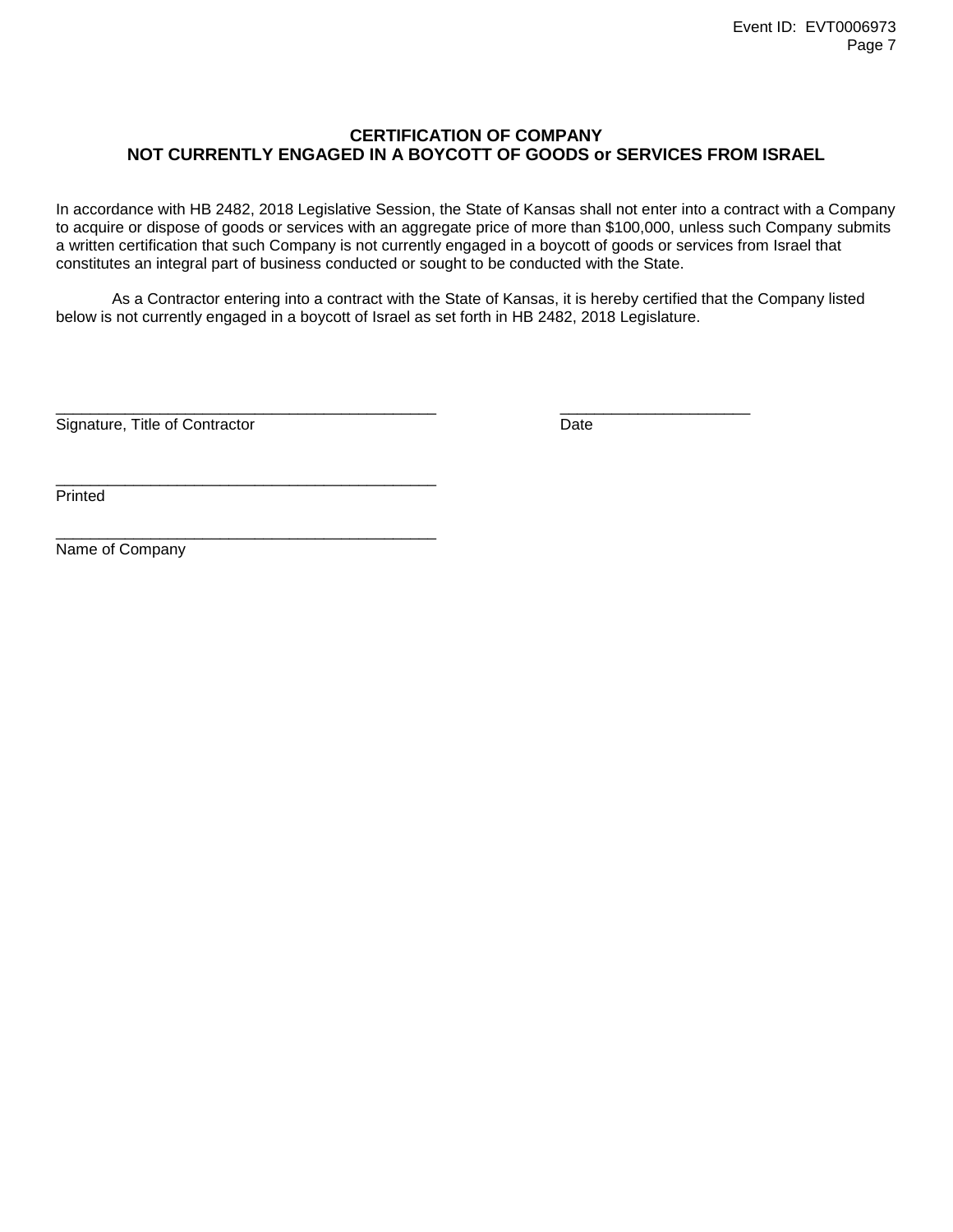## CERTIFICATION OF COMPANY
## NOT CURRENTLY ENGAGED IN A BOYCOTT OF GOODS or SERVICES FROM ISRAEL

In accordance with HB 2482, 2018 Legislative Session, the State of Kansas shall not enter into a contract with a Company to acquire or dispose of goods or services with an aggregate price of more than $100,000, unless such Company submits a written certification that such Company is not currently engaged in a boycott of goods or services from Israel that constitutes an integral part of business conducted or sought to be conducted with the State.

As a Contractor entering into a contract with the State of Kansas, it is hereby certified that the Company listed below is not currently engaged in a boycott of Israel as set forth in HB 2482, 2018 Legislature.

_____________________________________________ ______________________
Signature, Title of Contractor Date

_____________________________________________
Printed

_____________________________________________
Name of Company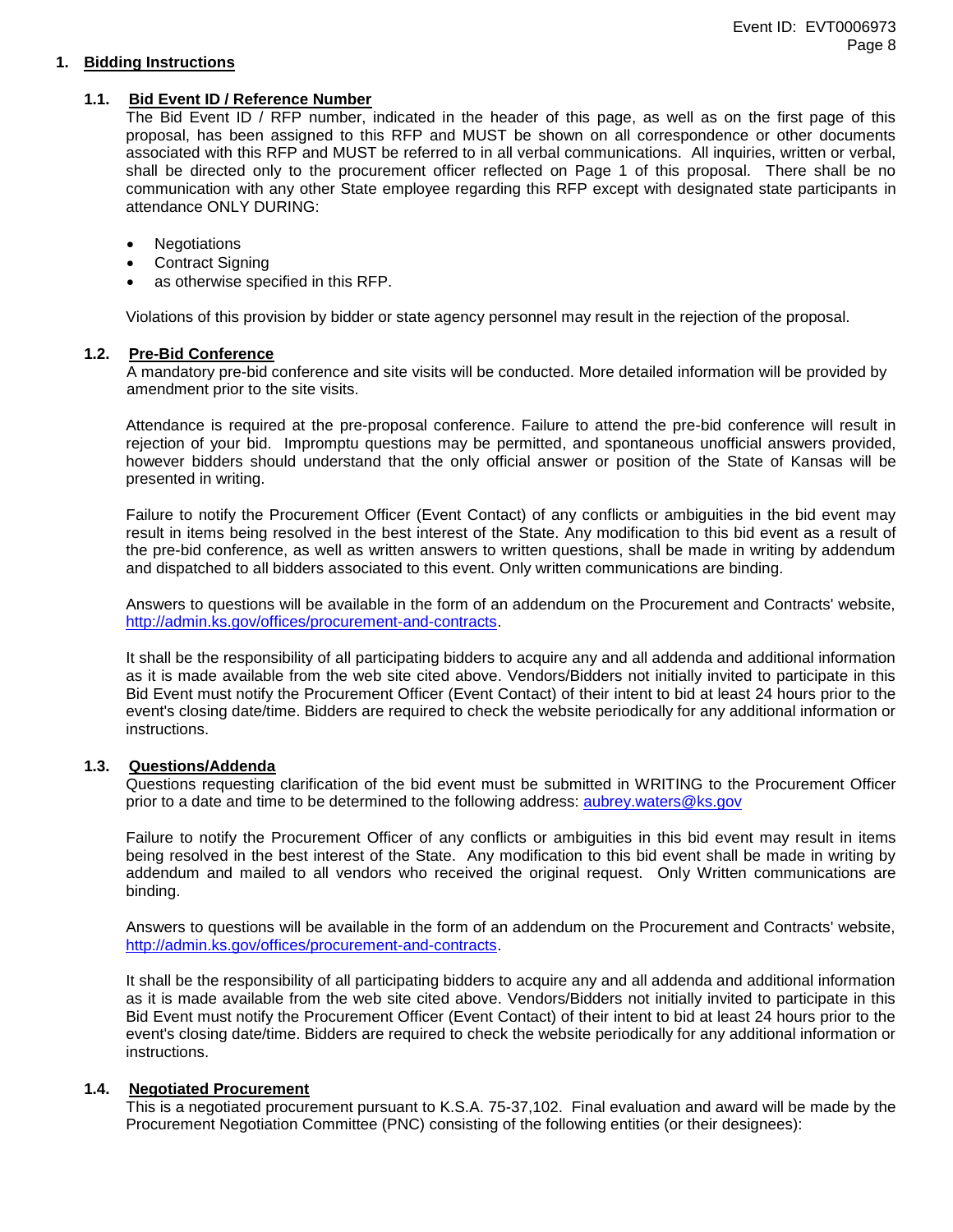## 1. Bidding Instructions

### 1.1. Bid Event ID / Reference Number

The Bid Event ID / RFP number, indicated in the header of this page, as well as on the first page of this proposal, has been assigned to this RFP and MUST be shown on all correspondence or other documents associated with this RFP and MUST be referred to in all verbal communications. All inquiries, written or verbal, shall be directed only to the procurement officer reflected on Page 1 of this proposal. There shall be no communication with any other State employee regarding this RFP except with designated state participants in attendance ONLY DURING:

- Negotiations
- Contract Signing
- as otherwise specified in this RFP.

Violations of this provision by bidder or state agency personnel may result in the rejection of the proposal.

### 1.2. Pre-Bid Conference

A mandatory pre-bid conference and site visits will be conducted. More detailed information will be provided by amendment prior to the site visits.

Attendance is required at the pre-proposal conference. Failure to attend the pre-bid conference will result in rejection of your bid. Impromptu questions may be permitted, and spontaneous unofficial answers provided, however bidders should understand that the only official answer or position of the State of Kansas will be presented in writing.

Failure to notify the Procurement Officer (Event Contact) of any conflicts or ambiguities in the bid event may result in items being resolved in the best interest of the State. Any modification to this bid event as a result of the pre-bid conference, as well as written answers to written questions, shall be made in writing by addendum and dispatched to all bidders associated with this event. Only written communications are binding.

Answers to questions will be available in the form of an addendum on the Procurement and Contracts' website, http://admin.ks.gov/offices/procurement-and-contracts.

It shall be the responsibility of all participating bidders to acquire any and all addenda and additional information as it is made available from the web site cited above. Vendors/Bidders not initially invited to participate in this Bid Event must notify the Procurement Officer (Event Contact) of their intent to bid at least 24 hours prior to the event's closing date/time. Bidders are required to check the website periodically for any additional information or instructions.

### 1.3. Questions/Addenda

Questions requesting clarification of the bid event must be submitted in WRITING to the Procurement Officer prior to a date and time to be determined to the following address: aubrey.waters@ks.gov

Failure to notify the Procurement Officer of any conflicts or ambiguities in this bid event may result in items being resolved in the best interest of the State. Any modification to this bid event shall be made in writing by addendum and mailed to all vendors who received the original request. Only Written communications are binding.

Answers to questions will be available in the form of an addendum on the Procurement and Contracts' website, http://admin.ks.gov/offices/procurement-and-contracts.

It shall be the responsibility of all participating bidders to acquire any and all addenda and additional information as it is made available from the web site cited above. Vendors/Bidders not initially invited to participate in this Bid Event must notify the Procurement Officer (Event Contact) of their intent to bid at least 24 hours prior to the event's closing date/time. Bidders are required to check the website periodically for any additional information or instructions.

### 1.4. Negotiated Procurement

This is a negotiated procurement pursuant to K.S.A. 75-37,102. Final evaluation and award will be made by the Procurement Negotiation Committee (PNC) consisting of the following entities (or their designees):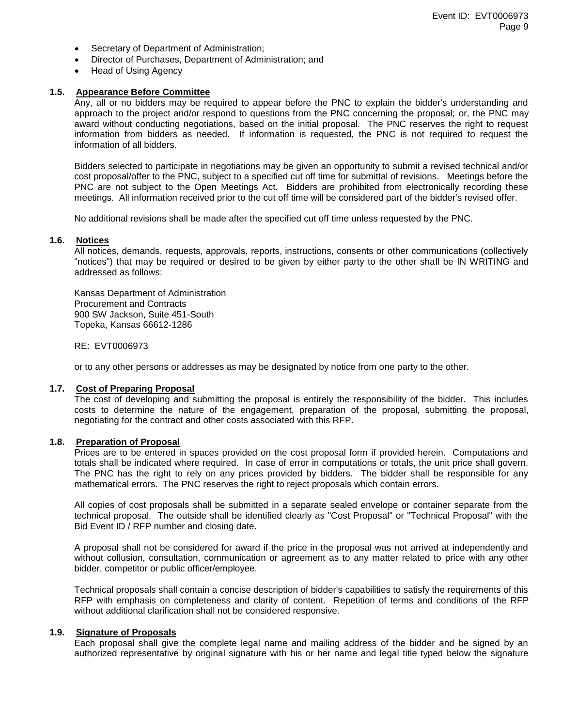- Secretary of Department of Administration;
- Director of Purchases, Department of Administration; and
- Head of Using Agency

### 1.5. Appearance Before Committee

Any, all or no bidders may be required to appear before the PNC to explain the bidder's understanding and approach to the project and/or respond to questions from the PNC concerning the proposal; or, the PNC may award without conducting negotiations, based on the initial proposal. The PNC reserves the right to request information from bidders as needed. If information is requested, the PNC is not required to request the information of all bidders.

Bidders selected to participate in negotiations may be given an opportunity to submit a revised technical and/or cost proposal/offer to the PNC, subject to a specified cut off time for submittal of revisions. Meetings before the PNC are not subject to the Open Meetings Act. Bidders are prohibited from electronically recording these meetings. All information received prior to the cut off time will be considered part of the bidder's revised offer.

No additional revisions shall be made after the specified cut off time unless requested by the PNC.

### 1.6. Notices

All notices, demands, requests, approvals, reports, instructions, consents or other communications (collectively "notices") that may be required or desired to be given by either party to the other shall be IN WRITING and addressed as follows:

Kansas Department of Administration
Procurement and Contracts
900 SW Jackson, Suite 451-South
Topeka, Kansas 66612-1286

RE: EVT0006973

or to any other persons or addresses as may be designated by notice from one party to the other.

### 1.7. Cost of Preparing Proposal

The cost of developing and submitting the proposal is entirely the responsibility of the bidder. This includes costs to determine the nature of the engagement, preparation of the proposal, submitting the proposal, negotiating for the contract and other costs associated with this RFP.

### 1.8. Preparation of Proposal

Prices are to be entered in spaces provided on the cost proposal form if provided herein. Computations and totals shall be indicated where required. In case of error in computations or totals, the unit price shall govern. The PNC has the right to rely on any prices provided by bidders. The bidder shall be responsible for any mathematical errors. The PNC reserves the right to reject proposals which contain errors.

All copies of cost proposals shall be submitted in a separate sealed envelope or container separate from the technical proposal. The outside shall be identified clearly as "Cost Proposal" or "Technical Proposal" with the Bid Event ID / RFP number and closing date.

A proposal shall not be considered for award if the price in the proposal was not arrived at independently and without collusion, consultation, communication or agreement as to any matter related to price with any other bidder, competitor or public officer/employee.

Technical proposals shall contain a concise description of bidder's capabilities to satisfy the requirements of this RFP with emphasis on completeness and clarity of content. Repetition of terms and conditions of the RFP without additional clarification shall not be considered responsive.

### 1.9. Signature of Proposals

Each proposal shall give the complete legal name and mailing address of the bidder and be signed by an authorized representative by original signature with his or her name and legal title typed below the signature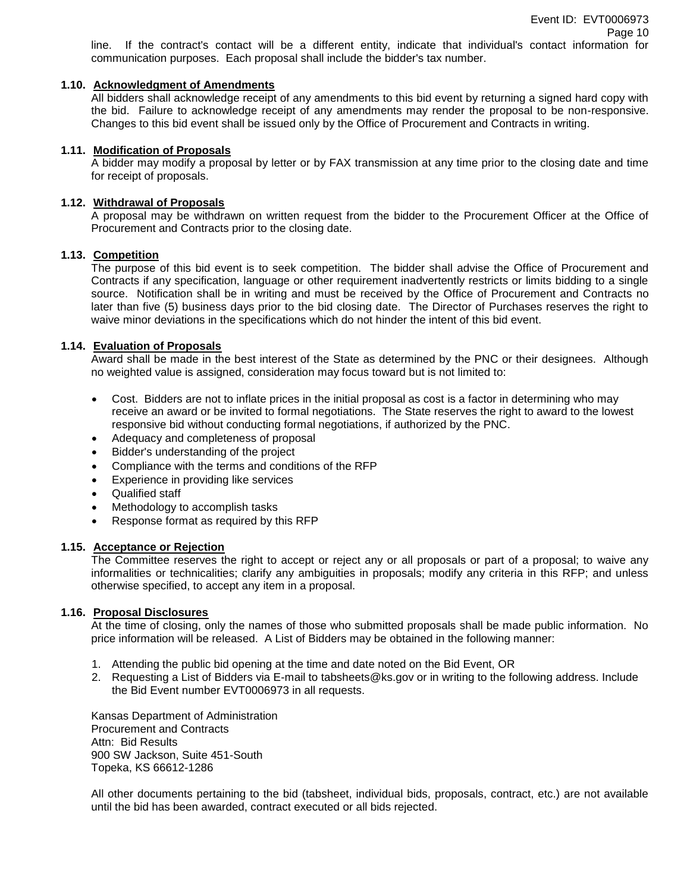line. If the contract's contact will be a different entity, indicate that individual's contact information for communication purposes. Each proposal shall include the bidder's tax number.

### 1.10. Acknowledgment of Amendments

All bidders shall acknowledge receipt of any amendments to this bid event by returning a signed hard copy with the bid. Failure to acknowledge receipt of any amendments may render the proposal to be non-responsive. Changes to this bid event shall be issued only by the Office of Procurement and Contracts in writing.

### 1.11. Modification of Proposals

A bidder may modify a proposal by letter or by FAX transmission at any time prior to the closing date and time for receipt of proposals.

### 1.12. Withdrawal of Proposals

A proposal may be withdrawn on written request from the bidder to the Procurement Officer at the Office of Procurement and Contracts prior to the closing date.

### 1.13. Competition

The purpose of this bid event is to seek competition. The bidder shall advise the Office of Procurement and Contracts if any specification, language or other requirement inadvertently restricts or limits bidding to a single source. Notification shall be in writing and must be received by the Office of Procurement and Contracts no later than five (5) business days prior to the bid closing date. The Director of Purchases reserves the right to waive minor deviations in the specifications which do not hinder the intent of this bid event.

### 1.14. Evaluation of Proposals

Award shall be made in the best interest of the State as determined by the PNC or their designees. Although no weighted value is assigned, consideration may focus toward but is not limited to:

- Cost. Bidders are not to inflate prices in the initial proposal as cost is a factor in determining who may receive an award or be invited to formal negotiations. The State reserves the right to award to the lowest responsive bid without conducting formal negotiations, if authorized by the PNC.
- Adequacy and completeness of proposal
- Bidder's understanding of the project
- Compliance with the terms and conditions of the RFP
- Experience in providing like services
- Qualified staff
- Methodology to accomplish tasks
- Response format as required by this RFP

### 1.15. Acceptance or Rejection

The Committee reserves the right to accept or reject any or all proposals or part of a proposal; to waive any informalities or technicalities; clarify any ambiguities in proposals; modify any criteria in this RFP; and unless otherwise specified, to accept any item in a proposal.

### 1.16. Proposal Disclosures

At the time of closing, only the names of those who submitted proposals shall be made public information. No price information will be released. A List of Bidders may be obtained in the following manner:

1. Attending the public bid opening at the time and date noted on the Bid Event, OR
2. Requesting a List of Bidders via E-mail to tabsheets@ks.gov or in writing to the following address. Include the Bid Event number EVT0006973 in all requests.

Kansas Department of Administration
Procurement and Contracts
Attn: Bid Results
900 SW Jackson, Suite 451-South
Topeka, KS 66612-1286

All other documents pertaining to the bid (tabsheet, individual bids, proposals, contract, etc.) are not available until the bid has been awarded, contract executed or all bids rejected.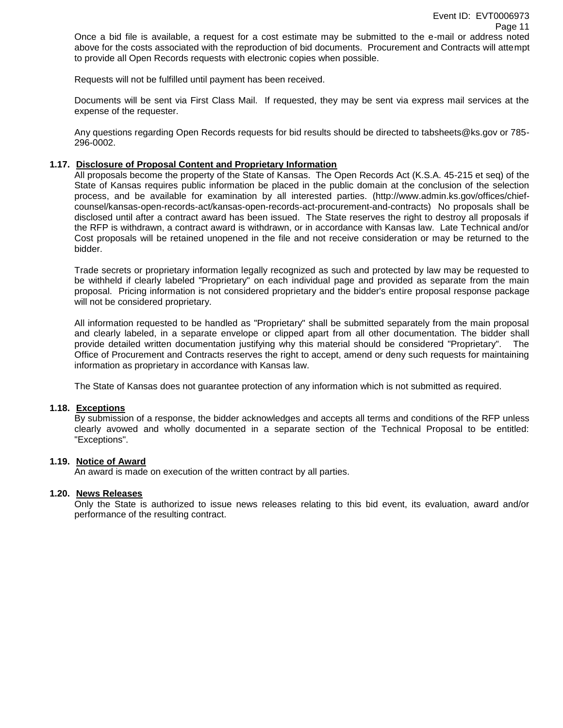Once a bid file is available, a request for a cost estimate may be submitted to the e-mail or address noted above for the costs associated with the reproduction of bid documents. Procurement and Contracts will attempt to provide all Open Records requests with electronic copies when possible.

Requests will not be fulfilled until payment has been received.

Documents will be sent via First Class Mail. If requested, they may be sent via express mail services at the expense of the requester.

Any questions regarding Open Records requests for bid results should be directed to tabsheets@ks.gov or 785-296-0002.

### 1.17. Disclosure of Proposal Content and Proprietary Information

All proposals become the property of the State of Kansas. The Open Records Act (K.S.A. 45-215 et seq) of the State of Kansas requires public information be placed in the public domain at the conclusion of the selection process, and be available for examination by all interested parties. (http://www.admin.ks.gov/offices/chief-counsel/kansas-open-records-act/kansas-open-records-act-procurement-and-contracts) No proposals shall be disclosed until after a contract award has been issued. The State reserves the right to destroy all proposals if the RFP is withdrawn, a contract award is withdrawn, or in accordance with Kansas law. Late Technical and/or Cost proposals will be retained unopened in the file and not receive consideration or may be returned to the bidder.

Trade secrets or proprietary information legally recognized as such and protected by law may be requested to be withheld if clearly labeled "Proprietary" on each individual page and provided as separate from the main proposal. Pricing information is not considered proprietary and the bidder's entire proposal response package will not be considered proprietary.

All information requested to be handled as "Proprietary" shall be submitted separately from the main proposal and clearly labeled, in a separate envelope or clipped apart from all other documentation. The bidder shall provide detailed written documentation justifying why this material should be considered "Proprietary". The Office of Procurement and Contracts reserves the right to accept, amend or deny such requests for maintaining information as proprietary in accordance with Kansas law.

The State of Kansas does not guarantee protection of any information which is not submitted as required.

### 1.18. Exceptions

By submission of a response, the bidder acknowledges and accepts all terms and conditions of the RFP unless clearly avowed and wholly documented in a separate section of the Technical Proposal to be entitled: "Exceptions".

### 1.19. Notice of Award

An award is made on execution of the written contract by all parties.

### 1.20. News Releases

Only the State is authorized to issue news releases relating to this bid event, its evaluation, award and/or performance of the resulting contract.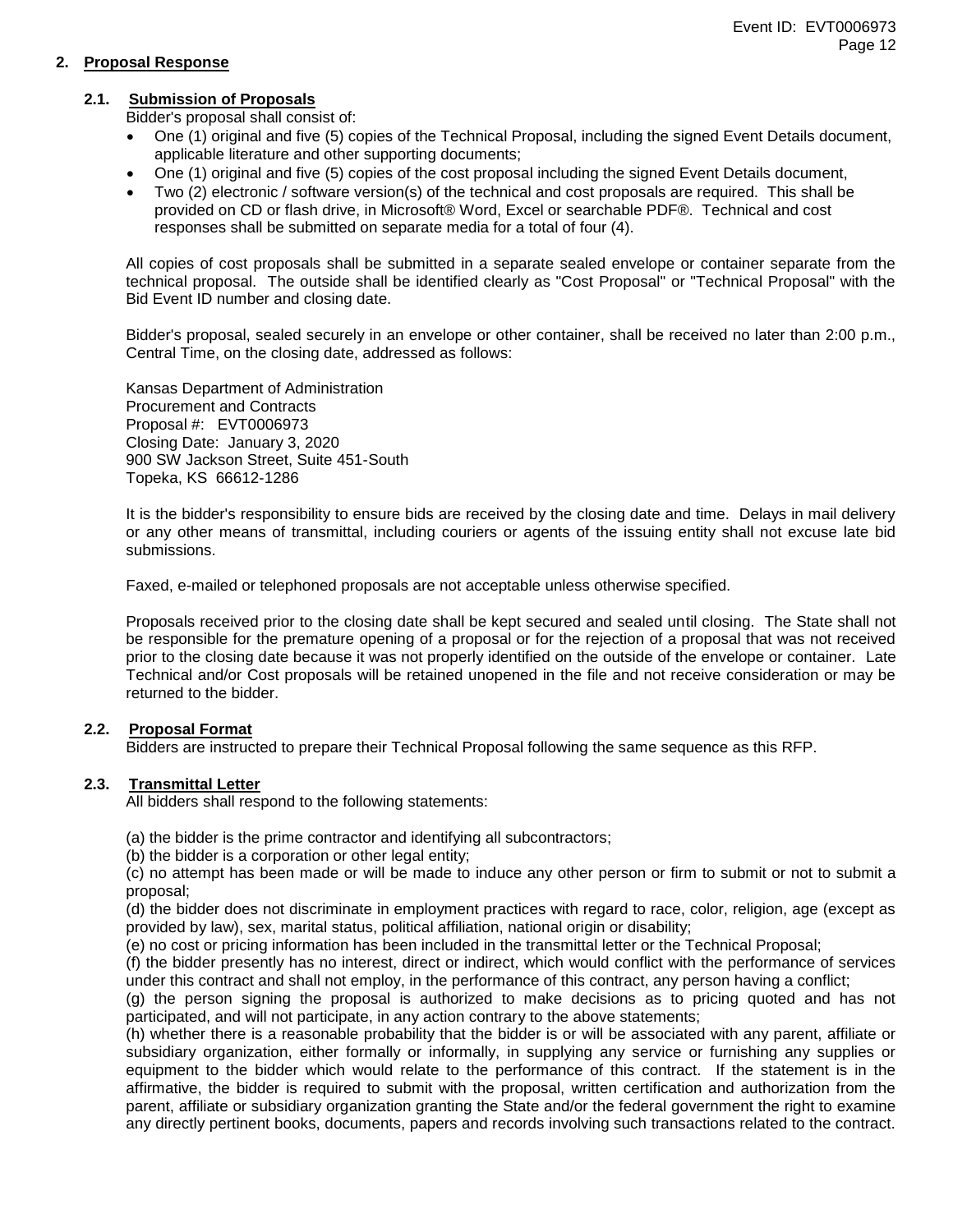## 2. Proposal Response

### 2.1. Submission of Proposals

Bidder's proposal shall consist of:

- One (1) original and five (5) copies of the Technical Proposal, including the signed Event Details document, applicable literature and other supporting documents;
- One (1) original and five (5) copies of the cost proposal including the signed Event Details document,
- Two (2) electronic / software version(s) of the technical and cost proposals are required. This shall be provided on CD or flash drive, in Microsoft® Word, Excel or searchable PDF®. Technical and cost responses shall be submitted on separate media for a total of four (4).

All copies of cost proposals shall be submitted in a separate sealed envelope or container separate from the technical proposal. The outside shall be identified clearly as "Cost Proposal" or "Technical Proposal" with the Bid Event ID number and closing date.

Bidder's proposal, sealed securely in an envelope or other container, shall be received no later than 2:00 p.m., Central Time, on the closing date, addressed as follows:

Kansas Department of Administration
Procurement and Contracts
Proposal #: EVT0006973
Closing Date: January 3, 2020
900 SW Jackson Street, Suite 451-South
Topeka, KS 66612-1286

It is the bidder's responsibility to ensure bids are received by the closing date and time. Delays in mail delivery or any other means of transmittal, including couriers or agents of the issuing entity shall not excuse late bid submissions.

Faxed, e-mailed or telephoned proposals are not acceptable unless otherwise specified.

Proposals received prior to the closing date shall be kept secured and sealed until closing. The State shall not be responsible for the premature opening of a proposal or for the rejection of a proposal that was not received prior to the closing date because it was not properly identified on the outside of the envelope or container. Late Technical and/or Cost proposals will be retained unopened in the file and not receive consideration or may be returned to the bidder.

### 2.2. Proposal Format

Bidders are instructed to prepare their Technical Proposal following the same sequence as this RFP.

### 2.3. Transmittal Letter

All bidders shall respond to the following statements:

(a) the bidder is the prime contractor and identifying all subcontractors;
(b) the bidder is a corporation or other legal entity;
(c) no attempt has been made or will be made to induce any other person or firm to submit or not to submit a proposal;
(d) the bidder does not discriminate in employment practices with regard to race, color, religion, age (except as provided by law), sex, marital status, political affiliation, national origin or disability;
(e) no cost or pricing information has been included in the transmittal letter or the Technical Proposal;
(f) the bidder presently has no interest, direct or indirect, which would conflict with the performance of services under this contract and shall not employ, in the performance of this contract, any person having a conflict;
(g) the person signing the proposal is authorized to make decisions as to pricing quoted and has not participated, and will not participate, in any action contrary to the above statements;
(h) whether there is a reasonable probability that the bidder is or will be associated with any parent, affiliate or subsidiary organization, either formally or informally, in supplying any service or furnishing any supplies or equipment to the bidder which would relate to the performance of this contract. If the statement is in the affirmative, the bidder is required to submit with the proposal, written certification and authorization from the parent, affiliate or subsidiary organization granting the State and/or the federal government the right to examine any directly pertinent books, documents, papers and records involving such transactions related to the contract.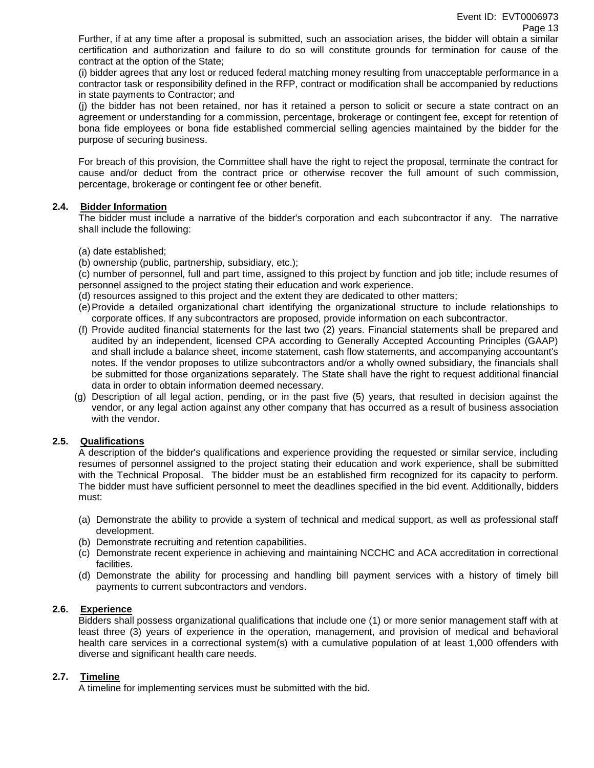Further, if at any time after a proposal is submitted, such an association arises, the bidder will obtain a similar certification and authorization and failure to do so will constitute grounds for termination for cause of the contract at the option of the State;

(i) bidder agrees that any lost or reduced federal matching money resulting from unacceptable performance in a contractor task or responsibility defined in the RFP, contract or modification shall be accompanied by reductions in state payments to Contractor; and

(j) the bidder has not been retained, nor has it retained a person to solicit or secure a state contract on an agreement or understanding for a commission, percentage, brokerage or contingent fee, except for retention of bona fide employees or bona fide established commercial selling agencies maintained by the bidder for the purpose of securing business.

For breach of this provision, the Committee shall have the right to reject the proposal, terminate the contract for cause and/or deduct from the contract price or otherwise recover the full amount of such commission, percentage, brokerage or contingent fee or other benefit.

## 2.4. Bidder Information

The bidder must include a narrative of the bidder's corporation and each subcontractor if any. The narrative shall include the following:

(a) date established;

(b) ownership (public, partnership, subsidiary, etc.);

(c) number of personnel, full and part time, assigned to this project by function and job title; include resumes of personnel assigned to the project stating their education and work experience.

(d) resources assigned to this project and the extent they are dedicated to other matters;

(e) Provide a detailed organizational chart identifying the organizational structure to include relationships to corporate offices. If any subcontractors are proposed, provide information on each subcontractor.

(f) Provide audited financial statements for the last two (2) years. Financial statements shall be prepared and audited by an independent, licensed CPA according to Generally Accepted Accounting Principles (GAAP) and shall include a balance sheet, income statement, cash flow statements, and accompanying accountant's notes. If the vendor proposes to utilize subcontractors and/or a wholly owned subsidiary, the financials shall be submitted for those organizations separately. The State shall have the right to request additional financial data in order to obtain information deemed necessary.

(g) Description of all legal action, pending, or in the past five (5) years, that resulted in decision against the vendor, or any legal action against any other company that has occurred as a result of business association with the vendor.

## 2.5. Qualifications

A description of the bidder's qualifications and experience providing the requested or similar service, including resumes of personnel assigned to the project stating their education and work experience, shall be submitted with the Technical Proposal. The bidder must be an established firm recognized for its capacity to perform. The bidder must have sufficient personnel to meet the deadlines specified in the bid event. Additionally, bidders must:

(a) Demonstrate the ability to provide a system of technical and medical support, as well as professional staff development.

(b) Demonstrate recruiting and retention capabilities.

(c) Demonstrate recent experience in achieving and maintaining NCCHC and ACA accreditation in correctional facilities.

(d) Demonstrate the ability for processing and handling bill payment services with a history of timely bill payments to current subcontractors and vendors.

## 2.6. Experience

Bidders shall possess organizational qualifications that include one (1) or more senior management staff with at least three (3) years of experience in the operation, management, and provision of medical and behavioral health care services in a correctional system(s) with a cumulative population of at least 1,000 offenders with diverse and significant health care needs.

## 2.7. Timeline

A timeline for implementing services must be submitted with the bid.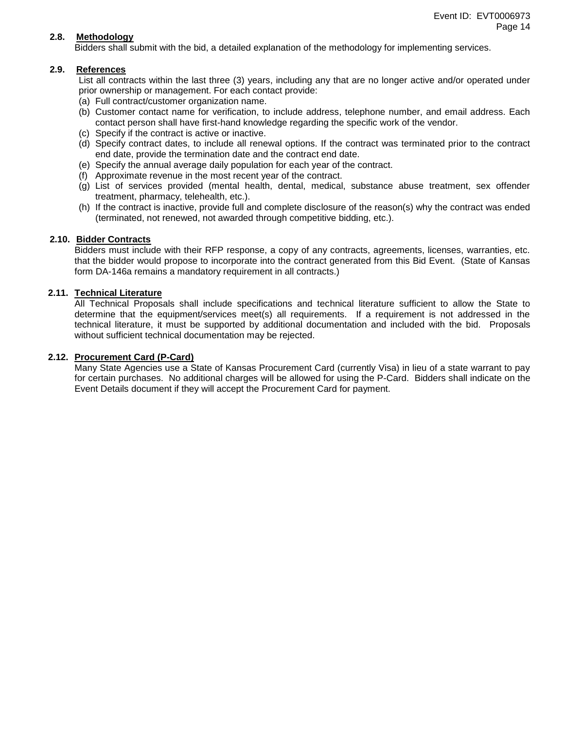### 2.8. Methodology

Bidders shall submit with the bid, a detailed explanation of the methodology for implementing services.

### 2.9. References

List all contracts within the last three (3) years, including any that are no longer active and/or operated under prior ownership or management. For each contact provide:

(a) Full contract/customer organization name.
(b) Customer contact name for verification, to include address, telephone number, and email address. Each contact person shall have first-hand knowledge regarding the specific work of the vendor.
(c) Specify if the contract is active or inactive.
(d) Specify contract dates, to include all renewal options. If the contract was terminated prior to the contract end date, provide the termination date and the contract end date.
(e) Specify the annual average daily population for each year of the contract.
(f) Approximate revenue in the most recent year of the contract.
(g) List of services provided (mental health, dental, medical, substance abuse treatment, sex offender treatment, pharmacy, telehealth, etc.).
(h) If the contract is inactive, provide full and complete disclosure of the reason(s) why the contract was ended (terminated, not renewed, not awarded through competitive bidding, etc.).

### 2.10. Bidder Contracts

Bidders must include with their RFP response, a copy of any contracts, agreements, licenses, warranties, etc. that the bidder would propose to incorporate into the contract generated from this Bid Event. (State of Kansas form DA-146a remains a mandatory requirement in all contracts.)

### 2.11. Technical Literature

All Technical Proposals shall include specifications and technical literature sufficient to allow the State to determine that the equipment/services meet(s) all requirements. If a requirement is not addressed in the technical literature, it must be supported by additional documentation and included with the bid. Proposals without sufficient technical documentation may be rejected.

### 2.12. Procurement Card (P-Card)

Many State Agencies use a State of Kansas Procurement Card (currently Visa) in lieu of a state warrant to pay for certain purchases. No additional charges will be allowed for using the P-Card. Bidders shall indicate on the Event Details document if they will accept the Procurement Card for payment.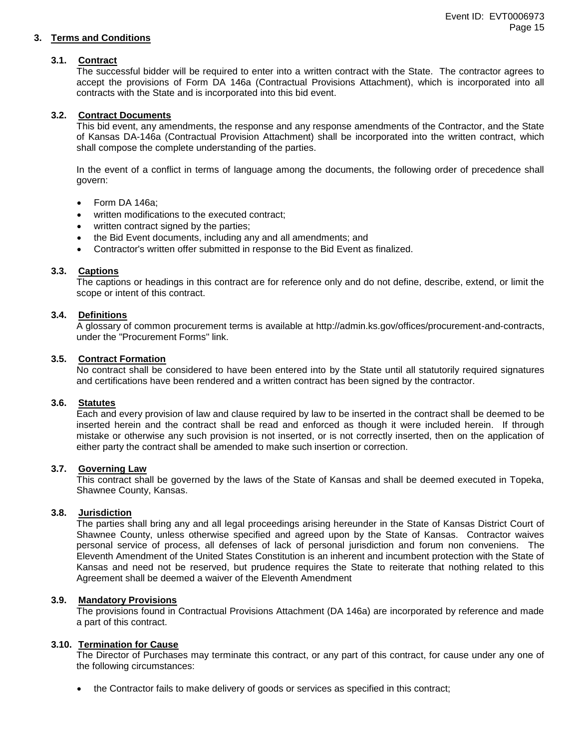## 3. Terms and Conditions

### 3.1. Contract

The successful bidder will be required to enter into a written contract with the State. The contractor agrees to accept the provisions of Form DA 146a (Contractual Provisions Attachment), which is incorporated into all contracts with the State and is incorporated into this bid event.

### 3.2. Contract Documents

This bid event, any amendments, the response and any response amendments of the Contractor, and the State of Kansas DA-146a (Contractual Provision Attachment) shall be incorporated into the written contract, which shall compose the complete understanding of the parties.

In the event of a conflict in terms of language among the documents, the following order of precedence shall govern:

- Form DA 146a;
- written modifications to the executed contract;
- written contract signed by the parties;
- the Bid Event documents, including any and all amendments; and
- Contractor's written offer submitted in response to the Bid Event as finalized.

### 3.3. Captions

The captions or headings in this contract are for reference only and do not define, describe, extend, or limit the scope or intent of this contract.

### 3.4. Definitions

A glossary of common procurement terms is available at http://admin.ks.gov/offices/procurement-and-contracts, under the "Procurement Forms" link.

### 3.5. Contract Formation

No contract shall be considered to have been entered into by the State until all statutorily required signatures and certifications have been rendered and a written contract has been signed by the contractor.

### 3.6. Statutes

Each and every provision of law and clause required by law to be inserted in the contract shall be deemed to be inserted herein and the contract shall be read and enforced as though it were included herein. If through mistake or otherwise any such provision is not inserted, or is not correctly inserted, then on the application of either party the contract shall be amended to make such insertion or correction.

### 3.7. Governing Law

This contract shall be governed by the laws of the State of Kansas and shall be deemed executed in Topeka, Shawnee County, Kansas.

### 3.8. Jurisdiction

The parties shall bring any and all legal proceedings arising hereunder in the State of Kansas District Court of Shawnee County, unless otherwise specified and agreed upon by the State of Kansas. Contractor waives personal service of process, all defenses of lack of personal jurisdiction and forum non conveniens. The Eleventh Amendment of the United States Constitution is an inherent and incumbent protection with the State of Kansas and need not be reserved, but prudence requires the State to reiterate that nothing related to this Agreement shall be deemed a waiver of the Eleventh Amendment

### 3.9. Mandatory Provisions

The provisions found in Contractual Provisions Attachment (DA 146a) are incorporated by reference and made a part of this contract.

### 3.10. Termination for Cause

The Director of Purchases may terminate this contract, or any part of this contract, for cause under any one of the following circumstances:

- the Contractor fails to make delivery of goods or services as specified in this contract;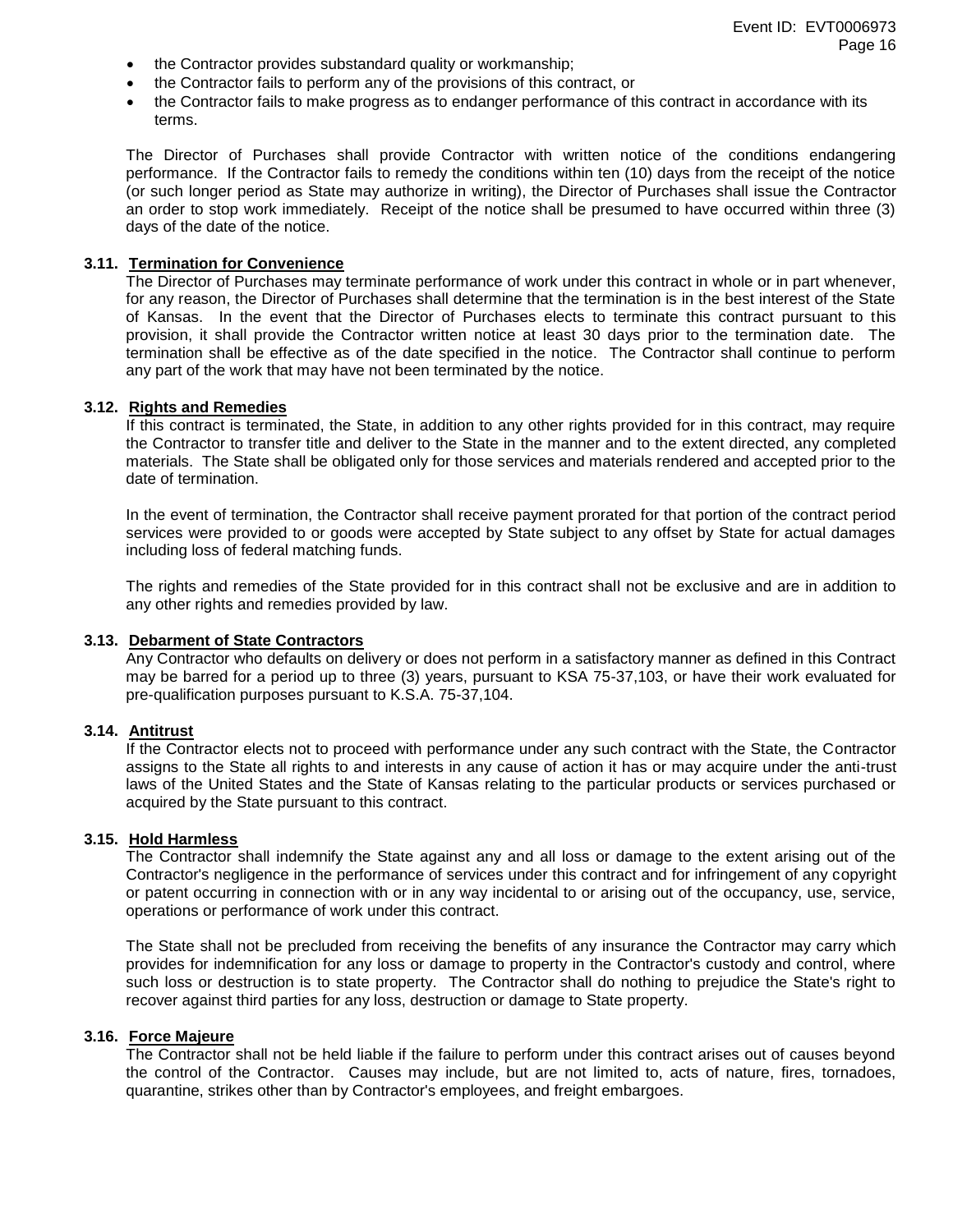- the Contractor provides substandard quality or workmanship;
- the Contractor fails to perform any of the provisions of this contract, or
- the Contractor fails to make progress as to endanger performance of this contract in accordance with its terms.

The Director of Purchases shall provide Contractor with written notice of the conditions endangering performance. If the Contractor fails to remedy the conditions within ten (10) days from the receipt of the notice (or such longer period as State may authorize in writing), the Director of Purchases shall issue the Contractor an order to stop work immediately. Receipt of the notice shall be presumed to have occurred within three (3) days of the date of the notice.

### 3.11. Termination for Convenience

The Director of Purchases may terminate performance of work under this contract in whole or in part whenever, for any reason, the Director of Purchases shall determine that the termination is in the best interest of the State of Kansas. In the event that the Director of Purchases elects to terminate this contract pursuant to this provision, it shall provide the Contractor written notice at least 30 days prior to the termination date. The termination shall be effective as of the date specified in the notice. The Contractor shall continue to perform any part of the work that may have not been terminated by the notice.

### 3.12. Rights and Remedies

If this contract is terminated, the State, in addition to any other rights provided for in this contract, may require the Contractor to transfer title and deliver to the State in the manner and to the extent directed, any completed materials. The State shall be obligated only for those services and materials rendered and accepted prior to the date of termination.

In the event of termination, the Contractor shall receive payment prorated for that portion of the contract period services were provided to or goods were accepted by State subject to any offset by State for actual damages including loss of federal matching funds.

The rights and remedies of the State provided for in this contract shall not be exclusive and are in addition to any other rights and remedies provided by law.

### 3.13. Debarment of State Contractors

Any Contractor who defaults on delivery or does not perform in a satisfactory manner as defined in this Contract may be barred for a period up to three (3) years, pursuant to KSA 75-37,103, or have their work evaluated for pre-qualification purposes pursuant to K.S.A. 75-37,104.

### 3.14. Antitrust

If the Contractor elects not to proceed with performance under any such contract with the State, the Contractor assigns to the State all rights to and interests in any cause of action it has or may acquire under the anti-trust laws of the United States and the State of Kansas relating to the particular products or services purchased or acquired by the State pursuant to this contract.

### 3.15. Hold Harmless

The Contractor shall indemnify the State against any and all loss or damage to the extent arising out of the Contractor's negligence in the performance of services under this contract and for infringement of any copyright or patent occurring in connection with or in any way incidental to or arising out of the occupancy, use, service, operations or performance of work under this contract.

The State shall not be precluded from receiving the benefits of any insurance the Contractor may carry which provides for indemnification for any loss or damage to property in the Contractor's custody and control, where such loss or destruction is to state property. The Contractor shall do nothing to prejudice the State's right to recover against third parties for any loss, destruction or damage to State property.

### 3.16. Force Majeure

The Contractor shall not be held liable if the failure to perform under this contract arises out of causes beyond the control of the Contractor. Causes may include, but are not limited to, acts of nature, fires, tornadoes, quarantine, strikes other than by Contractor's employees, and freight embargoes.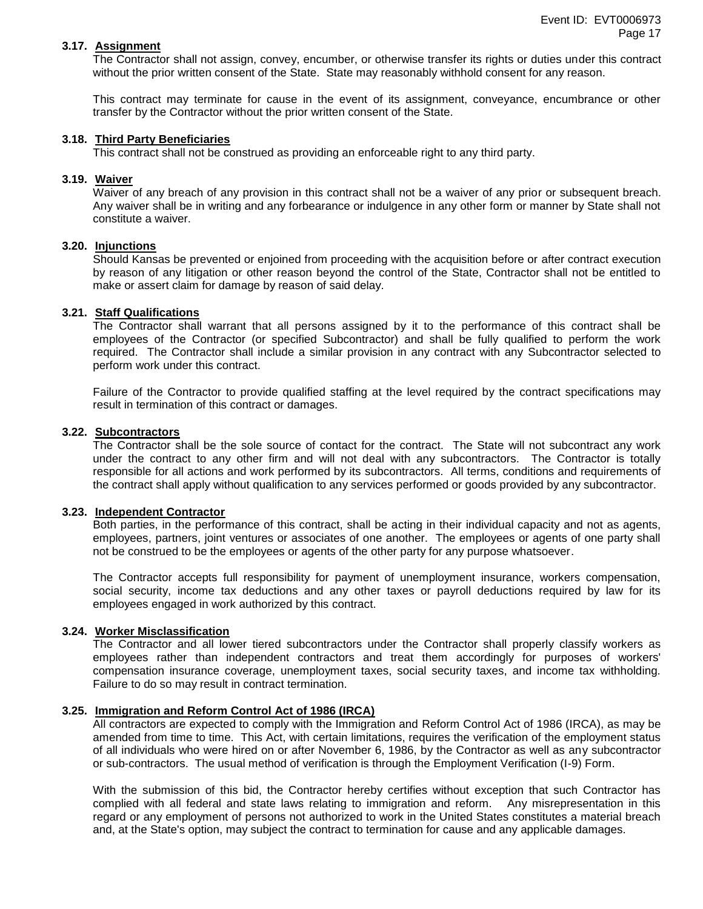### 3.17. Assignment

The Contractor shall not assign, convey, encumber, or otherwise transfer its rights or duties under this contract without the prior written consent of the State. State may reasonably withhold consent for any reason.

This contract may terminate for cause in the event of its assignment, conveyance, encumbrance or other transfer by the Contractor without the prior written consent of the State.

### 3.18. Third Party Beneficiaries

This contract shall not be construed as providing an enforceable right to any third party.

### 3.19. Waiver

Waiver of any breach of any provision in this contract shall not be a waiver of any prior or subsequent breach. Any waiver shall be in writing and any forbearance or indulgence in any other form or manner by State shall not constitute a waiver.

### 3.20. Injunctions

Should Kansas be prevented or enjoined from proceeding with the acquisition before or after contract execution by reason of any litigation or other reason beyond the control of the State, Contractor shall not be entitled to make or assert claim for damage by reason of said delay.

### 3.21. Staff Qualifications

The Contractor shall warrant that all persons assigned by it to the performance of this contract shall be employees of the Contractor (or specified Subcontractor) and shall be fully qualified to perform the work required. The Contractor shall include a similar provision in any contract with any Subcontractor selected to perform work under this contract.

Failure of the Contractor to provide qualified staffing at the level required by the contract specifications may result in termination of this contract or damages.

### 3.22. Subcontractors

The Contractor shall be the sole source of contact for the contract. The State will not subcontract any work under the contract to any other firm and will not deal with any subcontractors. The Contractor is totally responsible for all actions and work performed by its subcontractors. All terms, conditions and requirements of the contract shall apply without qualification to any services performed or goods provided by any subcontractor.

### 3.23. Independent Contractor

Both parties, in the performance of this contract, shall be acting in their individual capacity and not as agents, employees, partners, joint ventures or associates of one another. The employees or agents of one party shall not be construed to be the employees or agents of the other party for any purpose whatsoever.

The Contractor accepts full responsibility for payment of unemployment insurance, workers compensation, social security, income tax deductions and any other taxes or payroll deductions required by law for its employees engaged in work authorized by this contract.

### 3.24. Worker Misclassification

The Contractor and all lower tiered subcontractors under the Contractor shall properly classify workers as employees rather than independent contractors and treat them accordingly for purposes of workers' compensation insurance coverage, unemployment taxes, social security taxes, and income tax withholding. Failure to do so may result in contract termination.

### 3.25. Immigration and Reform Control Act of 1986 (IRCA)

All contractors are expected to comply with the Immigration and Reform Control Act of 1986 (IRCA), as may be amended from time to time. This Act, with certain limitations, requires the verification of the employment status of all individuals who were hired on or after November 6, 1986, by the Contractor as well as any subcontractor or sub-contractors. The usual method of verification is through the Employment Verification (I-9) Form.

With the submission of this bid, the Contractor hereby certifies without exception that such Contractor has complied with all federal and state laws relating to immigration and reform. Any misrepresentation in this regard or any employment of persons not authorized to work in the United States constitutes a material breach and, at the State's option, may subject the contract to termination for cause and any applicable damages.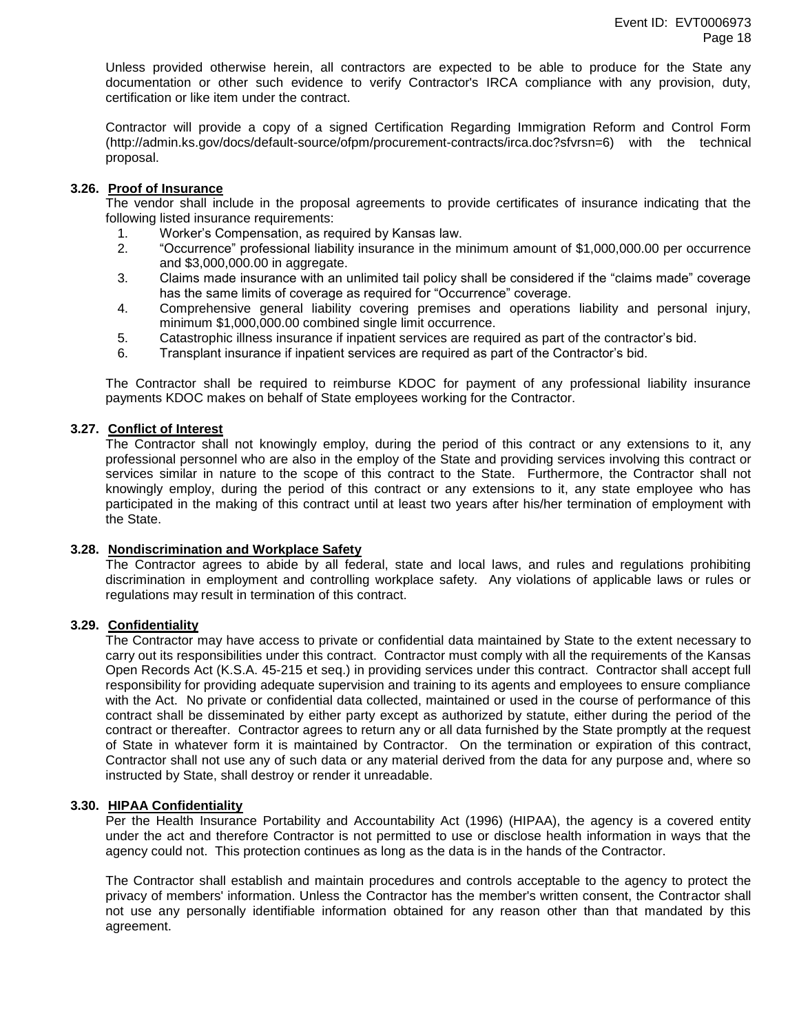Unless provided otherwise herein, all contractors are expected to be able to produce for the State any documentation or other such evidence to verify Contractor's IRCA compliance with any provision, duty, certification or like item under the contract.

Contractor will provide a copy of a signed Certification Regarding Immigration Reform and Control Form (http://admin.ks.gov/docs/default-source/ofpm/procurement-contracts/irca.doc?sfvrsn=6) with the technical proposal.

### 3.26. Proof of Insurance

The vendor shall include in the proposal agreements to provide certificates of insurance indicating that the following listed insurance requirements:

1. Worker's Compensation, as required by Kansas law.
2. "Occurrence" professional liability insurance in the minimum amount of $1,000,000.00 per occurrence and $3,000,000.00 in aggregate.
3. Claims made insurance with an unlimited tail policy shall be considered if the "claims made" coverage has the same limits of coverage as required for "Occurrence" coverage.
4. Comprehensive general liability covering premises and operations liability and personal injury, minimum $1,000,000.00 combined single limit occurrence.
5. Catastrophic illness insurance if inpatient services are required as part of the contractor's bid.
6. Transplant insurance if inpatient services are required as part of the Contractor's bid.

The Contractor shall be required to reimburse KDOC for payment of any professional liability insurance payments KDOC makes on behalf of State employees working for the Contractor.

### 3.27. Conflict of Interest

The Contractor shall not knowingly employ, during the period of this contract or any extensions to it, any professional personnel who are also in the employ of the State and providing services involving this contract or services similar in nature to the scope of this contract to the State. Furthermore, the Contractor shall not knowingly employ, during the period of this contract or any extensions to it, any state employee who has participated in the making of this contract until at least two years after his/her termination of employment with the State.

### 3.28. Nondiscrimination and Workplace Safety

The Contractor agrees to abide by all federal, state and local laws, and rules and regulations prohibiting discrimination in employment and controlling workplace safety. Any violations of applicable laws or rules or regulations may result in termination of this contract.

### 3.29. Confidentiality

The Contractor may have access to private or confidential data maintained by State to the extent necessary to carry out its responsibilities under this contract. Contractor must comply with all the requirements of the Kansas Open Records Act (K.S.A. 45-215 et seq.) in providing services under this contract. Contractor shall accept full responsibility for providing adequate supervision and training to its agents and employees to ensure compliance with the Act. No private or confidential data collected, maintained or used in the course of performance of this contract shall be disseminated by either party except as authorized by statute, either during the period of the contract or thereafter. Contractor agrees to return any or all data furnished by the State promptly at the request of State in whatever form it is maintained by Contractor. On the termination or expiration of this contract, Contractor shall not use any of such data or any material derived from the data for any purpose and, where so instructed by State, shall destroy or render it unreadable.

### 3.30. HIPAA Confidentiality

Per the Health Insurance Portability and Accountability Act (1996) (HIPAA), the agency is a covered entity under the act and therefore Contractor is not permitted to use or disclose health information in ways that the agency could not. This protection continues as long as the data is in the hands of the Contractor.

The Contractor shall establish and maintain procedures and controls acceptable to the agency to protect the privacy of members' information. Unless the Contractor has the member's written consent, the Contractor shall not use any personally identifiable information obtained for any reason other than that mandated by this agreement.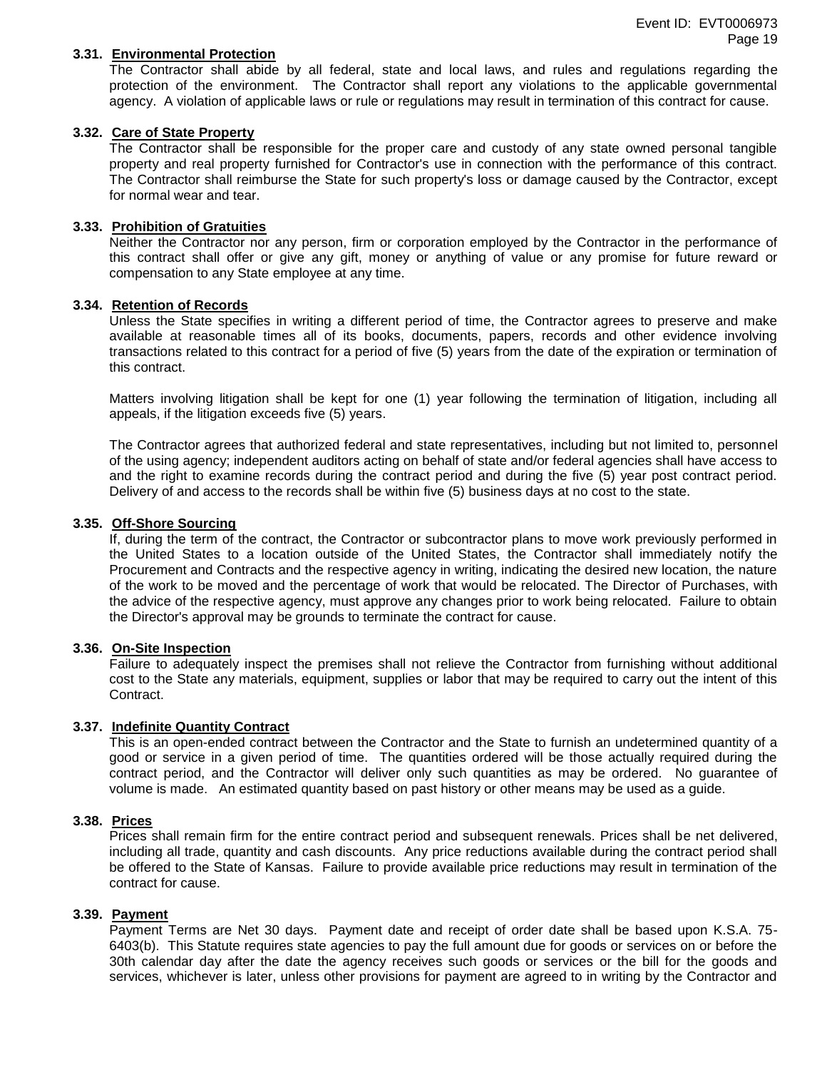### 3.31. Environmental Protection

The Contractor shall abide by all federal, state and local laws, and rules and regulations regarding the protection of the environment. The Contractor shall report any violations to the applicable governmental agency. A violation of applicable laws or rule or regulations may result in termination of this contract for cause.

### 3.32. Care of State Property

The Contractor shall be responsible for the proper care and custody of any state owned personal tangible property and real property furnished for Contractor's use in connection with the performance of this contract. The Contractor shall reimburse the State for such property's loss or damage caused by the Contractor, except for normal wear and tear.

### 3.33. Prohibition of Gratuities

Neither the Contractor nor any person, firm or corporation employed by the Contractor in the performance of this contract shall offer or give any gift, money or anything of value or any promise for future reward or compensation to any State employee at any time.

### 3.34. Retention of Records

Unless the State specifies in writing a different period of time, the Contractor agrees to preserve and make available at reasonable times all of its books, documents, papers, records and other evidence involving transactions related to this contract for a period of five (5) years from the date of the expiration or termination of this contract.

Matters involving litigation shall be kept for one (1) year following the termination of litigation, including all appeals, if the litigation exceeds five (5) years.

The Contractor agrees that authorized federal and state representatives, including but not limited to, personnel of the using agency; independent auditors acting on behalf of state and/or federal agencies shall have access to and the right to examine records during the contract period and during the five (5) year post contract period. Delivery of and access to the records shall be within five (5) business days at no cost to the state.

### 3.35. Off-Shore Sourcing

If, during the term of the contract, the Contractor or subcontractor plans to move work previously performed in the United States to a location outside of the United States, the Contractor shall immediately notify the Procurement and Contracts and the respective agency in writing, indicating the desired new location, the nature of the work to be moved and the percentage of work that would be relocated. The Director of Purchases, with the advice of the respective agency, must approve any changes prior to work being relocated. Failure to obtain the Director's approval may be grounds to terminate the contract for cause.

### 3.36. On-Site Inspection

Failure to adequately inspect the premises shall not relieve the Contractor from furnishing without additional cost to the State any materials, equipment, supplies or labor that may be required to carry out the intent of this Contract.

### 3.37. Indefinite Quantity Contract

This is an open-ended contract between the Contractor and the State to furnish an undetermined quantity of a good or service in a given period of time. The quantities ordered will be those actually required during the contract period, and the Contractor will deliver only such quantities as may be ordered. No guarantee of volume is made. An estimated quantity based on past history or other means may be used as a guide.

### 3.38. Prices

Prices shall remain firm for the entire contract period and subsequent renewals. Prices shall be net delivered, including all trade, quantity and cash discounts. Any price reductions available during the contract period shall be offered to the State of Kansas. Failure to provide available price reductions may result in termination of the contract for cause.

### 3.39. Payment

Payment Terms are Net 30 days. Payment date and receipt of order date shall be based upon K.S.A. 75-6403(b). This Statute requires state agencies to pay the full amount due for goods or services on or before the 30th calendar day after the date the agency receives such goods or services or the bill for the goods and services, whichever is later, unless other provisions for payment are agreed to in writing by the Contractor and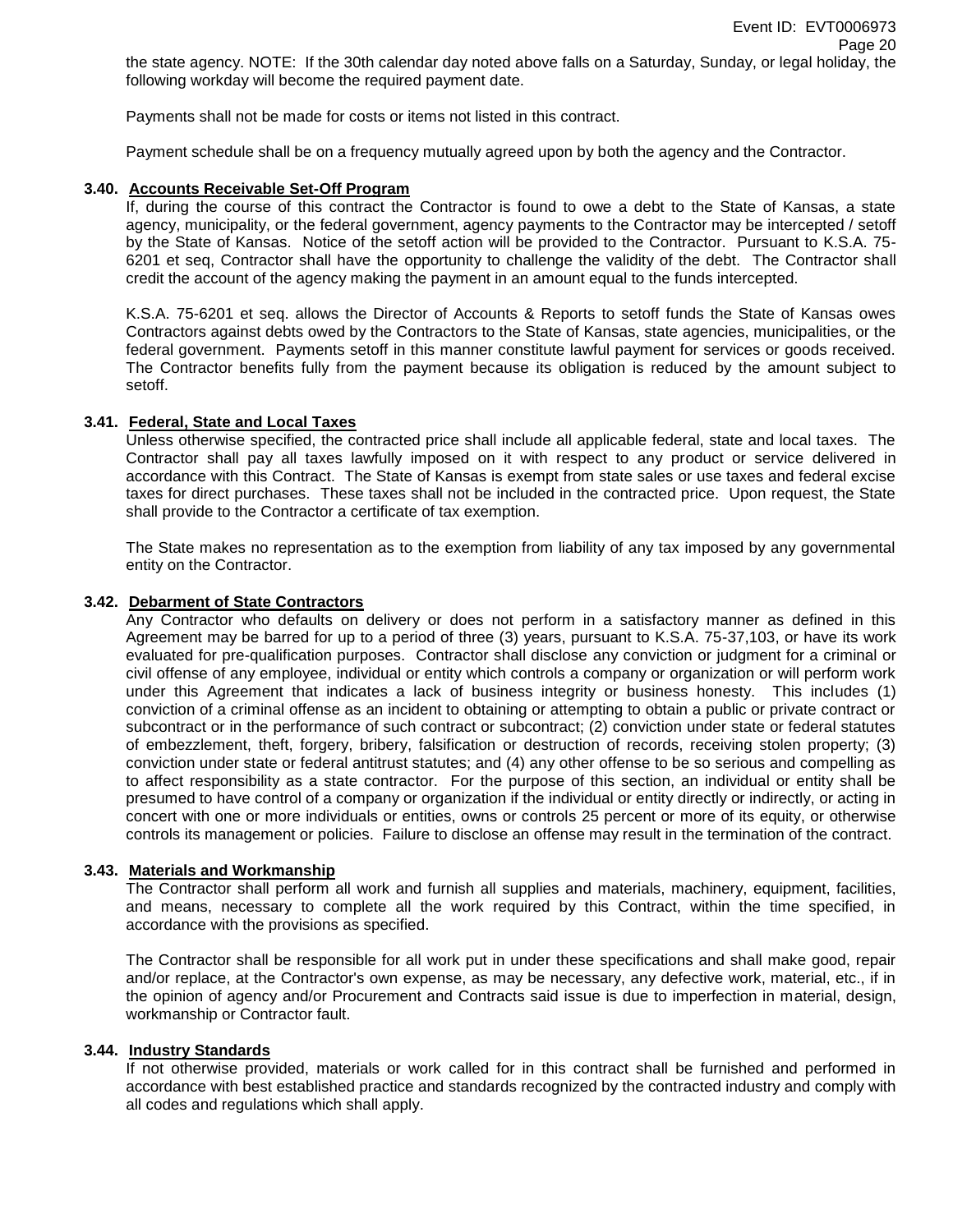the state agency. NOTE: If the 30th calendar day noted above falls on a Saturday, Sunday, or legal holiday, the following workday will become the required payment date.

Payments shall not be made for costs or items not listed in this contract.

Payment schedule shall be on a frequency mutually agreed upon by both the agency and the Contractor.

### 3.40. Accounts Receivable Set-Off Program

If, during the course of this contract the Contractor is found to owe a debt to the State of Kansas, a state agency, municipality, or the federal government, agency payments to the Contractor may be intercepted / setoff by the State of Kansas. Notice of the setoff action will be provided to the Contractor. Pursuant to K.S.A. 75-6201 et seq, Contractor shall have the opportunity to challenge the validity of the debt. The Contractor shall credit the account of the agency making the payment in an amount equal to the funds intercepted.

K.S.A. 75-6201 et seq. allows the Director of Accounts & Reports to setoff funds the State of Kansas owes Contractors against debts owed by the Contractors to the State of Kansas, state agencies, municipalities, or the federal government. Payments setoff in this manner constitute lawful payment for services or goods received. The Contractor benefits fully from the payment because its obligation is reduced by the amount subject to setoff.

### 3.41. Federal, State and Local Taxes

Unless otherwise specified, the contracted price shall include all applicable federal, state and local taxes. The Contractor shall pay all taxes lawfully imposed on it with respect to any product or service delivered in accordance with this Contract. The State of Kansas is exempt from state sales or use taxes and federal excise taxes for direct purchases. These taxes shall not be included in the contracted price. Upon request, the State shall provide to the Contractor a certificate of tax exemption.

The State makes no representation as to the exemption from liability of any tax imposed by any governmental entity on the Contractor.

### 3.42. Debarment of State Contractors

Any Contractor who defaults on delivery or does not perform in a satisfactory manner as defined in this Agreement may be barred for up to a period of three (3) years, pursuant to K.S.A. 75-37,103, or have its work evaluated for pre-qualification purposes. Contractor shall disclose any conviction or judgment for a criminal or civil offense of any employee, individual or entity which controls a company or organization or will perform work under this Agreement that indicates a lack of business integrity or business honesty. This includes (1) conviction of a criminal offense as an incident to obtaining or attempting to obtain a public or private contract or subcontract or in the performance of such contract or subcontract; (2) conviction under state or federal statutes of embezzlement, theft, forgery, bribery, falsification or destruction of records, receiving stolen property; (3) conviction under state or federal antitrust statutes; and (4) any other offense to be so serious and compelling as to affect responsibility as a state contractor. For the purpose of this section, an individual or entity shall be presumed to have control of a company or organization if the individual or entity directly or indirectly, or acting in concert with one or more individuals or entities, owns or controls 25 percent or more of its equity, or otherwise controls its management or policies. Failure to disclose an offense may result in the termination of the contract.

### 3.43. Materials and Workmanship

The Contractor shall perform all work and furnish all supplies and materials, machinery, equipment, facilities, and means, necessary to complete all the work required by this Contract, within the time specified, in accordance with the provisions as specified.

The Contractor shall be responsible for all work put in under these specifications and shall make good, repair and/or replace, at the Contractor's own expense, as may be necessary, any defective work, material, etc., if in the opinion of agency and/or Procurement and Contracts said issue is due to imperfection in material, design, workmanship or Contractor fault.

### 3.44. Industry Standards

If not otherwise provided, materials or work called for in this contract shall be furnished and performed in accordance with best established practice and standards recognized by the contracted industry and comply with all codes and regulations which shall apply.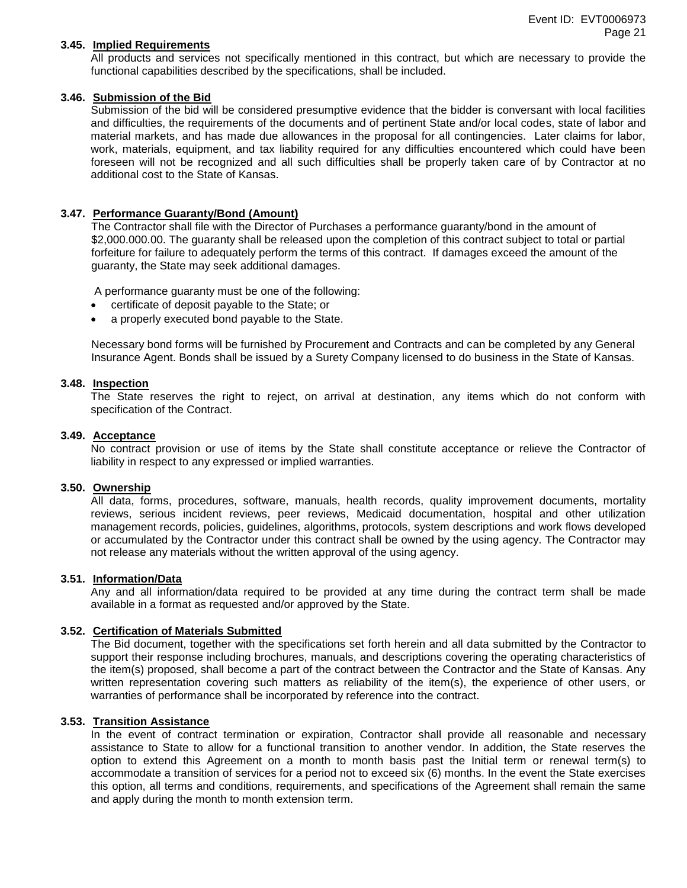### 3.45. Implied Requirements

All products and services not specifically mentioned in this contract, but which are necessary to provide the functional capabilities described by the specifications, shall be included.

### 3.46. Submission of the Bid

Submission of the bid will be considered presumptive evidence that the bidder is conversant with local facilities and difficulties, the requirements of the documents and of pertinent State and/or local codes, state of labor and material markets, and has made due allowances in the proposal for all contingencies. Later claims for labor, work, materials, equipment, and tax liability required for any difficulties encountered which could have been foreseen will not be recognized and all such difficulties shall be properly taken care of by Contractor at no additional cost to the State of Kansas.

### 3.47. Performance Guaranty/Bond (Amount)

The Contractor shall file with the Director of Purchases a performance guaranty/bond in the amount of $2,000.000.00. The guaranty shall be released upon the completion of this contract subject to total or partial forfeiture for failure to adequately perform the terms of this contract. If damages exceed the amount of the guaranty, the State may seek additional damages.

A performance guaranty must be one of the following:

- certificate of deposit payable to the State; or
- a properly executed bond payable to the State.

Necessary bond forms will be furnished by Procurement and Contracts and can be completed by any General Insurance Agent. Bonds shall be issued by a Surety Company licensed to do business in the State of Kansas.

### 3.48. Inspection

The State reserves the right to reject, on arrival at destination, any items which do not conform with specification of the Contract.

### 3.49. Acceptance

No contract provision or use of items by the State shall constitute acceptance or relieve the Contractor of liability in respect to any expressed or implied warranties.

### 3.50. Ownership

All data, forms, procedures, software, manuals, health records, quality improvement documents, mortality reviews, serious incident reviews, peer reviews, Medicaid documentation, hospital and other utilization management records, policies, guidelines, algorithms, protocols, system descriptions and work flows developed or accumulated by the Contractor under this contract shall be owned by the using agency. The Contractor may not release any materials without the written approval of the using agency.

### 3.51. Information/Data

Any and all information/data required to be provided at any time during the contract term shall be made available in a format as requested and/or approved by the State.

### 3.52. Certification of Materials Submitted

The Bid document, together with the specifications set forth herein and all data submitted by the Contractor to support their response including brochures, manuals, and descriptions covering the operating characteristics of the item(s) proposed, shall become a part of the contract between the Contractor and the State of Kansas. Any written representation covering such matters as reliability of the item(s), the experience of other users, or warranties of performance shall be incorporated by reference into the contract.

### 3.53. Transition Assistance

In the event of contract termination or expiration, Contractor shall provide all reasonable and necessary assistance to State to allow for a functional transition to another vendor. In addition, the State reserves the option to extend this Agreement on a month to month basis past the Initial term or renewal term(s) to accommodate a transition of services for a period not to exceed six (6) months. In the event the State exercises this option, all terms and conditions, requirements, and specifications of the Agreement shall remain the same and apply during the month to month extension term.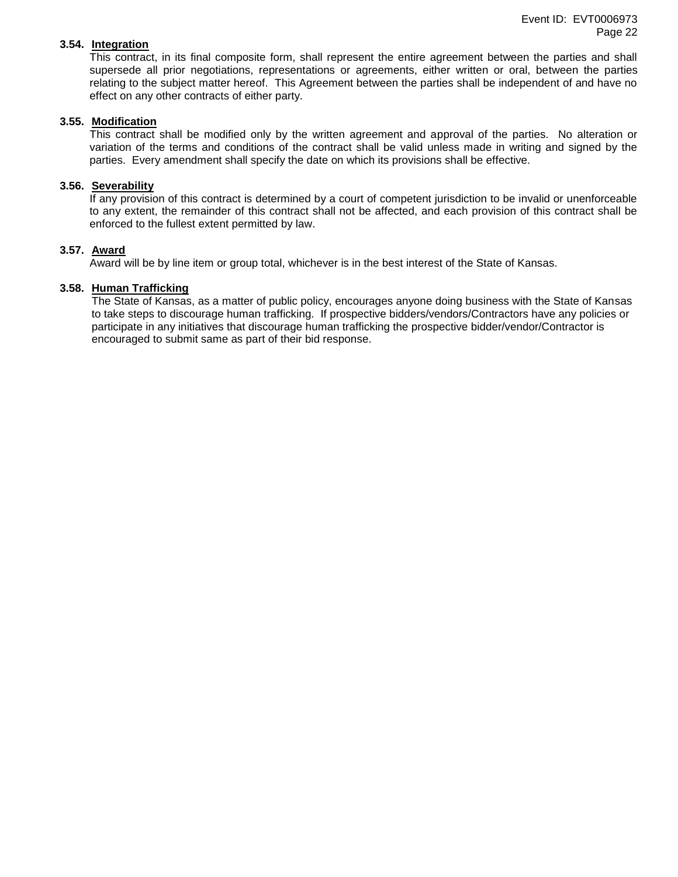**3.54. Integration**

This contract, in its final composite form, shall represent the entire agreement between the parties and shall supersede all prior negotiations, representations or agreements, either written or oral, between the parties relating to the subject matter hereof. This Agreement between the parties shall be independent of and have no effect on any other contracts of either party.

**3.55. Modification**

This contract shall be modified only by the written agreement and approval of the parties. No alteration or variation of the terms and conditions of the contract shall be valid unless made in writing and signed by the parties. Every amendment shall specify the date on which its provisions shall be effective.

**3.56. Severability**

If any provision of this contract is determined by a court of competent jurisdiction to be invalid or unenforceable to any extent, the remainder of this contract shall not be affected, and each provision of this contract shall be enforced to the fullest extent permitted by law.

**3.57. Award**

Award will be by line item or group total, whichever is in the best interest of the State of Kansas.

**3.58. Human Trafficking**

The State of Kansas, as a matter of public policy, encourages anyone doing business with the State of Kansas to take steps to discourage human trafficking. If prospective bidders/vendors/Contractors have any policies or participate in any initiatives that discourage human trafficking the prospective bidder/vendor/Contractor is encouraged to submit same as part of their bid response.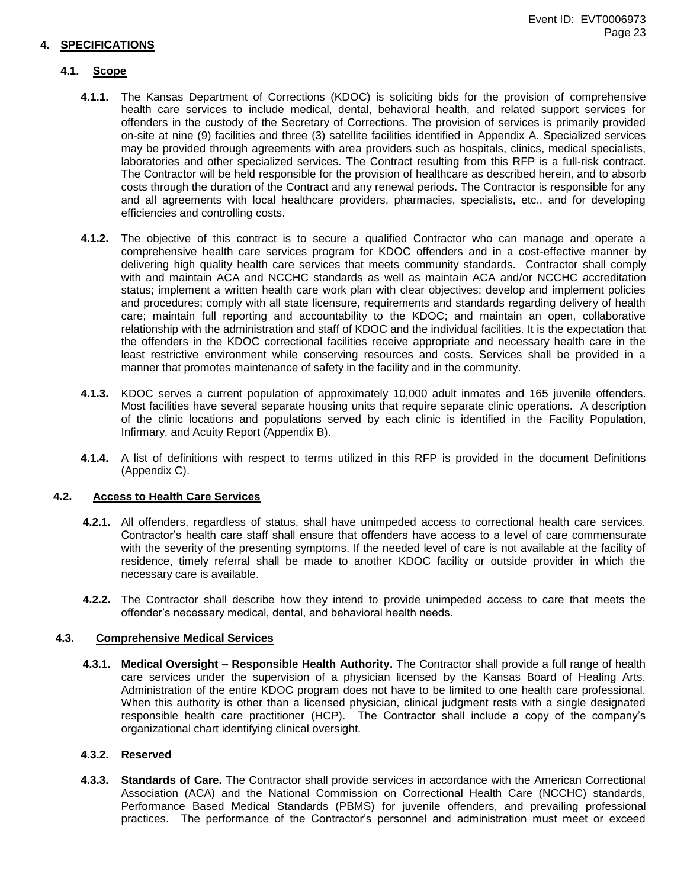## 4. SPECIFICATIONS

### 4.1. Scope

**4.1.1.** The Kansas Department of Corrections (KDOC) is soliciting bids for the provision of comprehensive health care services to include medical, dental, behavioral health, and related support services for offenders in the custody of the Secretary of Corrections. The provision of services is primarily provided on-site at nine (9) facilities and three (3) satellite facilities identified in Appendix A. Specialized services may be provided through agreements with area providers such as hospitals, clinics, medical specialists, laboratories and other specialized services. The Contract resulting from this RFP is a full-risk contract. The Contractor will be held responsible for the provision of healthcare as described herein, and to absorb costs through the duration of the Contract and any renewal periods. The Contractor is responsible for any and all agreements with local healthcare providers, pharmacies, specialists, etc., and for developing efficiencies and controlling costs.

**4.1.2.** The objective of this contract is to secure a qualified Contractor who can manage and operate a comprehensive health care services program for KDOC offenders and in a cost-effective manner by delivering high quality health care services that meets community standards. Contractor shall comply with and maintain ACA and NCCHC standards as well as maintain ACA and/or NCCHC accreditation status; implement a written health care work plan with clear objectives; develop and implement policies and procedures; comply with all state licensure, requirements and standards regarding delivery of health care; maintain full reporting and accountability to the KDOC; and maintain an open, collaborative relationship with the administration and staff of KDOC and the individual facilities. It is the expectation that the offenders in the KDOC correctional facilities receive appropriate and necessary health care in the least restrictive environment while conserving resources and costs. Services shall be provided in a manner that promotes maintenance of safety in the facility and in the community.

**4.1.3.** KDOC serves a current population of approximately 10,000 adult inmates and 165 juvenile offenders. Most facilities have several separate housing units that require separate clinic operations. A description of the clinic locations and populations served by each clinic is identified in the Facility Population, Infirmary, and Acuity Report (Appendix B).

**4.1.4.** A list of definitions with respect to terms utilized in this RFP is provided in the document Definitions (Appendix C).

### 4.2. Access to Health Care Services

**4.2.1.** All offenders, regardless of status, shall have unimpeded access to correctional health care services. Contractor's health care staff shall ensure that offenders have access to a level of care commensurate with the severity of the presenting symptoms. If the needed level of care is not available at the facility of residence, timely referral shall be made to another KDOC facility or outside provider in which the necessary care is available.

**4.2.2.** The Contractor shall describe how they intend to provide unimpeded access to care that meets the offender's necessary medical, dental, and behavioral health needs.

### 4.3. Comprehensive Medical Services

**4.3.1. Medical Oversight – Responsible Health Authority.** The Contractor shall provide a full range of health care services under the supervision of a physician licensed by the Kansas Board of Healing Arts. Administration of the entire KDOC program does not have to be limited to one health care professional. When this authority is other than a licensed physician, clinical judgment rests with a single designated responsible health care practitioner (HCP). The Contractor shall include a copy of the company's organizational chart identifying clinical oversight.

**4.3.2. Reserved**

**4.3.3. Standards of Care.** The Contractor shall provide services in accordance with the American Correctional Association (ACA) and the National Commission on Correctional Health Care (NCCHC) standards, Performance Based Medical Standards (PBMS) for juvenile offenders, and prevailing professional practices. The performance of the Contractor's personnel and administration must meet or exceed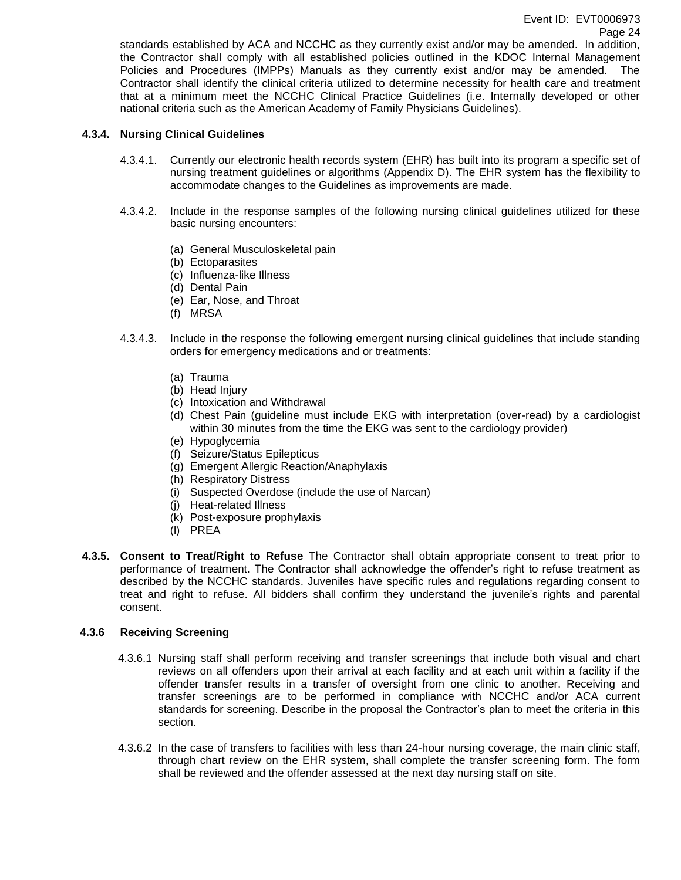standards established by ACA and NCCHC as they currently exist and/or may be amended. In addition, the Contractor shall comply with all established policies outlined in the KDOC Internal Management Policies and Procedures (IMPPs) Manuals as they currently exist and/or may be amended. The Contractor shall identify the clinical criteria utilized to determine necessity for health care and treatment that at a minimum meet the NCCHC Clinical Practice Guidelines (i.e. Internally developed or other national criteria such as the American Academy of Family Physicians Guidelines).

**4.3.4. Nursing Clinical Guidelines**

4.3.4.1. Currently our electronic health records system (EHR) has built into its program a specific set of nursing treatment guidelines or algorithms (Appendix D). The EHR system has the flexibility to accommodate changes to the Guidelines as improvements are made.

4.3.4.2. Include in the response samples of the following nursing clinical guidelines utilized for these basic nursing encounters:

(a) General Musculoskeletal pain
(b) Ectoparasites
(c) Influenza-like Illness
(d) Dental Pain
(e) Ear, Nose, and Throat
(f) MRSA

4.3.4.3. Include in the response the following <u>emergent</u> nursing clinical guidelines that include standing orders for emergency medications and or treatments:

(a) Trauma
(b) Head Injury
(c) Intoxication and Withdrawal
(d) Chest Pain (guideline must include EKG with interpretation (over-read) by a cardiologist within 30 minutes from the time the EKG was sent to the cardiology provider)
(e) Hypoglycemia
(f) Seizure/Status Epilepticus
(g) Emergent Allergic Reaction/Anaphylaxis
(h) Respiratory Distress
(i) Suspected Overdose (include the use of Narcan)
(j) Heat-related Illness
(k) Post-exposure prophylaxis
(l) PREA

**4.3.5. Consent to Treat/Right to Refuse** The Contractor shall obtain appropriate consent to treat prior to performance of treatment. The Contractor shall acknowledge the offender's right to refuse treatment as described by the NCCHC standards. Juveniles have specific rules and regulations regarding consent to treat and right to refuse. All bidders shall confirm they understand the juvenile's rights and parental consent.

**4.3.6 Receiving Screening**

4.3.6.1 Nursing staff shall perform receiving and transfer screenings that include both visual and chart reviews on all offenders upon their arrival at each facility and at each unit within a facility if the offender transfer results in a transfer of oversight from one clinic to another. Receiving and transfer screenings are to be performed in compliance with NCCHC and/or ACA current standards for screening. Describe in the proposal the Contractor's plan to meet the criteria in this section.

4.3.6.2 In the case of transfers to facilities with less than 24-hour nursing coverage, the main clinic staff, through chart review on the EHR system, shall complete the transfer screening form. The form shall be reviewed and the offender assessed at the next day nursing staff on site.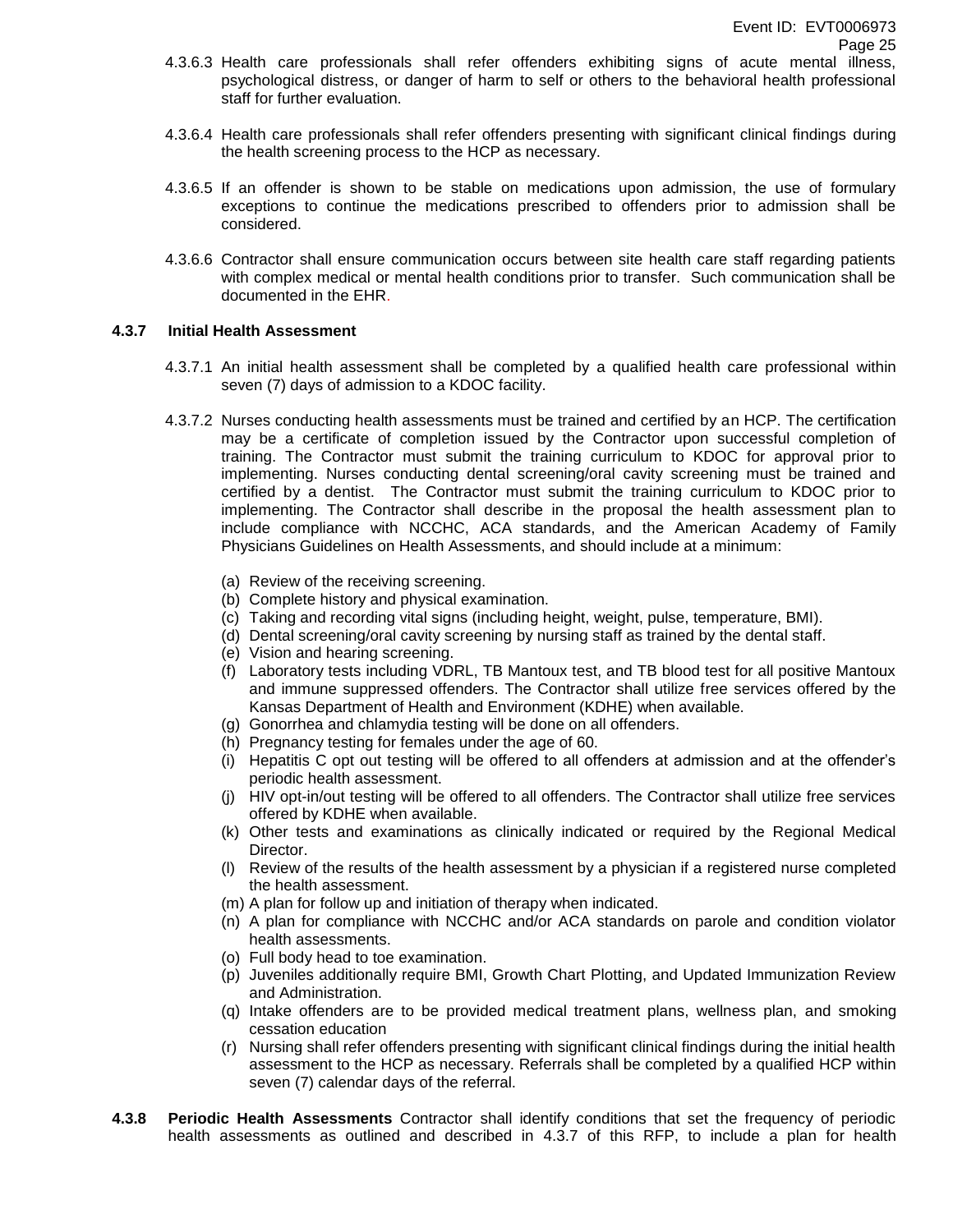4.3.6.3 Health care professionals shall refer offenders exhibiting signs of acute mental illness, psychological distress, or danger of harm to self or others to the behavioral health professional staff for further evaluation.

4.3.6.4 Health care professionals shall refer offenders presenting with significant clinical findings during the health screening process to the HCP as necessary.

4.3.6.5 If an offender is shown to be stable on medications upon admission, the use of formulary exceptions to continue the medications prescribed to offenders prior to admission shall be considered.

4.3.6.6 Contractor shall ensure communication occurs between site health care staff regarding patients with complex medical or mental health conditions prior to transfer. Such communication shall be documented in the EHR.

### 4.3.7 Initial Health Assessment

4.3.7.1 An initial health assessment shall be completed by a qualified health care professional within seven (7) days of admission to a KDOC facility.

4.3.7.2 Nurses conducting health assessments must be trained and certified by an HCP. The certification may be a certificate of completion issued by the Contractor upon successful completion of training. The Contractor must submit the training curriculum to KDOC for approval prior to implementing. Nurses conducting dental screening/oral cavity screening must be trained and certified by a dentist. The Contractor must submit the training curriculum to KDOC prior to implementing. The Contractor shall describe in the proposal the health assessment plan to include compliance with NCCHC, ACA standards, and the American Academy of Family Physicians Guidelines on Health Assessments, and should include at a minimum:

(a) Review of the receiving screening.
(b) Complete history and physical examination.
(c) Taking and recording vital signs (including height, weight, pulse, temperature, BMI).
(d) Dental screening/oral cavity screening by nursing staff as trained by the dental staff.
(e) Vision and hearing screening.
(f) Laboratory tests including VDRL, TB Mantoux test, and TB blood test for all positive Mantoux and immune suppressed offenders. The Contractor shall utilize free services offered by the Kansas Department of Health and Environment (KDHE) when available.
(g) Gonorrhea and chlamydia testing will be done on all offenders.
(h) Pregnancy testing for females under the age of 60.
(i) Hepatitis C opt out testing will be offered to all offenders at admission and at the offender's periodic health assessment.
(j) HIV opt-in/out testing will be offered to all offenders. The Contractor shall utilize free services offered by KDHE when available.
(k) Other tests and examinations as clinically indicated or required by the Regional Medical Director.
(l) Review of the results of the health assessment by a physician if a registered nurse completed the health assessment.
(m) A plan for follow up and initiation of therapy when indicated.
(n) A plan for compliance with NCCHC and/or ACA standards on parole and condition violator health assessments.
(o) Full body head to toe examination.
(p) Juveniles additionally require BMI, Growth Chart Plotting, and Updated Immunization Review and Administration.
(q) Intake offenders are to be provided medical treatment plans, wellness plan, and smoking cessation education
(r) Nursing shall refer offenders presenting with significant clinical findings during the initial health assessment to the HCP as necessary. Referrals shall be completed by a qualified HCP within seven (7) calendar days of the referral.

**4.3.8 Periodic Health Assessments** Contractor shall identify conditions that set the frequency of periodic health assessments as outlined and described in 4.3.7 of this RFP, to include a plan for health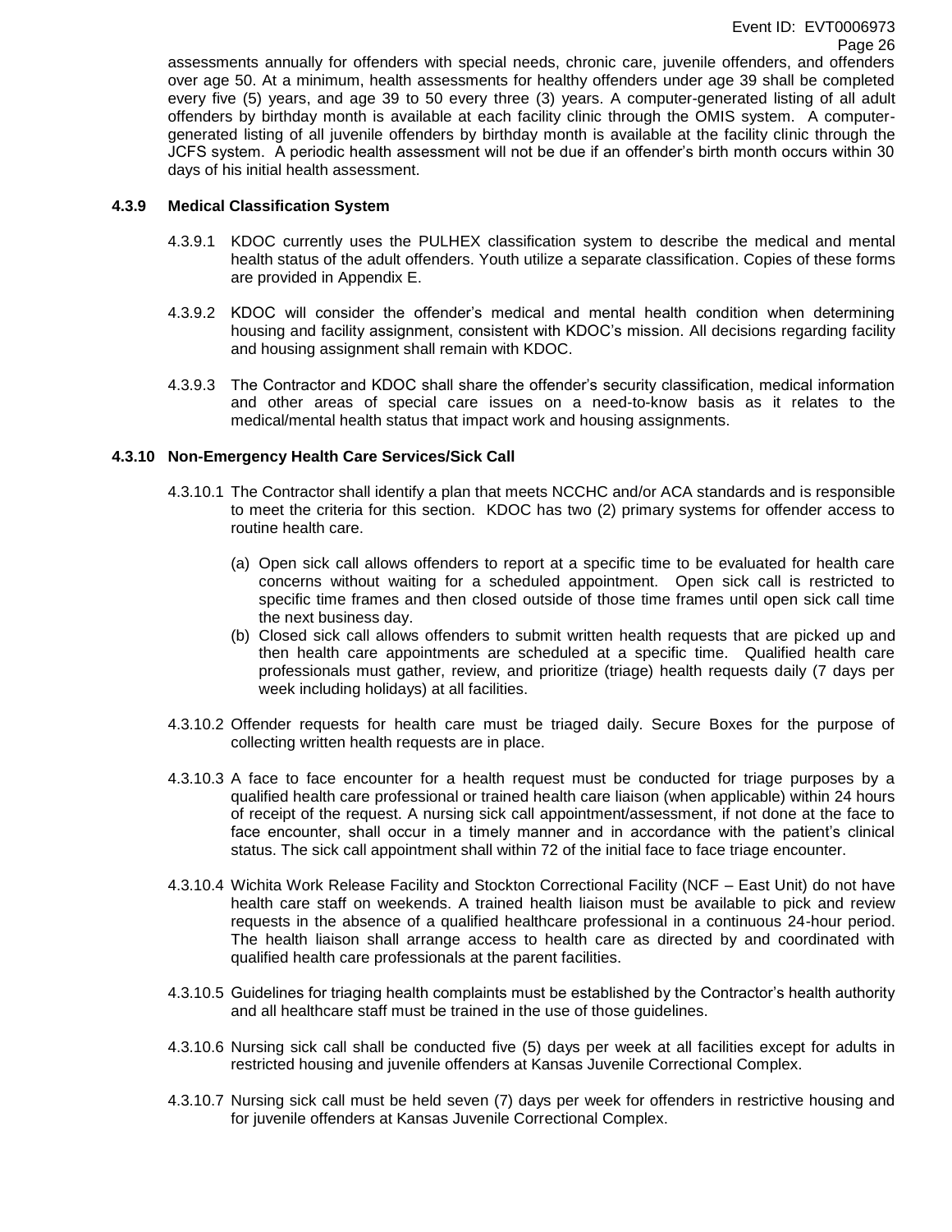assessments annually for offenders with special needs, chronic care, juvenile offenders, and offenders over age 50. At a minimum, health assessments for healthy offenders under age 39 shall be completed every five (5) years, and age 39 to 50 every three (3) years. A computer-generated listing of all adult offenders by birthday month is available at each facility clinic through the OMIS system. A computer-generated listing of all juvenile offenders by birthday month is available at the facility clinic through the JCFS system. A periodic health assessment will not be due if an offender's birth month occurs within 30 days of his initial health assessment.

#### 4.3.9 Medical Classification System

4.3.9.1 KDOC currently uses the PULHEX classification system to describe the medical and mental health status of the adult offenders. Youth utilize a separate classification. Copies of these forms are provided in Appendix E.

4.3.9.2 KDOC will consider the offender's medical and mental health condition when determining housing and facility assignment, consistent with KDOC's mission. All decisions regarding facility and housing assignment shall remain with KDOC.

4.3.9.3 The Contractor and KDOC shall share the offender's security classification, medical information and other areas of special care issues on a need-to-know basis as it relates to the medical/mental health status that impact work and housing assignments.

#### 4.3.10 Non-Emergency Health Care Services/Sick Call

4.3.10.1 The Contractor shall identify a plan that meets NCCHC and/or ACA standards and is responsible to meet the criteria for this section. KDOC has two (2) primary systems for offender access to routine health care.

(a) Open sick call allows offenders to report at a specific time to be evaluated for health care concerns without waiting for a scheduled appointment. Open sick call is restricted to specific time frames and then closed outside of those time frames until open sick call time the next business day.

(b) Closed sick call allows offenders to submit written health requests that are picked up and then health care appointments are scheduled at a specific time. Qualified health care professionals must gather, review, and prioritize (triage) health requests daily (7 days per week including holidays) at all facilities.

4.3.10.2 Offender requests for health care must be triaged daily. Secure Boxes for the purpose of collecting written health requests are in place.

4.3.10.3 A face to face encounter for a health request must be conducted for triage purposes by a qualified health care professional or trained health care liaison (when applicable) within 24 hours of receipt of the request. A nursing sick call appointment/assessment, if not done at the face to face encounter, shall occur in a timely manner and in accordance with the patient's clinical status. The sick call appointment shall within 72 of the initial face to face triage encounter.

4.3.10.4 Wichita Work Release Facility and Stockton Correctional Facility (NCF – East Unit) do not have health care staff on weekends. A trained health liaison must be available to pick and review requests in the absence of a qualified healthcare professional in a continuous 24-hour period. The health liaison shall arrange access to health care as directed by and coordinated with qualified health care professionals at the parent facilities.

4.3.10.5 Guidelines for triaging health complaints must be established by the Contractor's health authority and all healthcare staff must be trained in the use of those guidelines.

4.3.10.6 Nursing sick call shall be conducted five (5) days per week at all facilities except for adults in restricted housing and juvenile offenders at Kansas Juvenile Correctional Complex.

4.3.10.7 Nursing sick call must be held seven (7) days per week for offenders in restrictive housing and for juvenile offenders at Kansas Juvenile Correctional Complex.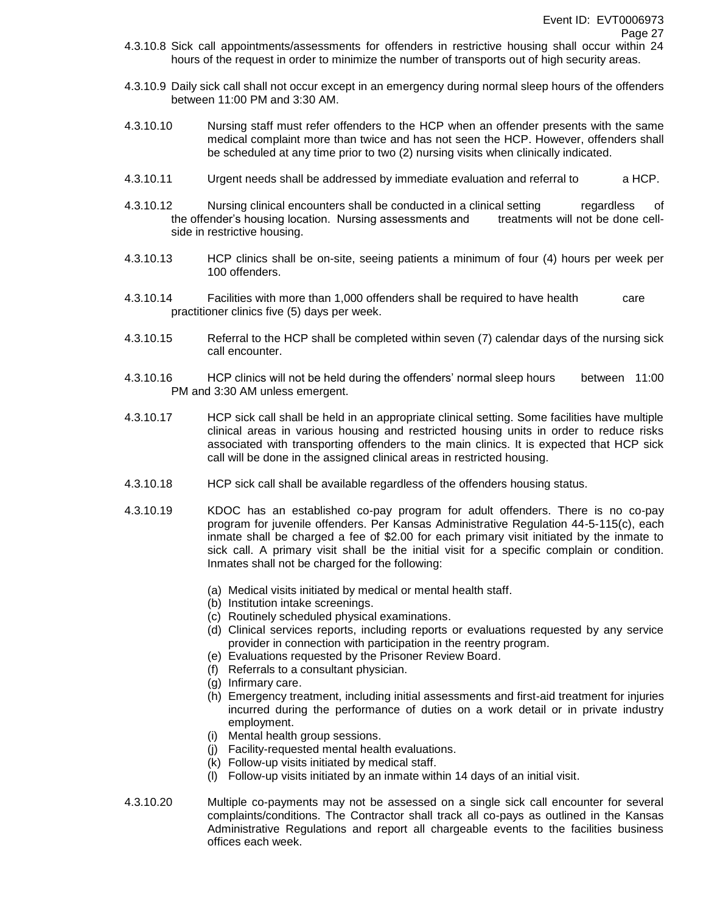4.3.10.8 Sick call appointments/assessments for offenders in restrictive housing shall occur within 24 hours of the request in order to minimize the number of transports out of high security areas.

4.3.10.9 Daily sick call shall not occur except in an emergency during normal sleep hours of the offenders between 11:00 PM and 3:30 AM.

4.3.10.10 Nursing staff must refer offenders to the HCP when an offender presents with the same medical complaint more than twice and has not seen the HCP. However, offenders shall be scheduled at any time prior to two (2) nursing visits when clinically indicated.

4.3.10.11 Urgent needs shall be addressed by immediate evaluation and referral to a HCP.

4.3.10.12 Nursing clinical encounters shall be conducted in a clinical setting regardless of the offender's housing location. Nursing assessments and treatments will not be done cell-side in restrictive housing.

4.3.10.13 HCP clinics shall be on-site, seeing patients a minimum of four (4) hours per week per 100 offenders.

4.3.10.14 Facilities with more than 1,000 offenders shall be required to have health care practitioner clinics five (5) days per week.

4.3.10.15 Referral to the HCP shall be completed within seven (7) calendar days of the nursing sick call encounter.

4.3.10.16 HCP clinics will not be held during the offenders' normal sleep hours between 11:00 PM and 3:30 AM unless emergent.

4.3.10.17 HCP sick call shall be held in an appropriate clinical setting. Some facilities have multiple clinical areas in various housing and restricted housing units in order to reduce risks associated with transporting offenders to the main clinics. It is expected that HCP sick call will be done in the assigned clinical areas in restricted housing.

4.3.10.18 HCP sick call shall be available regardless of the offenders housing status.

4.3.10.19 KDOC has an established co-pay program for adult offenders. There is no co-pay program for juvenile offenders. Per Kansas Administrative Regulation 44-5-115(c), each inmate shall be charged a fee of $2.00 for each primary visit initiated by the inmate to sick call. A primary visit shall be the initial visit for a specific complain or condition. Inmates shall not be charged for the following:

(a) Medical visits initiated by medical or mental health staff.
(b) Institution intake screenings.
(c) Routinely scheduled physical examinations.
(d) Clinical services reports, including reports or evaluations requested by any service provider in connection with participation in the reentry program.
(e) Evaluations requested by the Prisoner Review Board.
(f) Referrals to a consultant physician.
(g) Infirmary care.
(h) Emergency treatment, including initial assessments and first-aid treatment for injuries incurred during the performance of duties on a work detail or in private industry employment.
(i) Mental health group sessions.
(j) Facility-requested mental health evaluations.
(k) Follow-up visits initiated by medical staff.
(l) Follow-up visits initiated by an inmate within 14 days of an initial visit.

4.3.10.20 Multiple co-payments may not be assessed on a single sick call encounter for several complaints/conditions. The Contractor shall track all co-pays as outlined in the Kansas Administrative Regulations and report all chargeable events to the facilities business offices each week.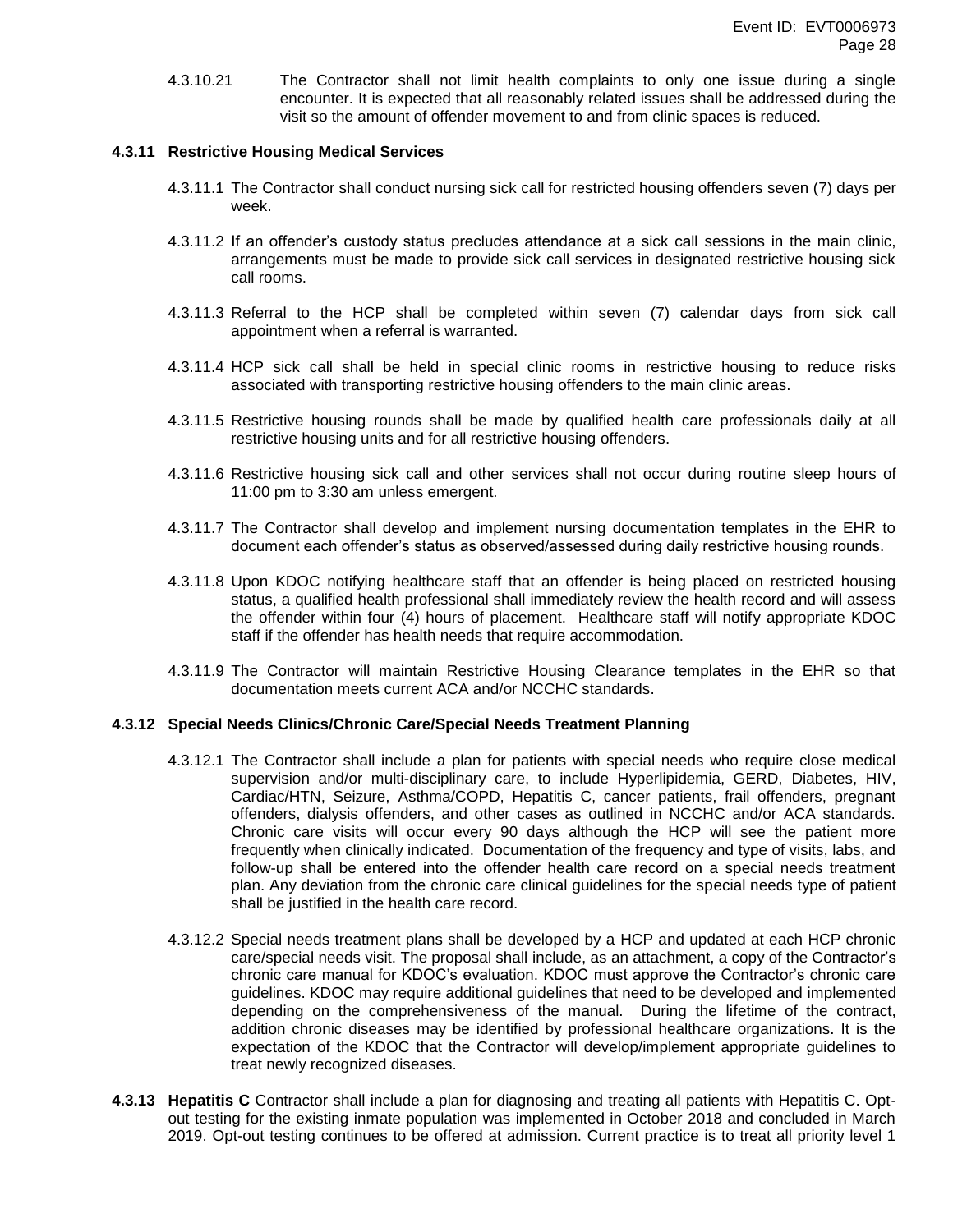4.3.10.21 The Contractor shall not limit health complaints to only one issue during a single encounter. It is expected that all reasonably related issues shall be addressed during the visit so the amount of offender movement to and from clinic spaces is reduced.

#### 4.3.11 Restrictive Housing Medical Services

4.3.11.1 The Contractor shall conduct nursing sick call for restricted housing offenders seven (7) days per week.

4.3.11.2 If an offender's custody status precludes attendance at a sick call sessions in the main clinic, arrangements must be made to provide sick call services in designated restrictive housing sick call rooms.

4.3.11.3 Referral to the HCP shall be completed within seven (7) calendar days from sick call appointment when a referral is warranted.

4.3.11.4 HCP sick call shall be held in special clinic rooms in restrictive housing to reduce risks associated with transporting restrictive housing offenders to the main clinic areas.

4.3.11.5 Restrictive housing rounds shall be made by qualified health care professionals daily at all restrictive housing units and for all restrictive housing offenders.

4.3.11.6 Restrictive housing sick call and other services shall not occur during routine sleep hours of 11:00 pm to 3:30 am unless emergent.

4.3.11.7 The Contractor shall develop and implement nursing documentation templates in the EHR to document each offender's status as observed/assessed during daily restrictive housing rounds.

4.3.11.8 Upon KDOC notifying healthcare staff that an offender is being placed on restricted housing status, a qualified health professional shall immediately review the health record and will assess the offender within four (4) hours of placement. Healthcare staff will notify appropriate KDOC staff if the offender has health needs that require accommodation.

4.3.11.9 The Contractor will maintain Restrictive Housing Clearance templates in the EHR so that documentation meets current ACA and/or NCCHC standards.

#### 4.3.12 Special Needs Clinics/Chronic Care/Special Needs Treatment Planning

4.3.12.1 The Contractor shall include a plan for patients with special needs who require close medical supervision and/or multi-disciplinary care, to include Hyperlipidemia, GERD, Diabetes, HIV, Cardiac/HTN, Seizure, Asthma/COPD, Hepatitis C, cancer patients, frail offenders, pregnant offenders, dialysis offenders, and other cases as outlined in NCCHC and/or ACA standards. Chronic care visits will occur every 90 days although the HCP will see the patient more frequently when clinically indicated. Documentation of the frequency and type of visits, labs, and follow-up shall be entered into the offender health care record on a special needs treatment plan. Any deviation from the chronic care clinical guidelines for the special needs type of patient shall be justified in the health care record.

4.3.12.2 Special needs treatment plans shall be developed by a HCP and updated at each HCP chronic care/special needs visit. The proposal shall include, as an attachment, a copy of the Contractor's chronic care manual for KDOC's evaluation. KDOC must approve the Contractor's chronic care guidelines. KDOC may require additional guidelines that need to be developed and implemented depending on the comprehensiveness of the manual. During the lifetime of the contract, addition chronic diseases may be identified by professional healthcare organizations. It is the expectation of the KDOC that the Contractor will develop/implement appropriate guidelines to treat newly recognized diseases.

**4.3.13 Hepatitis C** Contractor shall include a plan for diagnosing and treating all patients with Hepatitis C. Opt-out testing for the existing inmate population was implemented in October 2018 and concluded in March 2019. Opt-out testing continues to be offered at admission. Current practice is to treat all priority level 1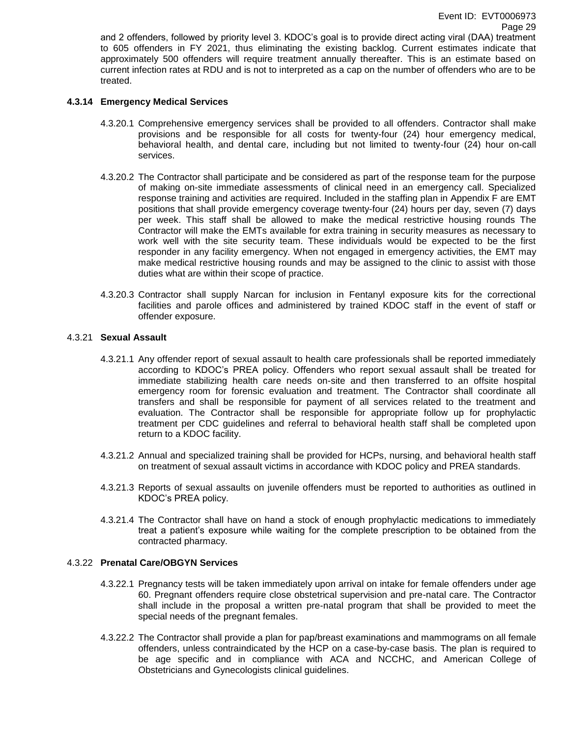and 2 offenders, followed by priority level 3. KDOC's goal is to provide direct acting viral (DAA) treatment to 605 offenders in FY 2021, thus eliminating the existing backlog. Current estimates indicate that approximately 500 offenders will require treatment annually thereafter. This is an estimate based on current infection rates at RDU and is not to interpreted as a cap on the number of offenders who are to be treated.

**4.3.14 Emergency Medical Services**

4.3.20.1 Comprehensive emergency services shall be provided to all offenders. Contractor shall make provisions and be responsible for all costs for twenty-four (24) hour emergency medical, behavioral health, and dental care, including but not limited to twenty-four (24) hour on-call services.

4.3.20.2 The Contractor shall participate and be considered as part of the response team for the purpose of making on-site immediate assessments of clinical need in an emergency call. Specialized response training and activities are required. Included in the staffing plan in Appendix F are EMT positions that shall provide emergency coverage twenty-four (24) hours per day, seven (7) days per week. This staff shall be allowed to make the medical restrictive housing rounds The Contractor will make the EMTs available for extra training in security measures as necessary to work well with the site security team. These individuals would be expected to be the first responder in any facility emergency. When not engaged in emergency activities, the EMT may make medical restrictive housing rounds and may be assigned to the clinic to assist with those duties what are within their scope of practice.

4.3.20.3 Contractor shall supply Narcan for inclusion in Fentanyl exposure kits for the correctional facilities and parole offices and administered by trained KDOC staff in the event of staff or offender exposure.

4.3.21 **Sexual Assault**

4.3.21.1 Any offender report of sexual assault to health care professionals shall be reported immediately according to KDOC's PREA policy. Offenders who report sexual assault shall be treated for immediate stabilizing health care needs on-site and then transferred to an offsite hospital emergency room for forensic evaluation and treatment. The Contractor shall coordinate all transfers and shall be responsible for payment of all services related to the treatment and evaluation. The Contractor shall be responsible for appropriate follow up for prophylactic treatment per CDC guidelines and referral to behavioral health staff shall be completed upon return to a KDOC facility.

4.3.21.2 Annual and specialized training shall be provided for HCPs, nursing, and behavioral health staff on treatment of sexual assault victims in accordance with KDOC policy and PREA standards.

4.3.21.3 Reports of sexual assaults on juvenile offenders must be reported to authorities as outlined in KDOC's PREA policy.

4.3.21.4 The Contractor shall have on hand a stock of enough prophylactic medications to immediately treat a patient's exposure while waiting for the complete prescription to be obtained from the contracted pharmacy.

4.3.22 **Prenatal Care/OBGYN Services**

4.3.22.1 Pregnancy tests will be taken immediately upon arrival on intake for female offenders under age 60. Pregnant offenders require close obstetrical supervision and pre-natal care. The Contractor shall include in the proposal a written pre-natal program that shall be provided to meet the special needs of the pregnant females.

4.3.22.2 The Contractor shall provide a plan for pap/breast examinations and mammograms on all female offenders, unless contraindicated by the HCP on a case-by-case basis. The plan is required to be age specific and in compliance with ACA and NCCHC, and American College of Obstetricians and Gynecologists clinical guidelines.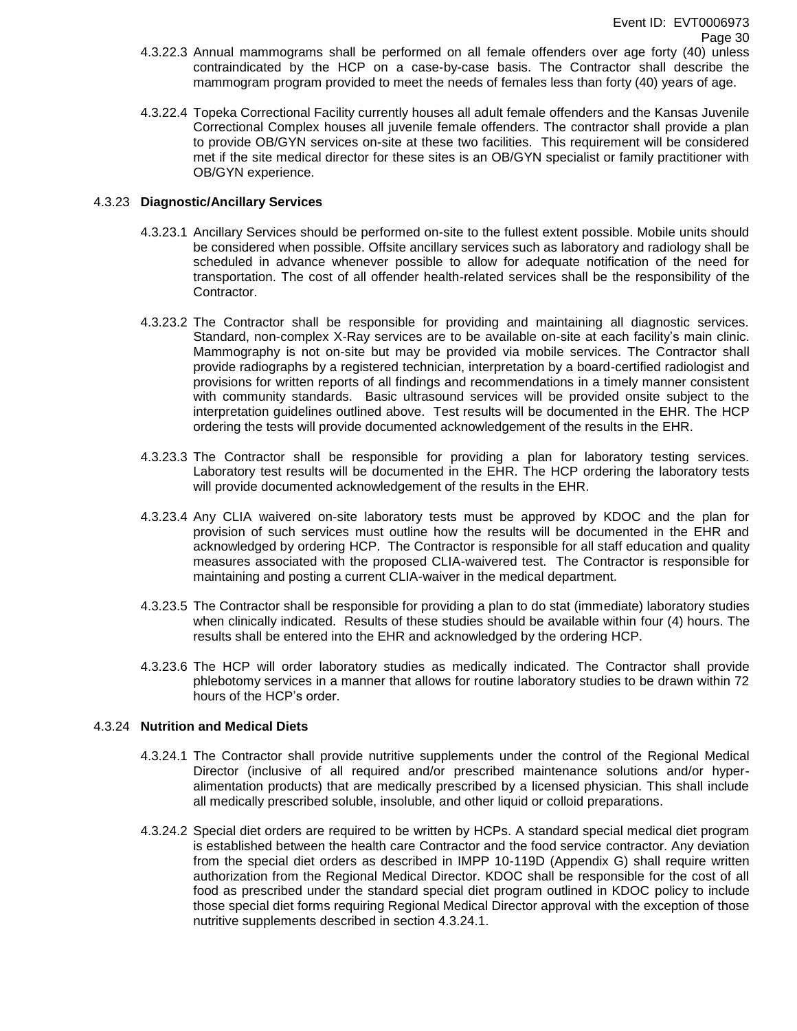4.3.22.3 Annual mammograms shall be performed on all female offenders over age forty (40) unless contraindicated by the HCP on a case-by-case basis. The Contractor shall describe the mammogram program provided to meet the needs of females less than forty (40) years of age.

4.3.22.4 Topeka Correctional Facility currently houses all adult female offenders and the Kansas Juvenile Correctional Complex houses all juvenile female offenders. The contractor shall provide a plan to provide OB/GYN services on-site at these two facilities. This requirement will be considered met if the site medical director for these sites is an OB/GYN specialist or family practitioner with OB/GYN experience.

### 4.3.23 **Diagnostic/Ancillary Services**

4.3.23.1 Ancillary Services should be performed on-site to the fullest extent possible. Mobile units should be considered when possible. Offsite ancillary services such as laboratory and radiology shall be scheduled in advance whenever possible to allow for adequate notification of the need for transportation. The cost of all offender health-related services shall be the responsibility of the Contractor.

4.3.23.2 The Contractor shall be responsible for providing and maintaining all diagnostic services. Standard, non-complex X-Ray services are to be available on-site at each facility's main clinic. Mammography is not on-site but may be provided via mobile services. The Contractor shall provide radiographs by a registered technician, interpretation by a board-certified radiologist and provisions for written reports of all findings and recommendations in a timely manner consistent with community standards. Basic ultrasound services will be provided onsite subject to the interpretation guidelines outlined above. Test results will be documented in the EHR. The HCP ordering the tests will provide documented acknowledgement of the results in the EHR.

4.3.23.3 The Contractor shall be responsible for providing a plan for laboratory testing services. Laboratory test results will be documented in the EHR. The HCP ordering the laboratory tests will provide documented acknowledgement of the results in the EHR.

4.3.23.4 Any CLIA waivered on-site laboratory tests must be approved by KDOC and the plan for provision of such services must outline how the results will be documented in the EHR and acknowledged by ordering HCP. The Contractor is responsible for all staff education and quality measures associated with the proposed CLIA-waivered test. The Contractor is responsible for maintaining and posting a current CLIA-waiver in the medical department.

4.3.23.5 The Contractor shall be responsible for providing a plan to do stat (immediate) laboratory studies when clinically indicated. Results of these studies should be available within four (4) hours. The results shall be entered into the EHR and acknowledged by the ordering HCP.

4.3.23.6 The HCP will order laboratory studies as medically indicated. The Contractor shall provide phlebotomy services in a manner that allows for routine laboratory studies to be drawn within 72 hours of the HCP's order.

### 4.3.24 **Nutrition and Medical Diets**

4.3.24.1 The Contractor shall provide nutritive supplements under the control of the Regional Medical Director (inclusive of all required and/or prescribed maintenance solutions and/or hyper-alimentation products) that are medically prescribed by a licensed physician. This shall include all medically prescribed soluble, insoluble, and other liquid or colloid preparations.

4.3.24.2 Special diet orders are required to be written by HCPs. A standard special medical diet program is established between the health care Contractor and the food service contractor. Any deviation from the special diet orders as described in IMPP 10-119D (Appendix G) shall require written authorization from the Regional Medical Director. KDOC shall be responsible for the cost of all food as prescribed under the standard special diet program outlined in KDOC policy to include those special diet forms requiring Regional Medical Director approval with the exception of those nutritive supplements described in section 4.3.24.1.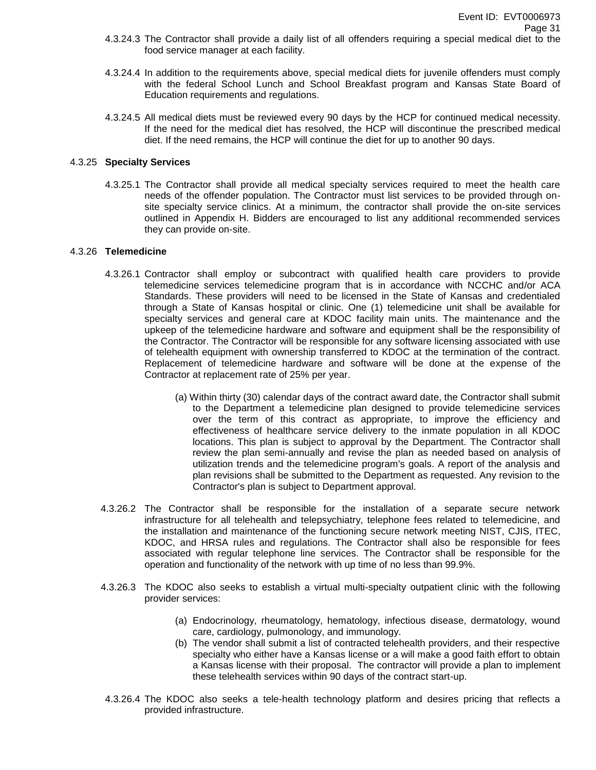4.3.24.3 The Contractor shall provide a daily list of all offenders requiring a special medical diet to the food service manager at each facility.

4.3.24.4 In addition to the requirements above, special medical diets for juvenile offenders must comply with the federal School Lunch and School Breakfast program and Kansas State Board of Education requirements and regulations.

4.3.24.5 All medical diets must be reviewed every 90 days by the HCP for continued medical necessity. If the need for the medical diet has resolved, the HCP will discontinue the prescribed medical diet. If the need remains, the HCP will continue the diet for up to another 90 days.

4.3.25 **Specialty Services**

4.3.25.1 The Contractor shall provide all medical specialty services required to meet the health care needs of the offender population. The Contractor must list services to be provided through on-site specialty service clinics. At a minimum, the contractor shall provide the on-site services outlined in Appendix H. Bidders are encouraged to list any additional recommended services they can provide on-site.

4.3.26 **Telemedicine**

4.3.26.1 Contractor shall employ or subcontract with qualified health care providers to provide telemedicine services telemedicine program that is in accordance with NCCHC and/or ACA Standards. These providers will need to be licensed in the State of Kansas and credentialed through a State of Kansas hospital or clinic. One (1) telemedicine unit shall be available for specialty services and general care at KDOC facility main units. The maintenance and the upkeep of the telemedicine hardware and software and equipment shall be the responsibility of the Contractor. The Contractor will be responsible for any software licensing associated with use of telehealth equipment with ownership transferred to KDOC at the termination of the contract. Replacement of telemedicine hardware and software will be done at the expense of the Contractor at replacement rate of 25% per year.

(a) Within thirty (30) calendar days of the contract award date, the Contractor shall submit to the Department a telemedicine plan designed to provide telemedicine services over the term of this contract as appropriate, to improve the efficiency and effectiveness of healthcare service delivery to the inmate population in all KDOC locations. This plan is subject to approval by the Department. The Contractor shall review the plan semi-annually and revise the plan as needed based on analysis of utilization trends and the telemedicine program's goals. A report of the analysis and plan revisions shall be submitted to the Department as requested. Any revision to the Contractor's plan is subject to Department approval.

4.3.26.2 The Contractor shall be responsible for the installation of a separate secure network infrastructure for all telehealth and telepsychiatry, telephone fees related to telemedicine, and the installation and maintenance of the functioning secure network meeting NIST, CJIS, ITEC, KDOC, and HRSA rules and regulations. The Contractor shall also be responsible for fees associated with regular telephone line services. The Contractor shall be responsible for the operation and functionality of the network with up time of no less than 99.9%.

4.3.26.3 The KDOC also seeks to establish a virtual multi-specialty outpatient clinic with the following provider services:

(a) Endocrinology, rheumatology, hematology, infectious disease, dermatology, wound care, cardiology, pulmonology, and immunology.
(b) The vendor shall submit a list of contracted telehealth providers, and their respective specialty who either have a Kansas license or a will make a good faith effort to obtain a Kansas license with their proposal. The contractor will provide a plan to implement these telehealth services within 90 days of the contract start-up.

4.3.26.4 The KDOC also seeks a tele-health technology platform and desires pricing that reflects a provided infrastructure.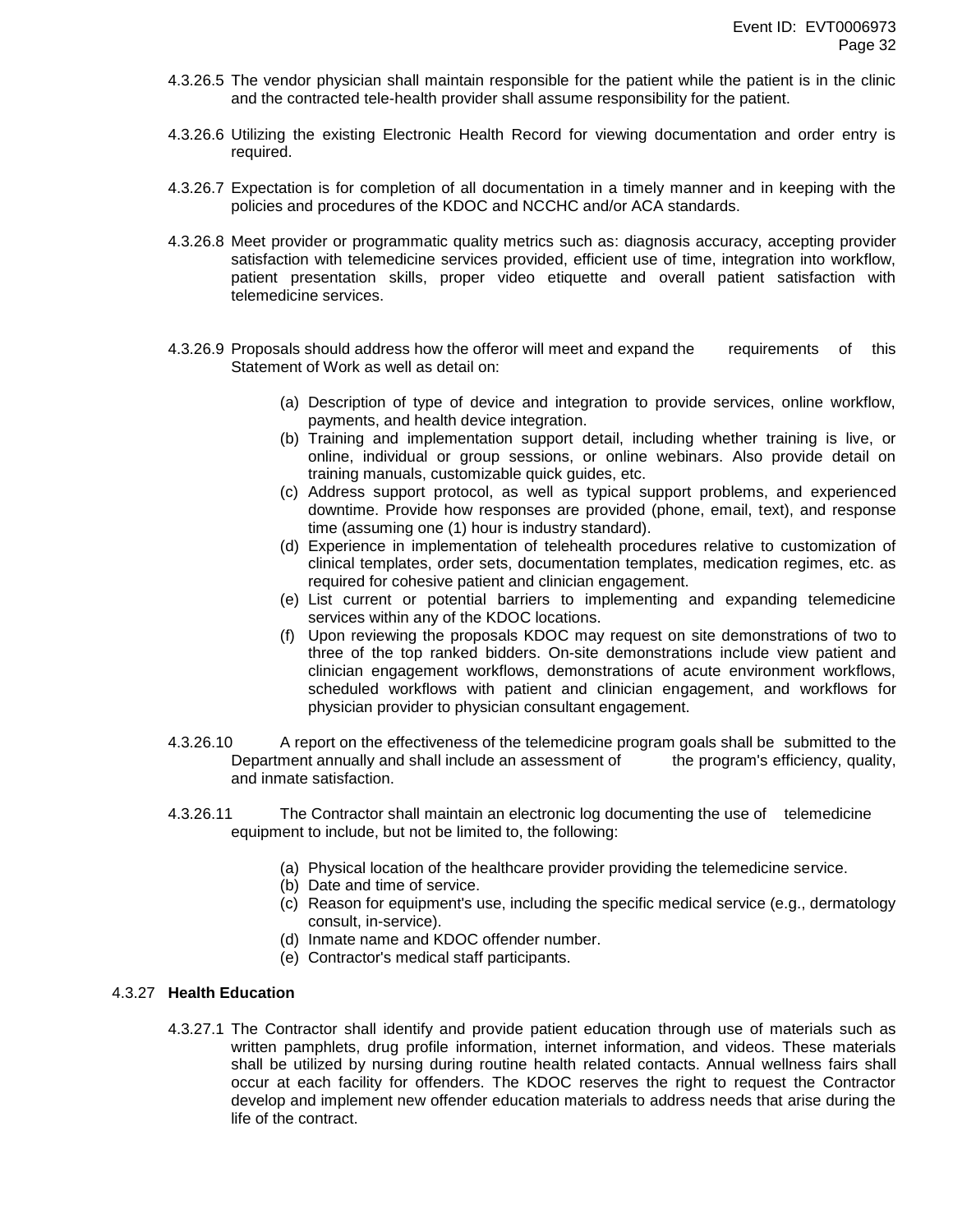4.3.26.5 The vendor physician shall maintain responsible for the patient while the patient is in the clinic and the contracted tele-health provider shall assume responsibility for the patient.

4.3.26.6 Utilizing the existing Electronic Health Record for viewing documentation and order entry is required.

4.3.26.7 Expectation is for completion of all documentation in a timely manner and in keeping with the policies and procedures of the KDOC and NCCHC and/or ACA standards.

4.3.26.8 Meet provider or programmatic quality metrics such as: diagnosis accuracy, accepting provider satisfaction with telemedicine services provided, efficient use of time, integration into workflow, patient presentation skills, proper video etiquette and overall patient satisfaction with telemedicine services.

4.3.26.9 Proposals should address how the offeror will meet and expand the requirements of this Statement of Work as well as detail on:

(a) Description of type of device and integration to provide services, online workflow, payments, and health device integration.
(b) Training and implementation support detail, including whether training is live, or online, individual or group sessions, or online webinars. Also provide detail on training manuals, customizable quick guides, etc.
(c) Address support protocol, as well as typical support problems, and experienced downtime. Provide how responses are provided (phone, email, text), and response time (assuming one (1) hour is industry standard).
(d) Experience in implementation of telehealth procedures relative to customization of clinical templates, order sets, documentation templates, medication regimes, etc. as required for cohesive patient and clinician engagement.
(e) List current or potential barriers to implementing and expanding telemedicine services within any of the KDOC locations.
(f) Upon reviewing the proposals KDOC may request on site demonstrations of two to three of the top ranked bidders. On-site demonstrations include view patient and clinician engagement workflows, demonstrations of acute environment workflows, scheduled workflows with patient and clinician engagement, and workflows for physician provider to physician consultant engagement.

4.3.26.10 A report on the effectiveness of the telemedicine program goals shall be submitted to the Department annually and shall include an assessment of the program's efficiency, quality, and inmate satisfaction.

4.3.26.11 The Contractor shall maintain an electronic log documenting the use of telemedicine equipment to include, but not be limited to, the following:

(a) Physical location of the healthcare provider providing the telemedicine service.
(b) Date and time of service.
(c) Reason for equipment's use, including the specific medical service (e.g., dermatology consult, in-service).
(d) Inmate name and KDOC offender number.
(e) Contractor's medical staff participants.

4.3.27 **Health Education**

4.3.27.1 The Contractor shall identify and provide patient education through use of materials such as written pamphlets, drug profile information, internet information, and videos. These materials shall be utilized by nursing during routine health related contacts. Annual wellness fairs shall occur at each facility for offenders. The KDOC reserves the right to request the Contractor develop and implement new offender education materials to address needs that arise during the life of the contract.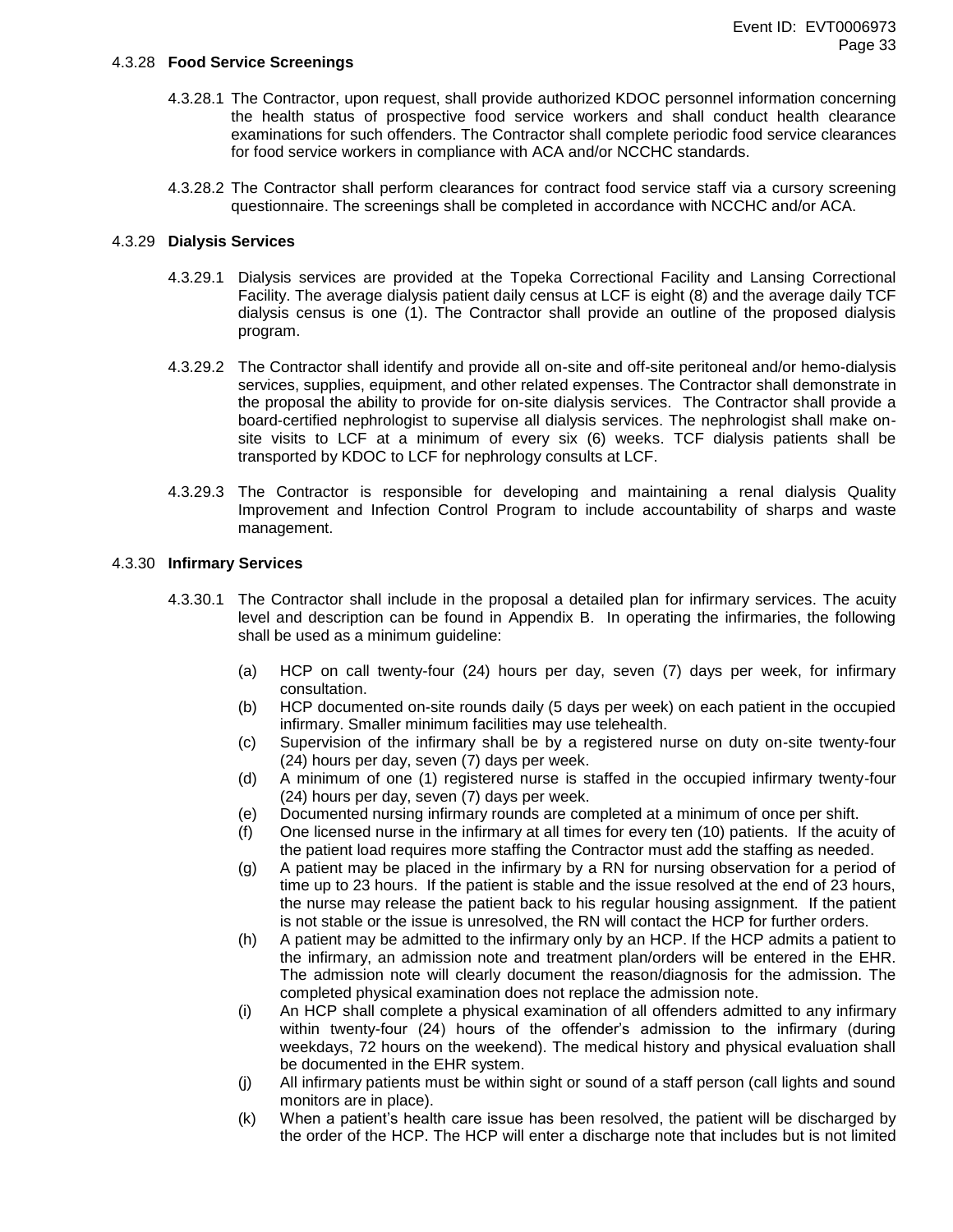#### 4.3.28 **Food Service Screenings**

4.3.28.1 The Contractor, upon request, shall provide authorized KDOC personnel information concerning the health status of prospective food service workers and shall conduct health clearance examinations for such offenders. The Contractor shall complete periodic food service clearances for food service workers in compliance with ACA and/or NCCHC standards.

4.3.28.2 The Contractor shall perform clearances for contract food service staff via a cursory screening questionnaire. The screenings shall be completed in accordance with NCCHC and/or ACA.

#### 4.3.29 **Dialysis Services**

4.3.29.1 Dialysis services are provided at the Topeka Correctional Facility and Lansing Correctional Facility. The average dialysis patient daily census at LCF is eight (8) and the average daily TCF dialysis census is one (1). The Contractor shall provide an outline of the proposed dialysis program.

4.3.29.2 The Contractor shall identify and provide all on-site and off-site peritoneal and/or hemo-dialysis services, supplies, equipment, and other related expenses. The Contractor shall demonstrate in the proposal the ability to provide for on-site dialysis services. The Contractor shall provide a board-certified nephrologist to supervise all dialysis services. The nephrologist shall make on-site visits to LCF at a minimum of every six (6) weeks. TCF dialysis patients shall be transported by KDOC to LCF for nephrology consults at LCF.

4.3.29.3 The Contractor is responsible for developing and maintaining a renal dialysis Quality Improvement and Infection Control Program to include accountability of sharps and waste management.

#### 4.3.30 **Infirmary Services**

4.3.30.1 The Contractor shall include in the proposal a detailed plan for infirmary services. The acuity level and description can be found in Appendix B. In operating the infirmaries, the following shall be used as a minimum guideline:

(a) HCP on call twenty-four (24) hours per day, seven (7) days per week, for infirmary consultation.

(b) HCP documented on-site rounds daily (5 days per week) on each patient in the occupied infirmary. Smaller minimum facilities may use telehealth.

(c) Supervision of the infirmary shall be by a registered nurse on duty on-site twenty-four (24) hours per day, seven (7) days per week.

(d) A minimum of one (1) registered nurse is staffed in the occupied infirmary twenty-four (24) hours per day, seven (7) days per week.

(e) Documented nursing infirmary rounds are completed at a minimum of once per shift.

(f) One licensed nurse in the infirmary at all times for every ten (10) patients. If the acuity of the patient load requires more staffing the Contractor must add the staffing as needed.

(g) A patient may be placed in the infirmary by a RN for nursing observation for a period of time up to 23 hours. If the patient is stable and the issue resolved at the end of 23 hours, the nurse may release the patient back to his regular housing assignment. If the patient is not stable or the issue is unresolved, the RN will contact the HCP for further orders.

(h) A patient may be admitted to the infirmary only by an HCP. If the HCP admits a patient to the infirmary, an admission note and treatment plan/orders will be entered in the EHR. The admission note will clearly document the reason/diagnosis for the admission. The completed physical examination does not replace the admission note.

(i) An HCP shall complete a physical examination of all offenders admitted to any infirmary within twenty-four (24) hours of the offender's admission to the infirmary (during weekdays, 72 hours on the weekend). The medical history and physical evaluation shall be documented in the EHR system.

(j) All infirmary patients must be within sight or sound of a staff person (call lights and sound monitors are in place).

(k) When a patient's health care issue has been resolved, the patient will be discharged by the order of the HCP. The HCP will enter a discharge note that includes but is not limited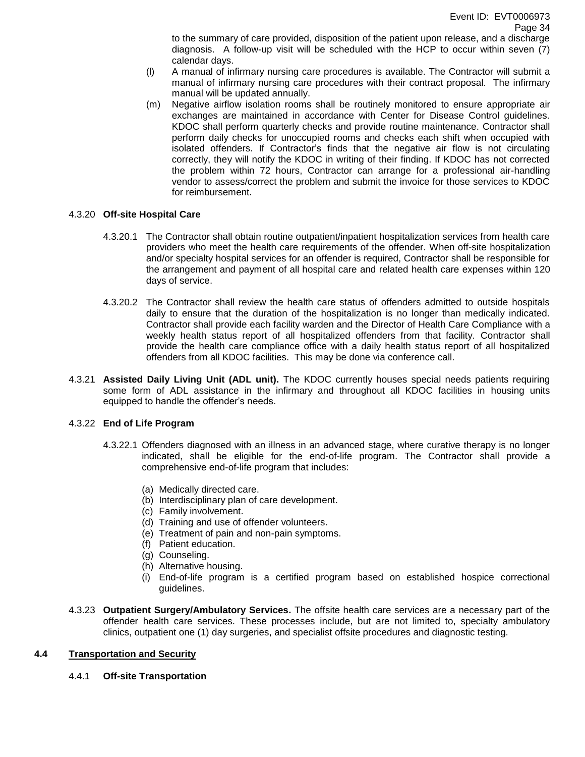to the summary of care provided, disposition of the patient upon release, and a discharge diagnosis. A follow-up visit will be scheduled with the HCP to occur within seven (7) calendar days.

(l) A manual of infirmary nursing care procedures is available. The Contractor will submit a manual of infirmary nursing care procedures with their contract proposal. The infirmary manual will be updated annually.

(m) Negative airflow isolation rooms shall be routinely monitored to ensure appropriate air exchanges are maintained in accordance with Center for Disease Control guidelines. KDOC shall perform quarterly checks and provide routine maintenance. Contractor shall perform daily checks for unoccupied rooms and checks each shift when occupied with isolated offenders. If Contractor's finds that the negative air flow is not circulating correctly, they will notify the KDOC in writing of their finding. If KDOC has not corrected the problem within 72 hours, Contractor can arrange for a professional air-handling vendor to assess/correct the problem and submit the invoice for those services to KDOC for reimbursement.

4.3.20 **Off-site Hospital Care**

4.3.20.1 The Contractor shall obtain routine outpatient/inpatient hospitalization services from health care providers who meet the health care requirements of the offender. When off-site hospitalization and/or specialty hospital services for an offender is required, Contractor shall be responsible for the arrangement and payment of all hospital care and related health care expenses within 120 days of service.

4.3.20.2 The Contractor shall review the health care status of offenders admitted to outside hospitals daily to ensure that the duration of the hospitalization is no longer than medically indicated. Contractor shall provide each facility warden and the Director of Health Care Compliance with a weekly health status report of all hospitalized offenders from that facility. Contractor shall provide the health care compliance office with a daily health status report of all hospitalized offenders from all KDOC facilities. This may be done via conference call.

4.3.21 **Assisted Daily Living Unit (ADL unit).** The KDOC currently houses special needs patients requiring some form of ADL assistance in the infirmary and throughout all KDOC facilities in housing units equipped to handle the offender's needs.

4.3.22 **End of Life Program**

4.3.22.1 Offenders diagnosed with an illness in an advanced stage, where curative therapy is no longer indicated, shall be eligible for the end-of-life program. The Contractor shall provide a comprehensive end-of-life program that includes:

(a) Medically directed care.
(b) Interdisciplinary plan of care development.
(c) Family involvement.
(d) Training and use of offender volunteers.
(e) Treatment of pain and non-pain symptoms.
(f) Patient education.
(g) Counseling.
(h) Alternative housing.
(i) End-of-life program is a certified program based on established hospice correctional guidelines.

4.3.23 **Outpatient Surgery/Ambulatory Services.** The offsite health care services are a necessary part of the offender health care services. These processes include, but are not limited to, specialty ambulatory clinics, outpatient one (1) day surgeries, and specialist offsite procedures and diagnostic testing.

## 4.4 Transportation and Security

4.4.1 **Off-site Transportation**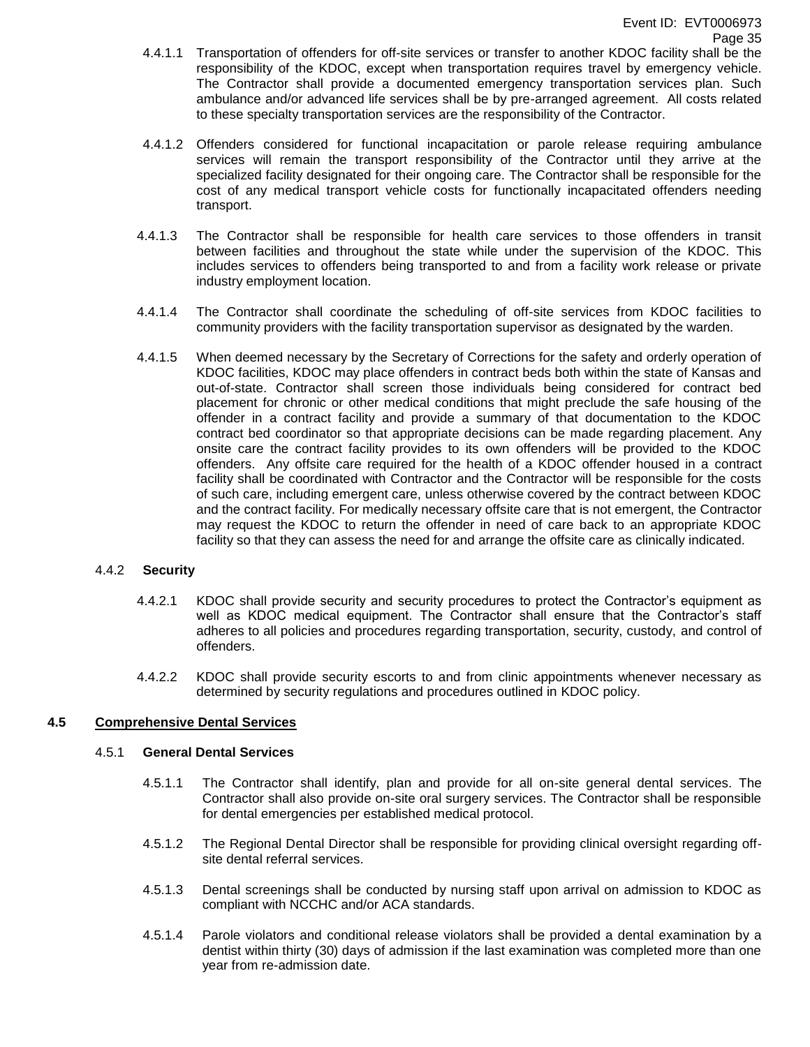4.4.1.1 Transportation of offenders for off-site services or transfer to another KDOC facility shall be the responsibility of the KDOC, except when transportation requires travel by emergency vehicle. The Contractor shall provide a documented emergency transportation services plan. Such ambulance and/or advanced life services shall be by pre-arranged agreement. All costs related to these specialty transportation services are the responsibility of the Contractor.

4.4.1.2 Offenders considered for functional incapacitation or parole release requiring ambulance services will remain the transport responsibility of the Contractor until they arrive at the specialized facility designated for their ongoing care. The Contractor shall be responsible for the cost of any medical transport vehicle costs for functionally incapacitated offenders needing transport.

4.4.1.3 The Contractor shall be responsible for health care services to those offenders in transit between facilities and throughout the state while under the supervision of the KDOC. This includes services to offenders being transported to and from a facility work release or private industry employment location.

4.4.1.4 The Contractor shall coordinate the scheduling of off-site services from KDOC facilities to community providers with the facility transportation supervisor as designated by the warden.

4.4.1.5 When deemed necessary by the Secretary of Corrections for the safety and orderly operation of KDOC facilities, KDOC may place offenders in contract beds both within the state of Kansas and out-of-state. Contractor shall screen those individuals being considered for contract bed placement for chronic or other medical conditions that might preclude the safe housing of the offender in a contract facility and provide a summary of that documentation to the KDOC contract bed coordinator so that appropriate decisions can be made regarding placement. Any onsite care the contract facility provides to its own offenders will be provided to the KDOC offenders. Any offsite care required for the health of a KDOC offender housed in a contract facility shall be coordinated with Contractor and the Contractor will be responsible for the costs of such care, including emergent care, unless otherwise covered by the contract between KDOC and the contract facility. For medically necessary offsite care that is not emergent, the Contractor may request the KDOC to return the offender in need of care back to an appropriate KDOC facility so that they can assess the need for and arrange the offsite care as clinically indicated.

4.4.2 **Security**

4.4.2.1 KDOC shall provide security and security procedures to protect the Contractor's equipment as well as KDOC medical equipment. The Contractor shall ensure that the Contractor's staff adheres to all policies and procedures regarding transportation, security, custody, and control of offenders.

4.4.2.2 KDOC shall provide security escorts to and from clinic appointments whenever necessary as determined by security regulations and procedures outlined in KDOC policy.

## 4.5 Comprehensive Dental Services

4.5.1 **General Dental Services**

4.5.1.1 The Contractor shall identify, plan and provide for all on-site general dental services. The Contractor shall also provide on-site oral surgery services. The Contractor shall be responsible for dental emergencies per established medical protocol.

4.5.1.2 The Regional Dental Director shall be responsible for providing clinical oversight regarding off-site dental referral services.

4.5.1.3 Dental screenings shall be conducted by nursing staff upon arrival on admission to KDOC as compliant with NCCHC and/or ACA standards.

4.5.1.4 Parole violators and conditional release violators shall be provided a dental examination by a dentist within thirty (30) days of admission if the last examination was completed more than one year from re-admission date.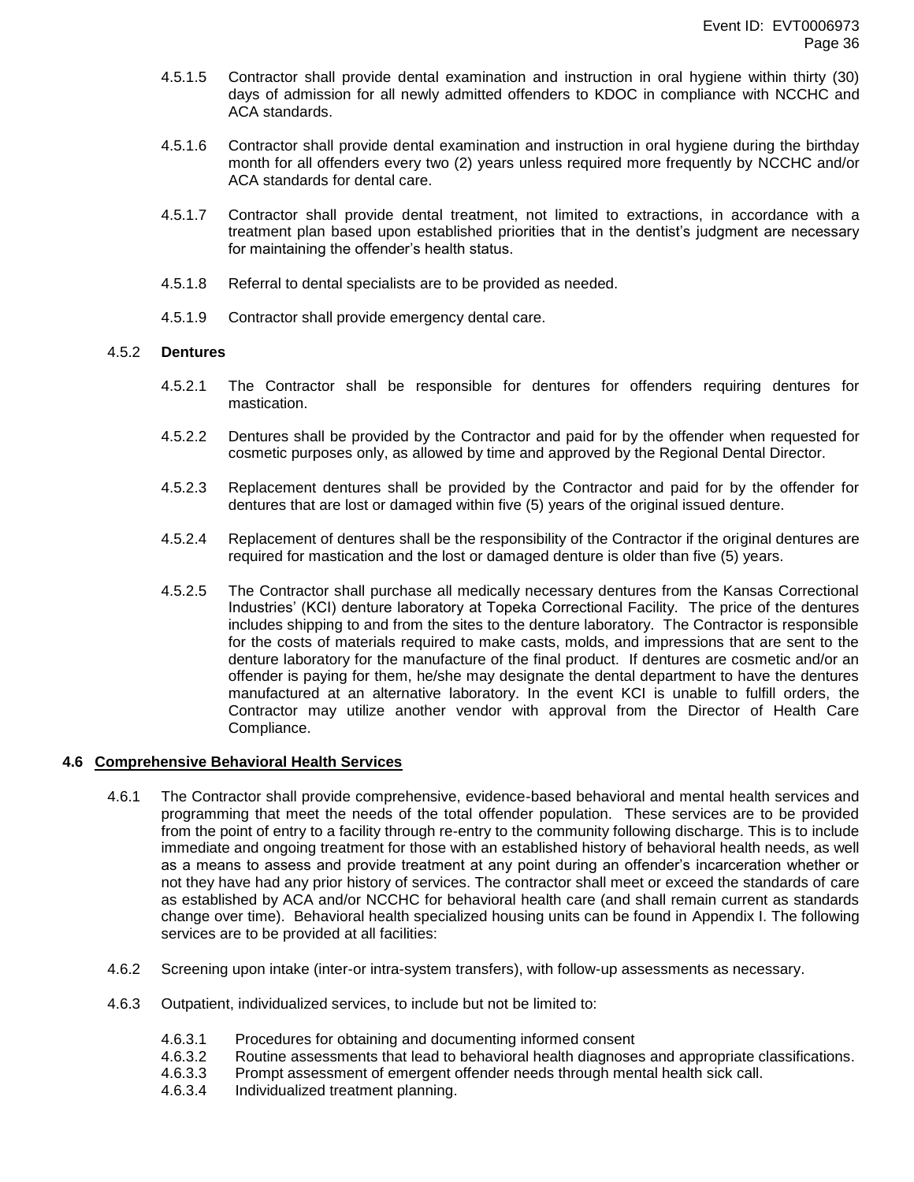4.5.1.5 Contractor shall provide dental examination and instruction in oral hygiene within thirty (30) days of admission for all newly admitted offenders to KDOC in compliance with NCCHC and ACA standards.

4.5.1.6 Contractor shall provide dental examination and instruction in oral hygiene during the birthday month for all offenders every two (2) years unless required more frequently by NCCHC and/or ACA standards for dental care.

4.5.1.7 Contractor shall provide dental treatment, not limited to extractions, in accordance with a treatment plan based upon established priorities that in the dentist's judgment are necessary for maintaining the offender's health status.

4.5.1.8 Referral to dental specialists are to be provided as needed.

4.5.1.9 Contractor shall provide emergency dental care.

4.5.2 **Dentures**

4.5.2.1 The Contractor shall be responsible for dentures for offenders requiring dentures for mastication.

4.5.2.2 Dentures shall be provided by the Contractor and paid for by the offender when requested for cosmetic purposes only, as allowed by time and approved by the Regional Dental Director.

4.5.2.3 Replacement dentures shall be provided by the Contractor and paid for by the offender for dentures that are lost or damaged within five (5) years of the original issued denture.

4.5.2.4 Replacement of dentures shall be the responsibility of the Contractor if the original dentures are required for mastication and the lost or damaged denture is older than five (5) years.

4.5.2.5 The Contractor shall purchase all medically necessary dentures from the Kansas Correctional Industries' (KCI) denture laboratory at Topeka Correctional Facility. The price of the dentures includes shipping to and from the sites to the denture laboratory. The Contractor is responsible for the costs of materials required to make casts, molds, and impressions that are sent to the denture laboratory for the manufacture of the final product. If dentures are cosmetic and/or an offender is paying for them, he/she may designate the dental department to have the dentures manufactured at an alternative laboratory. In the event KCI is unable to fulfill orders, the Contractor may utilize another vendor with approval from the Director of Health Care Compliance.

## 4.6 Comprehensive Behavioral Health Services

4.6.1 The Contractor shall provide comprehensive, evidence-based behavioral and mental health services and programming that meet the needs of the total offender population. These services are to be provided from the point of entry to a facility through re-entry to the community following discharge. This is to include immediate and ongoing treatment for those with an established history of behavioral health needs, as well as a means to assess and provide treatment at any point during an offender's incarceration whether or not they have had any prior history of services. The contractor shall meet or exceed the standards of care as established by ACA and/or NCCHC for behavioral health care (and shall remain current as standards change over time). Behavioral health specialized housing units can be found in Appendix I. The following services are to be provided at all facilities:

4.6.2 Screening upon intake (inter-or intra-system transfers), with follow-up assessments as necessary.

4.6.3 Outpatient, individualized services, to include but not be limited to:

4.6.3.1 Procedures for obtaining and documenting informed consent
4.6.3.2 Routine assessments that lead to behavioral health diagnoses and appropriate classifications.
4.6.3.3 Prompt assessment of emergent offender needs through mental health sick call.
4.6.3.4 Individualized treatment planning.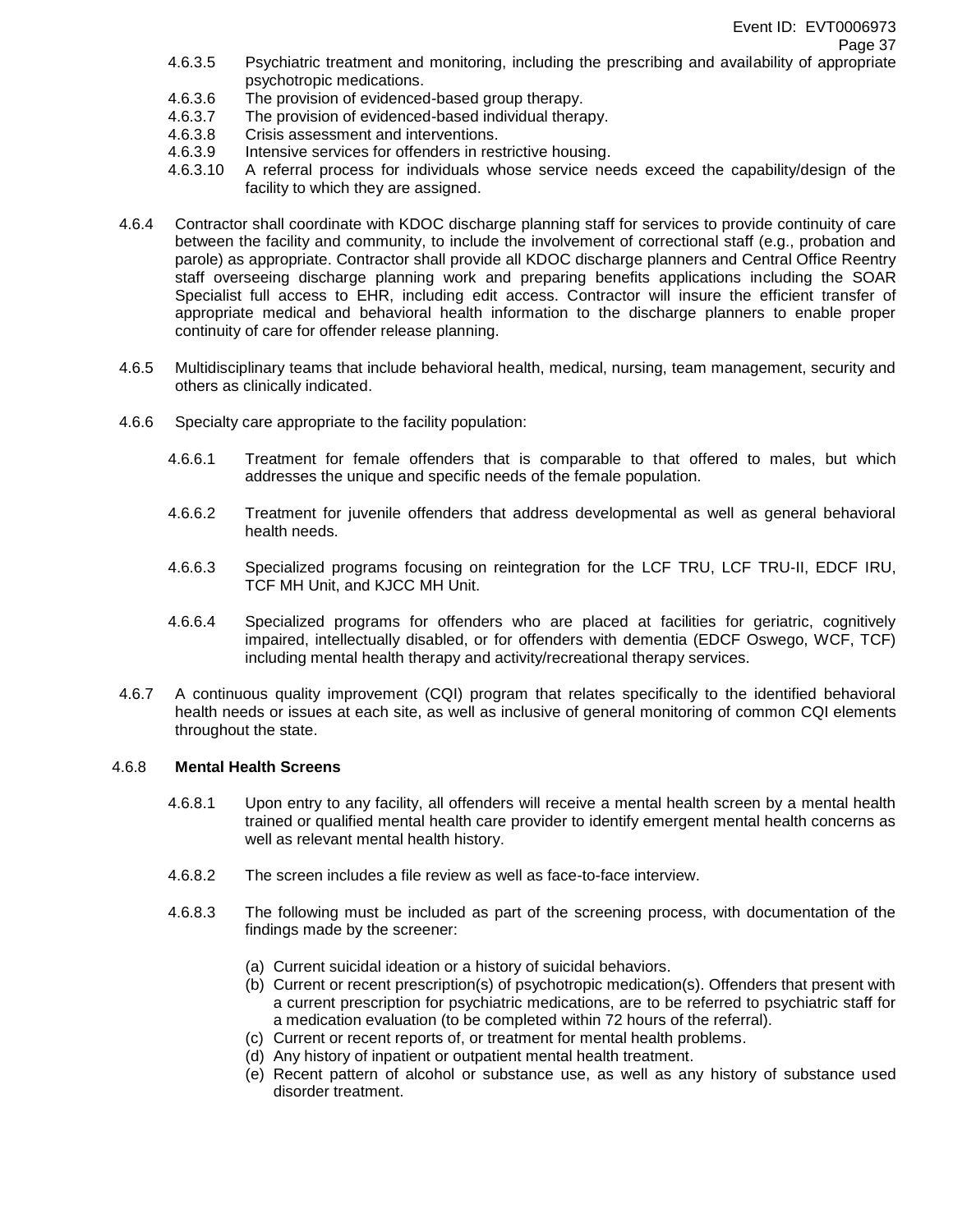4.6.3.5 Psychiatric treatment and monitoring, including the prescribing and availability of appropriate psychotropic medications.

4.6.3.6 The provision of evidenced-based group therapy.

4.6.3.7 The provision of evidenced-based individual therapy.

4.6.3.8 Crisis assessment and interventions.

4.6.3.9 Intensive services for offenders in restrictive housing.

4.6.3.10 A referral process for individuals whose service needs exceed the capability/design of the facility to which they are assigned.

4.6.4 Contractor shall coordinate with KDOC discharge planning staff for services to provide continuity of care between the facility and community, to include the involvement of correctional staff (e.g., probation and parole) as appropriate. Contractor shall provide all KDOC discharge planners and Central Office Reentry staff overseeing discharge planning work and preparing benefits applications including the SOAR Specialist full access to EHR, including edit access. Contractor will insure the efficient transfer of appropriate medical and behavioral health information to the discharge planners to enable proper continuity of care for offender release planning.

4.6.5 Multidisciplinary teams that include behavioral health, medical, nursing, team management, security and others as clinically indicated.

4.6.6 Specialty care appropriate to the facility population:

4.6.6.1 Treatment for female offenders that is comparable to that offered to males, but which addresses the unique and specific needs of the female population.

4.6.6.2 Treatment for juvenile offenders that address developmental as well as general behavioral health needs.

4.6.6.3 Specialized programs focusing on reintegration for the LCF TRU, LCF TRU-II, EDCF IRU, TCF MH Unit, and KJCC MH Unit.

4.6.6.4 Specialized programs for offenders who are placed at facilities for geriatric, cognitively impaired, intellectually disabled, or for offenders with dementia (EDCF Oswego, WCF, TCF) including mental health therapy and activity/recreational therapy services.

4.6.7 A continuous quality improvement (CQI) program that relates specifically to the identified behavioral health needs or issues at each site, as well as inclusive of general monitoring of common CQI elements throughout the state.

4.6.8 **Mental Health Screens**

4.6.8.1 Upon entry to any facility, all offenders will receive a mental health screen by a mental health trained or qualified mental health care provider to identify emergent mental health concerns as well as relevant mental health history.

4.6.8.2 The screen includes a file review as well as face-to-face interview.

4.6.8.3 The following must be included as part of the screening process, with documentation of the findings made by the screener:

(a) Current suicidal ideation or a history of suicidal behaviors.
(b) Current or recent prescription(s) of psychotropic medication(s). Offenders that present with a current prescription for psychiatric medications, are to be referred to psychiatric staff for a medication evaluation (to be completed within 72 hours of the referral).
(c) Current or recent reports of, or treatment for mental health problems.
(d) Any history of inpatient or outpatient mental health treatment.
(e) Recent pattern of alcohol or substance use, as well as any history of substance used disorder treatment.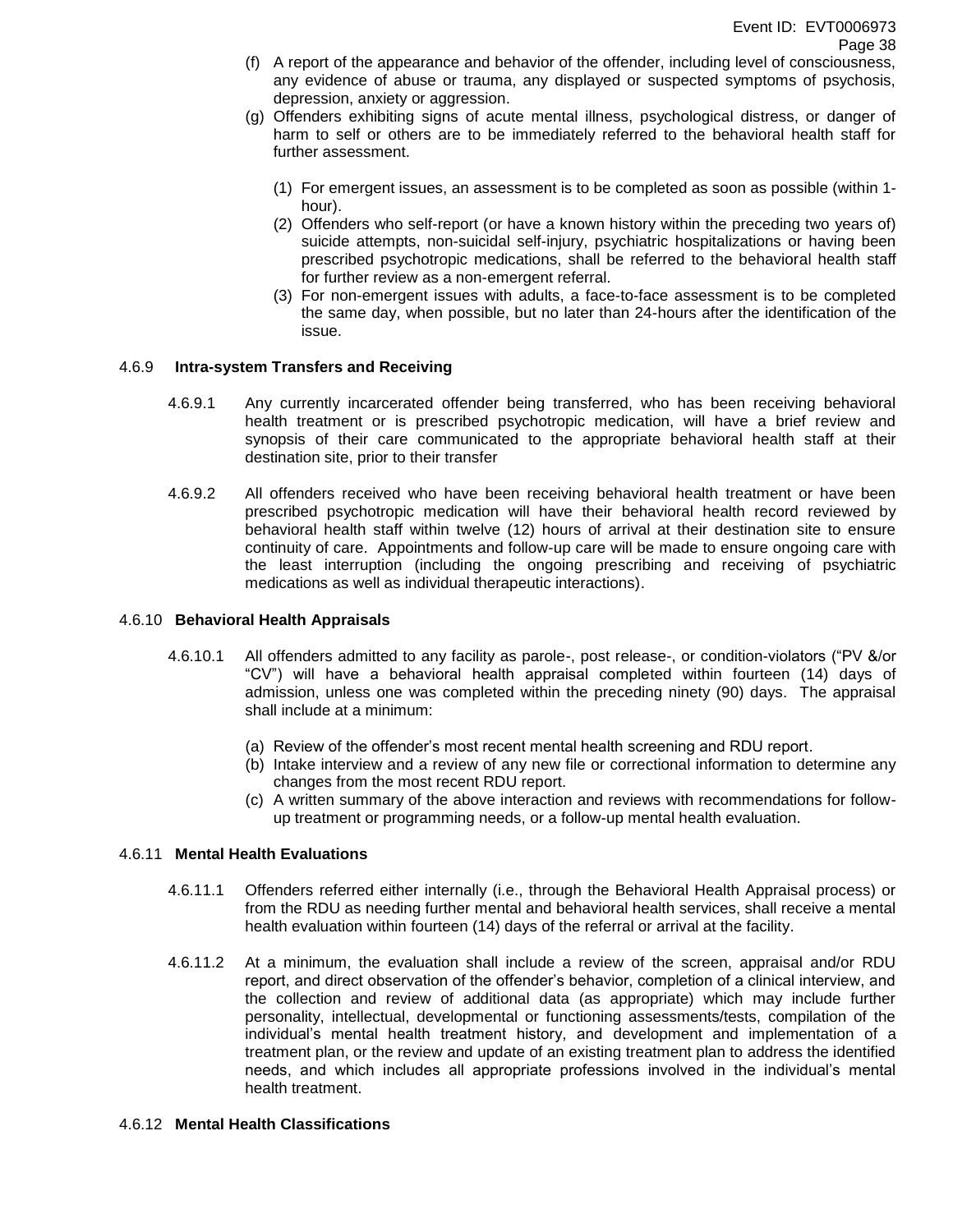(f) A report of the appearance and behavior of the offender, including level of consciousness, any evidence of abuse or trauma, any displayed or suspected symptoms of psychosis, depression, anxiety or aggression.

(g) Offenders exhibiting signs of acute mental illness, psychological distress, or danger of harm to self or others are to be immediately referred to the behavioral health staff for further assessment.

(1) For emergent issues, an assessment is to be completed as soon as possible (within 1-hour).

(2) Offenders who self-report (or have a known history within the preceding two years of) suicide attempts, non-suicidal self-injury, psychiatric hospitalizations or having been prescribed psychotropic medications, shall be referred to the behavioral health staff for further review as a non-emergent referral.

(3) For non-emergent issues with adults, a face-to-face assessment is to be completed the same day, when possible, but no later than 24-hours after the identification of the issue.

4.6.9 **Intra-system Transfers and Receiving**

4.6.9.1 Any currently incarcerated offender being transferred, who has been receiving behavioral health treatment or is prescribed psychotropic medication, will have a brief review and synopsis of their care communicated to the appropriate behavioral health staff at their destination site, prior to their transfer

4.6.9.2 All offenders received who have been receiving behavioral health treatment or have been prescribed psychotropic medication will have their behavioral health record reviewed by behavioral health staff within twelve (12) hours of arrival at their destination site to ensure continuity of care. Appointments and follow-up care will be made to ensure ongoing care with the least interruption (including the ongoing prescribing and receiving of psychiatric medications as well as individual therapeutic interactions).

4.6.10 **Behavioral Health Appraisals**

4.6.10.1 All offenders admitted to any facility as parole-, post release-, or condition-violators ("PV &/or "CV") will have a behavioral health appraisal completed within fourteen (14) days of admission, unless one was completed within the preceding ninety (90) days. The appraisal shall include at a minimum:

(a) Review of the offender's most recent mental health screening and RDU report.

(b) Intake interview and a review of any new file or correctional information to determine any changes from the most recent RDU report.

(c) A written summary of the above interaction and reviews with recommendations for follow-up treatment or programming needs, or a follow-up mental health evaluation.

4.6.11 **Mental Health Evaluations**

4.6.11.1 Offenders referred either internally (i.e., through the Behavioral Health Appraisal process) or from the RDU as needing further mental and behavioral health services, shall receive a mental health evaluation within fourteen (14) days of the referral or arrival at the facility.

4.6.11.2 At a minimum, the evaluation shall include a review of the screen, appraisal and/or RDU report, and direct observation of the offender's behavior, completion of a clinical interview, and the collection and review of additional data (as appropriate) which may include further personality, intellectual, developmental or functioning assessments/tests, compilation of the individual's mental health treatment history, and development and implementation of a treatment plan, or the review and update of an existing treatment plan to address the identified needs, and which includes all appropriate professions involved in the individual's mental health treatment.

4.6.12 **Mental Health Classifications**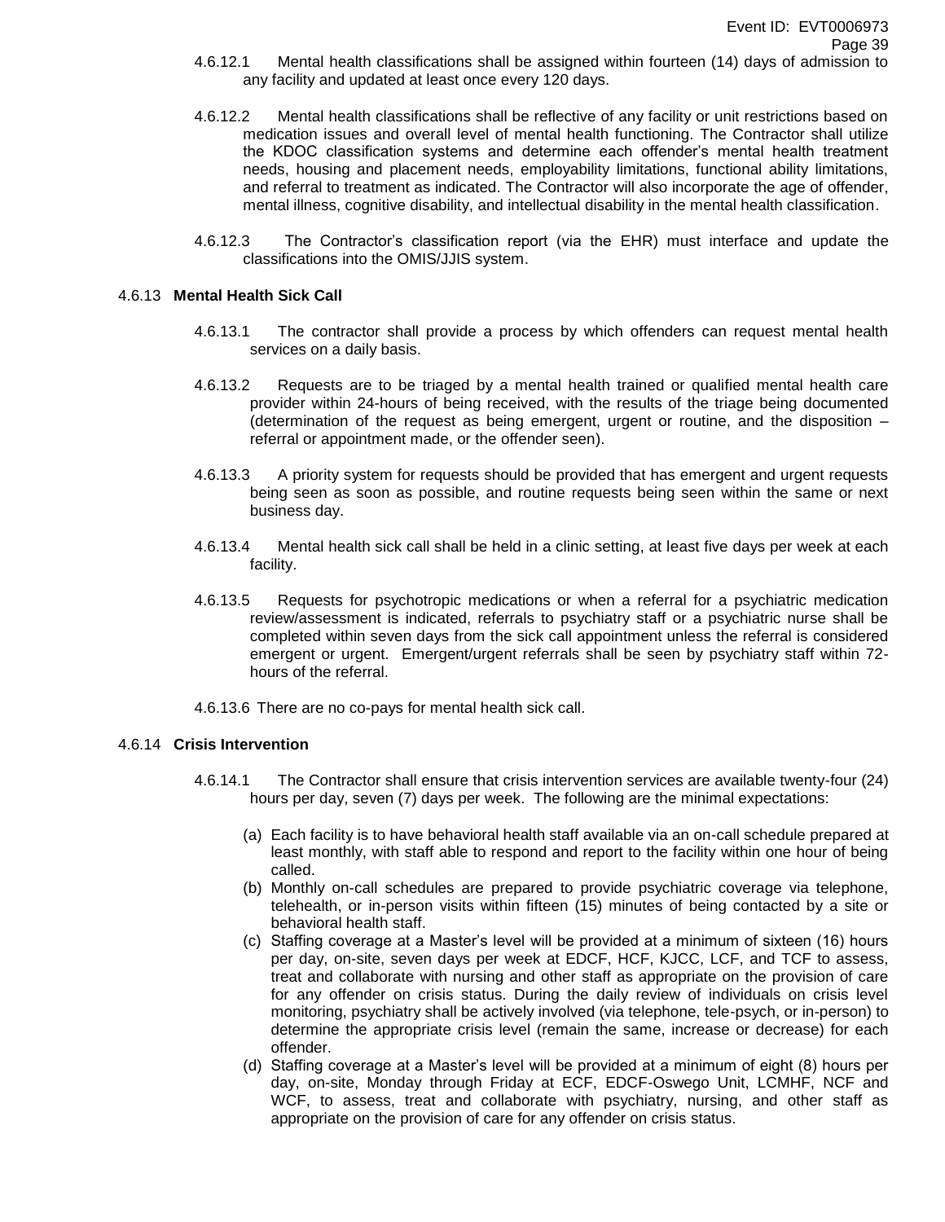4.6.12.1 Mental health classifications shall be assigned within fourteen (14) days of admission to any facility and updated at least once every 120 days.

4.6.12.2 Mental health classifications shall be reflective of any facility or unit restrictions based on medication issues and overall level of mental health functioning. The Contractor shall utilize the KDOC classification systems and determine each offender's mental health treatment needs, housing and placement needs, employability limitations, functional ability limitations, and referral to treatment as indicated. The Contractor will also incorporate the age of offender, mental illness, cognitive disability, and intellectual disability in the mental health classification.

4.6.12.3 The Contractor's classification report (via the EHR) must interface and update the classifications into the OMIS/JJIS system.

### 4.6.13 **Mental Health Sick Call**

4.6.13.1 The contractor shall provide a process by which offenders can request mental health services on a daily basis.

4.6.13.2 Requests are to be triaged by a mental health trained or qualified mental health care provider within 24-hours of being received, with the results of the triage being documented (determination of the request as being emergent, urgent or routine, and the disposition – referral or appointment made, or the offender seen).

4.6.13.3 A priority system for requests should be provided that has emergent and urgent requests being seen as soon as possible, and routine requests being seen within the same or next business day.

4.6.13.4 Mental health sick call shall be held in a clinic setting, at least five days per week at each facility.

4.6.13.5 Requests for psychotropic medications or when a referral for a psychiatric medication review/assessment is indicated, referrals to psychiatry staff or a psychiatric nurse shall be completed within seven days from the sick call appointment unless the referral is considered emergent or urgent. Emergent/urgent referrals shall be seen by psychiatry staff within 72-hours of the referral.

4.6.13.6 There are no co-pays for mental health sick call.

### 4.6.14 **Crisis Intervention**

4.6.14.1 The Contractor shall ensure that crisis intervention services are available twenty-four (24) hours per day, seven (7) days per week. The following are the minimal expectations:

(a) Each facility is to have behavioral health staff available via an on-call schedule prepared at least monthly, with staff able to respond and report to the facility within one hour of being called.

(b) Monthly on-call schedules are prepared to provide psychiatric coverage via telephone, telehealth, or in-person visits within fifteen (15) minutes of being contacted by a site or behavioral health staff.

(c) Staffing coverage at a Master's level will be provided at a minimum of sixteen (16) hours per day, on-site, seven days per week at EDCF, HCF, KJCC, LCF, and TCF to assess, treat and collaborate with nursing and other staff as appropriate on the provision of care for any offender on crisis status. During the daily review of individuals on crisis level monitoring, psychiatry shall be actively involved (via telephone, tele-psych, or in-person) to determine the appropriate crisis level (remain the same, increase or decrease) for each offender.

(d) Staffing coverage at a Master's level will be provided at a minimum of eight (8) hours per day, on-site, Monday through Friday at ECF, EDCF-Oswego Unit, LCMHF, NCF and WCF, to assess, treat and collaborate with psychiatry, nursing, and other staff as appropriate on the provision of care for any offender on crisis status.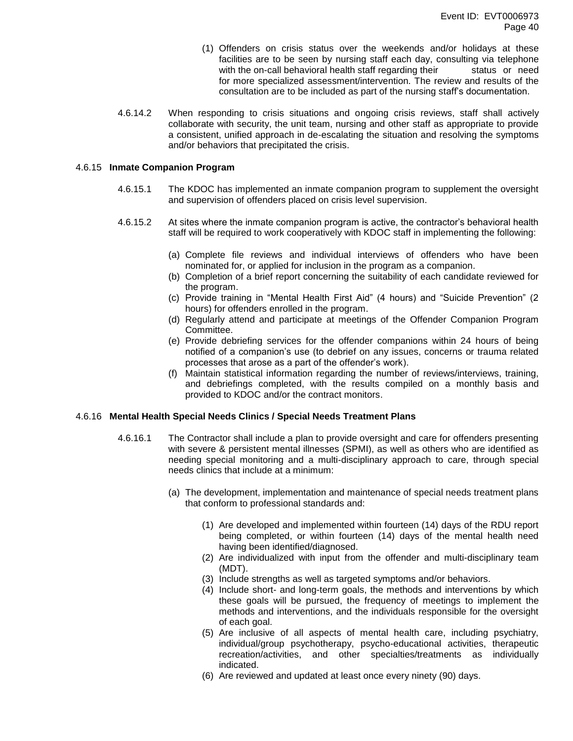(1) Offenders on crisis status over the weekends and/or holidays at these facilities are to be seen by nursing staff each day, consulting via telephone with the on-call behavioral health staff regarding their status or need for more specialized assessment/intervention. The review and results of the consultation are to be included as part of the nursing staff's documentation.

4.6.14.2 When responding to crisis situations and ongoing crisis reviews, staff shall actively collaborate with security, the unit team, nursing and other staff as appropriate to provide a consistent, unified approach in de-escalating the situation and resolving the symptoms and/or behaviors that precipitated the crisis.

4.6.15 **Inmate Companion Program**

4.6.15.1 The KDOC has implemented an inmate companion program to supplement the oversight and supervision of offenders placed on crisis level supervision.

4.6.15.2 At sites where the inmate companion program is active, the contractor's behavioral health staff will be required to work cooperatively with KDOC staff in implementing the following:

(a) Complete file reviews and individual interviews of offenders who have been nominated for, or applied for inclusion in the program as a companion.
(b) Completion of a brief report concerning the suitability of each candidate reviewed for the program.
(c) Provide training in "Mental Health First Aid" (4 hours) and "Suicide Prevention" (2 hours) for offenders enrolled in the program.
(d) Regularly attend and participate at meetings of the Offender Companion Program Committee.
(e) Provide debriefing services for the offender companions within 24 hours of being notified of a companion's use (to debrief on any issues, concerns or trauma related processes that arose as a part of the offender's work).
(f) Maintain statistical information regarding the number of reviews/interviews, training, and debriefings completed, with the results compiled on a monthly basis and provided to KDOC and/or the contract monitors.

4.6.16 **Mental Health Special Needs Clinics / Special Needs Treatment Plans**

4.6.16.1 The Contractor shall include a plan to provide oversight and care for offenders presenting with severe & persistent mental illnesses (SPMI), as well as others who are identified as needing special monitoring and a multi-disciplinary approach to care, through special needs clinics that include at a minimum:

(a) The development, implementation and maintenance of special needs treatment plans that conform to professional standards and:

(1) Are developed and implemented within fourteen (14) days of the RDU report being completed, or within fourteen (14) days of the mental health need having been identified/diagnosed.
(2) Are individualized with input from the offender and multi-disciplinary team (MDT).
(3) Include strengths as well as targeted symptoms and/or behaviors.
(4) Include short- and long-term goals, the methods and interventions by which these goals will be pursued, the frequency of meetings to implement the methods and interventions, and the individuals responsible for the oversight of each goal.
(5) Are inclusive of all aspects of mental health care, including psychiatry, individual/group psychotherapy, psycho-educational activities, therapeutic recreation/activities, and other specialties/treatments as individually indicated.
(6) Are reviewed and updated at least once every ninety (90) days.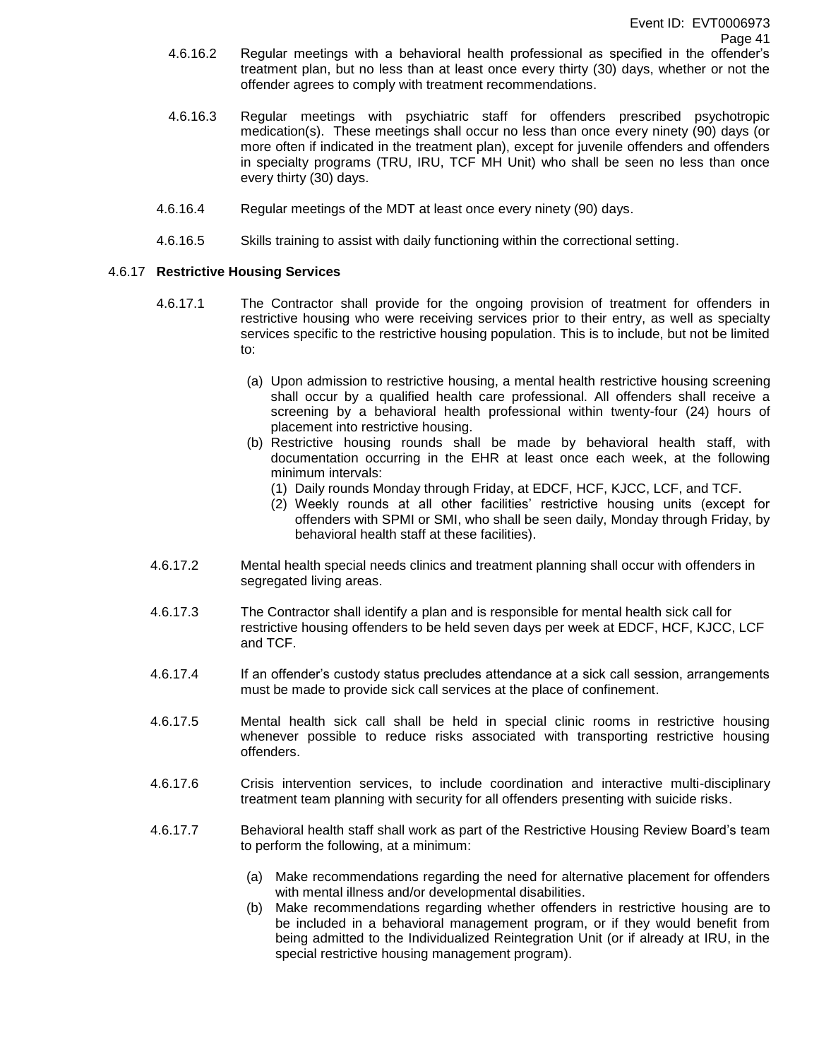4.6.16.2 Regular meetings with a behavioral health professional as specified in the offender's treatment plan, but no less than at least once every thirty (30) days, whether or not the offender agrees to comply with treatment recommendations.

4.6.16.3 Regular meetings with psychiatric staff for offenders prescribed psychotropic medication(s). These meetings shall occur no less than once every ninety (90) days (or more often if indicated in the treatment plan), except for juvenile offenders and offenders in specialty programs (TRU, IRU, TCF MH Unit) who shall be seen no less than once every thirty (30) days.

4.6.16.4 Regular meetings of the MDT at least once every ninety (90) days.

4.6.16.5 Skills training to assist with daily functioning within the correctional setting.

4.6.17 **Restrictive Housing Services**

4.6.17.1 The Contractor shall provide for the ongoing provision of treatment for offenders in restrictive housing who were receiving services prior to their entry, as well as specialty services specific to the restrictive housing population. This is to include, but not be limited to:

(a) Upon admission to restrictive housing, a mental health restrictive housing screening shall occur by a qualified health care professional. All offenders shall receive a screening by a behavioral health professional within twenty-four (24) hours of placement into restrictive housing.

(b) Restrictive housing rounds shall be made by behavioral health staff, with documentation occurring in the EHR at least once each week, at the following minimum intervals:

(1) Daily rounds Monday through Friday, at EDCF, HCF, KJCC, LCF, and TCF.

(2) Weekly rounds at all other facilities' restrictive housing units (except for offenders with SPMI or SMI, who shall be seen daily, Monday through Friday, by behavioral health staff at these facilities).

4.6.17.2 Mental health special needs clinics and treatment planning shall occur with offenders in segregated living areas.

4.6.17.3 The Contractor shall identify a plan and is responsible for mental health sick call for restrictive housing offenders to be held seven days per week at EDCF, HCF, KJCC, LCF and TCF.

4.6.17.4 If an offender's custody status precludes attendance at a sick call session, arrangements must be made to provide sick call services at the place of confinement.

4.6.17.5 Mental health sick call shall be held in special clinic rooms in restrictive housing whenever possible to reduce risks associated with transporting restrictive housing offenders.

4.6.17.6 Crisis intervention services, to include coordination and interactive multi-disciplinary treatment team planning with security for all offenders presenting with suicide risks.

4.6.17.7 Behavioral health staff shall work as part of the Restrictive Housing Review Board's team to perform the following, at a minimum:

(a) Make recommendations regarding the need for alternative placement for offenders with mental illness and/or developmental disabilities.

(b) Make recommendations regarding whether offenders in restrictive housing are to be included in a behavioral management program, or if they would benefit from being admitted to the Individualized Reintegration Unit (or if already at IRU, in the special restrictive housing management program).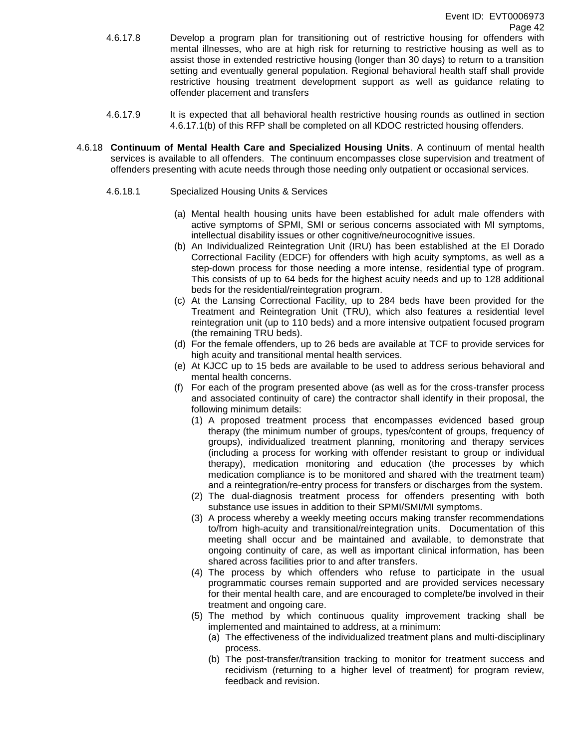4.6.17.8 Develop a program plan for transitioning out of restrictive housing for offenders with mental illnesses, who are at high risk for returning to restrictive housing as well as to assist those in extended restrictive housing (longer than 30 days) to return to a transition setting and eventually general population. Regional behavioral health staff shall provide restrictive housing treatment development support as well as guidance relating to offender placement and transfers

4.6.17.9 It is expected that all behavioral health restrictive housing rounds as outlined in section 4.6.17.1(b) of this RFP shall be completed on all KDOC restricted housing offenders.

4.6.18 **Continuum of Mental Health Care and Specialized Housing Units**. A continuum of mental health services is available to all offenders. The continuum encompasses close supervision and treatment of offenders presenting with acute needs through those needing only outpatient or occasional services.

4.6.18.1 Specialized Housing Units & Services

(a) Mental health housing units have been established for adult male offenders with active symptoms of SPMI, SMI or serious concerns associated with MI symptoms, intellectual disability issues or other cognitive/neurocognitive issues.

(b) An Individualized Reintegration Unit (IRU) has been established at the El Dorado Correctional Facility (EDCF) for offenders with high acuity symptoms, as well as a step-down process for those needing a more intense, residential type of program. This consists of up to 64 beds for the highest acuity needs and up to 128 additional beds for the residential/reintegration program.

(c) At the Lansing Correctional Facility, up to 284 beds have been provided for the Treatment and Reintegration Unit (TRU), which also features a residential level reintegration unit (up to 110 beds) and a more intensive outpatient focused program (the remaining TRU beds).

(d) For the female offenders, up to 26 beds are available at TCF to provide services for high acuity and transitional mental health services.

(e) At KJCC up to 15 beds are available to be used to address serious behavioral and mental health concerns.

(f) For each of the program presented above (as well as for the cross-transfer process and associated continuity of care) the contractor shall identify in their proposal, the following minimum details:

(1) A proposed treatment process that encompasses evidenced based group therapy (the minimum number of groups, types/content of groups, frequency of groups), individualized treatment planning, monitoring and therapy services (including a process for working with offender resistant to group or individual therapy), medication monitoring and education (the processes by which medication compliance is to be monitored and shared with the treatment team) and a reintegration/re-entry process for transfers or discharges from the system.

(2) The dual-diagnosis treatment process for offenders presenting with both substance use issues in addition to their SPMI/SMI/MI symptoms.

(3) A process whereby a weekly meeting occurs making transfer recommendations to/from high-acuity and transitional/reintegration units. Documentation of this meeting shall occur and be maintained and available, to demonstrate that ongoing continuity of care, as well as important clinical information, has been shared across facilities prior to and after transfers.

(4) The process by which offenders who refuse to participate in the usual programmatic courses remain supported and are provided services necessary for their mental health care, and are encouraged to complete/be involved in their treatment and ongoing care.

(5) The method by which continuous quality improvement tracking shall be implemented and maintained to address, at a minimum:

(a) The effectiveness of the individualized treatment plans and multi-disciplinary process.

(b) The post-transfer/transition tracking to monitor for treatment success and recidivism (returning to a higher level of treatment) for program review, feedback and revision.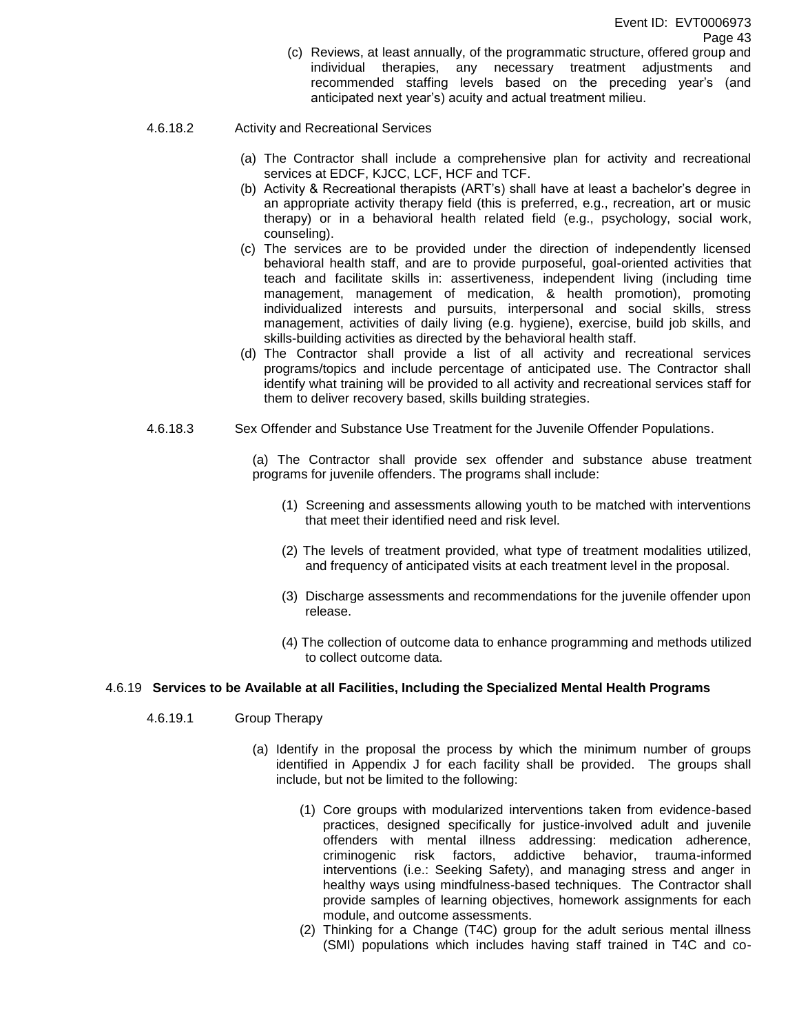(c) Reviews, at least annually, of the programmatic structure, offered group and individual therapies, any necessary treatment adjustments and recommended staffing levels based on the preceding year's (and anticipated next year's) acuity and actual treatment milieu.

4.6.18.2 Activity and Recreational Services

(a) The Contractor shall include a comprehensive plan for activity and recreational services at EDCF, KJCC, LCF, HCF and TCF.

(b) Activity & Recreational therapists (ART's) shall have at least a bachelor's degree in an appropriate activity therapy field (this is preferred, e.g., recreation, art or music therapy) or in a behavioral health related field (e.g., psychology, social work, counseling).

(c) The services are to be provided under the direction of independently licensed behavioral health staff, and are to provide purposeful, goal-oriented activities that teach and facilitate skills in: assertiveness, independent living (including time management, management of medication, & health promotion), promoting individualized interests and pursuits, interpersonal and social skills, stress management, activities of daily living (e.g. hygiene), exercise, build job skills, and skills-building activities as directed by the behavioral health staff.

(d) The Contractor shall provide a list of all activity and recreational services programs/topics and include percentage of anticipated use. The Contractor shall identify what training will be provided to all activity and recreational services staff for them to deliver recovery based, skills building strategies.

4.6.18.3 Sex Offender and Substance Use Treatment for the Juvenile Offender Populations.

(a) The Contractor shall provide sex offender and substance abuse treatment programs for juvenile offenders. The programs shall include:

(1) Screening and assessments allowing youth to be matched with interventions that meet their identified need and risk level.

(2) The levels of treatment provided, what type of treatment modalities utilized, and frequency of anticipated visits at each treatment level in the proposal.

(3) Discharge assessments and recommendations for the juvenile offender upon release.

(4) The collection of outcome data to enhance programming and methods utilized to collect outcome data.

4.6.19 **Services to be Available at all Facilities, Including the Specialized Mental Health Programs**

4.6.19.1 Group Therapy

(a) Identify in the proposal the process by which the minimum number of groups identified in Appendix J for each facility shall be provided. The groups shall include, but not be limited to the following:

(1) Core groups with modularized interventions taken from evidence-based practices, designed specifically for justice-involved adult and juvenile offenders with mental illness addressing: medication adherence, criminogenic risk factors, addictive behavior, trauma-informed interventions (i.e.: Seeking Safety), and managing stress and anger in healthy ways using mindfulness-based techniques. The Contractor shall provide samples of learning objectives, homework assignments for each module, and outcome assessments.

(2) Thinking for a Change (T4C) group for the adult serious mental illness (SMI) populations which includes having staff trained in T4C and co-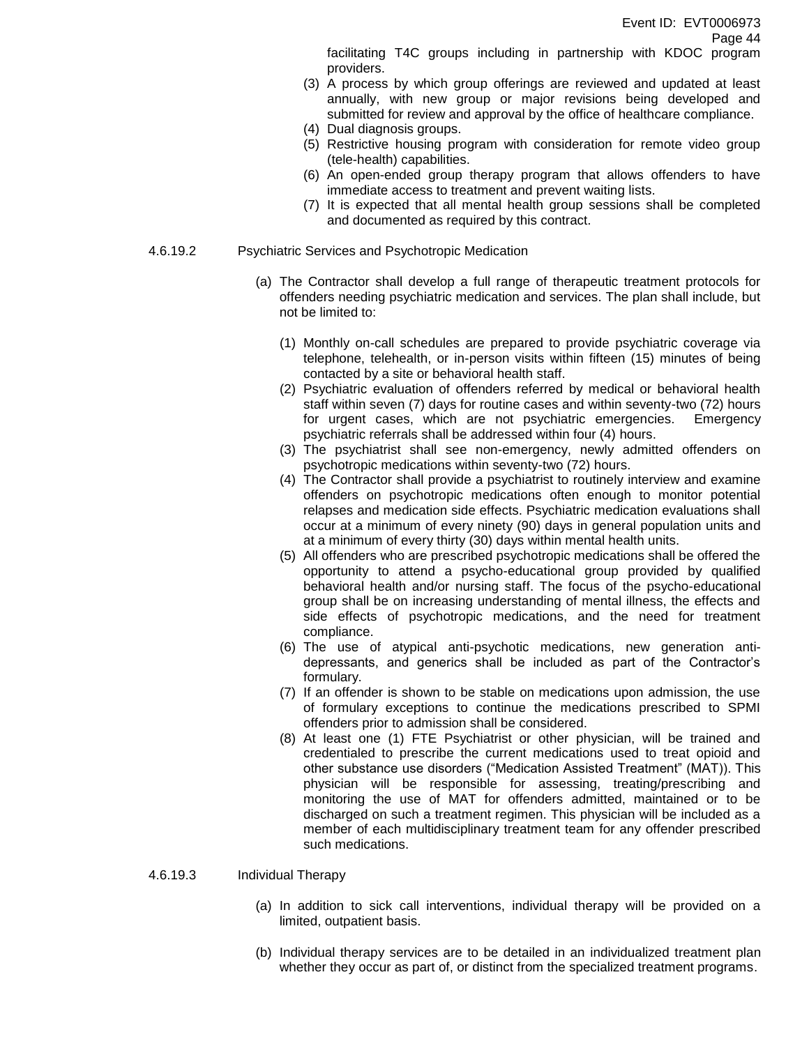facilitating T4C groups including in partnership with KDOC program providers.

(3) A process by which group offerings are reviewed and updated at least annually, with new group or major revisions being developed and submitted for review and approval by the office of healthcare compliance.
(4) Dual diagnosis groups.
(5) Restrictive housing program with consideration for remote video group (tele-health) capabilities.
(6) An open-ended group therapy program that allows offenders to have immediate access to treatment and prevent waiting lists.
(7) It is expected that all mental health group sessions shall be completed and documented as required by this contract.

4.6.19.2 Psychiatric Services and Psychotropic Medication

(a) The Contractor shall develop a full range of therapeutic treatment protocols for offenders needing psychiatric medication and services. The plan shall include, but not be limited to:

(1) Monthly on-call schedules are prepared to provide psychiatric coverage via telephone, telehealth, or in-person visits within fifteen (15) minutes of being contacted by a site or behavioral health staff.
(2) Psychiatric evaluation of offenders referred by medical or behavioral health staff within seven (7) days for routine cases and within seventy-two (72) hours for urgent cases, which are not psychiatric emergencies. Emergency psychiatric referrals shall be addressed within four (4) hours.
(3) The psychiatrist shall see non-emergency, newly admitted offenders on psychotropic medications within seventy-two (72) hours.
(4) The Contractor shall provide a psychiatrist to routinely interview and examine offenders on psychotropic medications often enough to monitor potential relapses and medication side effects. Psychiatric medication evaluations shall occur at a minimum of every ninety (90) days in general population units and at a minimum of every thirty (30) days within mental health units.
(5) All offenders who are prescribed psychotropic medications shall be offered the opportunity to attend a psycho-educational group provided by qualified behavioral health and/or nursing staff. The focus of the psycho-educational group shall be on increasing understanding of mental illness, the effects and side effects of psychotropic medications, and the need for treatment compliance.
(6) The use of atypical anti-psychotic medications, new generation anti-depressants, and generics shall be included as part of the Contractor's formulary.
(7) If an offender is shown to be stable on medications upon admission, the use of formulary exceptions to continue the medications prescribed to SPMI offenders prior to admission shall be considered.
(8) At least one (1) FTE Psychiatrist or other physician, will be trained and credentialed to prescribe the current medications used to treat opioid and other substance use disorders ("Medication Assisted Treatment" (MAT)). This physician will be responsible for assessing, treating/prescribing and monitoring the use of MAT for offenders admitted, maintained or to be discharged on such a treatment regimen. This physician will be included as a member of each multidisciplinary treatment team for any offender prescribed such medications.

4.6.19.3 Individual Therapy

(a) In addition to sick call interventions, individual therapy will be provided on a limited, outpatient basis.

(b) Individual therapy services are to be detailed in an individualized treatment plan whether they occur as part of, or distinct from the specialized treatment programs.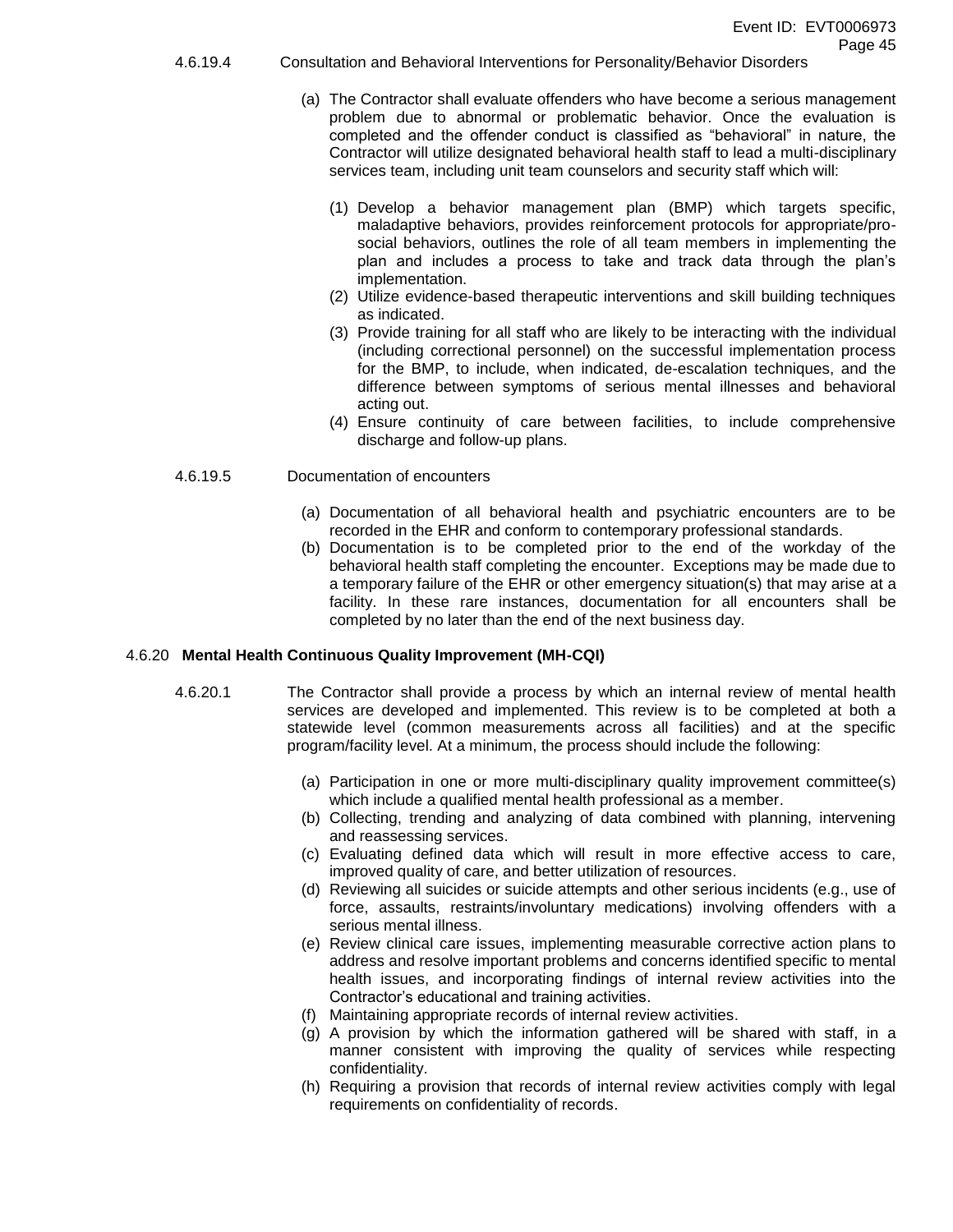4.6.19.4 Consultation and Behavioral Interventions for Personality/Behavior Disorders

(a) The Contractor shall evaluate offenders who have become a serious management problem due to abnormal or problematic behavior. Once the evaluation is completed and the offender conduct is classified as "behavioral" in nature, the Contractor will utilize designated behavioral health staff to lead a multi-disciplinary services team, including unit team counselors and security staff which will:

(1) Develop a behavior management plan (BMP) which targets specific, maladaptive behaviors, provides reinforcement protocols for appropriate/pro-social behaviors, outlines the role of all team members in implementing the plan and includes a process to take and track data through the plan's implementation.
(2) Utilize evidence-based therapeutic interventions and skill building techniques as indicated.
(3) Provide training for all staff who are likely to be interacting with the individual (including correctional personnel) on the successful implementation process for the BMP, to include, when indicated, de-escalation techniques, and the difference between symptoms of serious mental illnesses and behavioral acting out.
(4) Ensure continuity of care between facilities, to include comprehensive discharge and follow-up plans.

4.6.19.5 Documentation of encounters

(a) Documentation of all behavioral health and psychiatric encounters are to be recorded in the EHR and conform to contemporary professional standards.
(b) Documentation is to be completed prior to the end of the workday of the behavioral health staff completing the encounter. Exceptions may be made due to a temporary failure of the EHR or other emergency situation(s) that may arise at a facility. In these rare instances, documentation for all encounters shall be completed by no later than the end of the next business day.

### 4.6.20 Mental Health Continuous Quality Improvement (MH-CQI)

4.6.20.1 The Contractor shall provide a process by which an internal review of mental health services are developed and implemented. This review is to be completed at both a statewide level (common measurements across all facilities) and at the specific program/facility level. At a minimum, the process should include the following:

(a) Participation in one or more multi-disciplinary quality improvement committee(s) which include a qualified mental health professional as a member.
(b) Collecting, trending and analyzing of data combined with planning, intervening and reassessing services.
(c) Evaluating defined data which will result in more effective access to care, improved quality of care, and better utilization of resources.
(d) Reviewing all suicides or suicide attempts and other serious incidents (e.g., use of force, assaults, restraints/involuntary medications) involving offenders with a serious mental illness.
(e) Review clinical care issues, implementing measurable corrective action plans to address and resolve important problems and concerns identified specific to mental health issues, and incorporating findings of internal review activities into the Contractor's educational and training activities.
(f) Maintaining appropriate records of internal review activities.
(g) A provision by which the information gathered will be shared with staff, in a manner consistent with improving the quality of services while respecting confidentiality.
(h) Requiring a provision that records of internal review activities comply with legal requirements on confidentiality of records.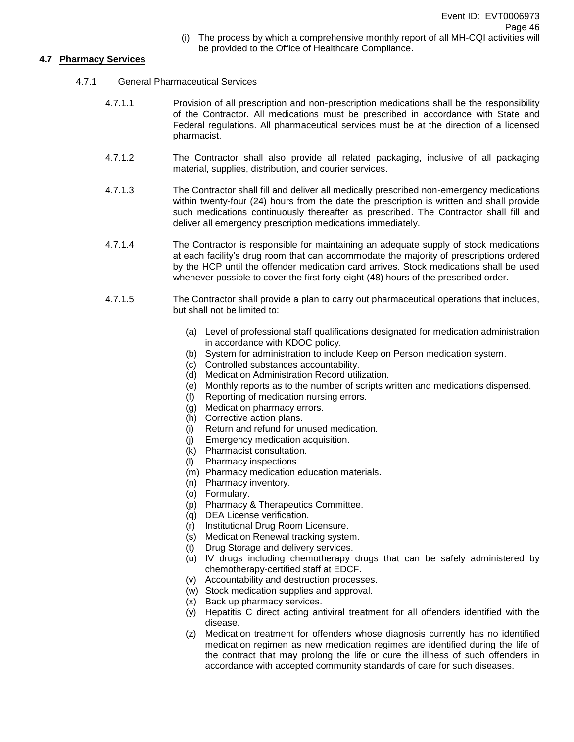(i) The process by which a comprehensive monthly report of all MH-CQI activities will be provided to the Office of Healthcare Compliance.

## 4.7 Pharmacy Services

### 4.7.1 General Pharmaceutical Services

4.7.1.1 Provision of all prescription and non-prescription medications shall be the responsibility of the Contractor. All medications must be prescribed in accordance with State and Federal regulations. All pharmaceutical services must be at the direction of a licensed pharmacist.

4.7.1.2 The Contractor shall also provide all related packaging, inclusive of all packaging material, supplies, distribution, and courier services.

4.7.1.3 The Contractor shall fill and deliver all medically prescribed non-emergency medications within twenty-four (24) hours from the date the prescription is written and shall provide such medications continuously thereafter as prescribed. The Contractor shall fill and deliver all emergency prescription medications immediately.

4.7.1.4 The Contractor is responsible for maintaining an adequate supply of stock medications at each facility's drug room that can accommodate the majority of prescriptions ordered by the HCP until the offender medication card arrives. Stock medications shall be used whenever possible to cover the first forty-eight (48) hours of the prescribed order.

4.7.1.5 The Contractor shall provide a plan to carry out pharmaceutical operations that includes, but shall not be limited to:

(a) Level of professional staff qualifications designated for medication administration in accordance with KDOC policy.
(b) System for administration to include Keep on Person medication system.
(c) Controlled substances accountability.
(d) Medication Administration Record utilization.
(e) Monthly reports as to the number of scripts written and medications dispensed.
(f) Reporting of medication nursing errors.
(g) Medication pharmacy errors.
(h) Corrective action plans.
(i) Return and refund for unused medication.
(j) Emergency medication acquisition.
(k) Pharmacist consultation.
(l) Pharmacy inspections.
(m) Pharmacy medication education materials.
(n) Pharmacy inventory.
(o) Formulary.
(p) Pharmacy & Therapeutics Committee.
(q) DEA License verification.
(r) Institutional Drug Room Licensure.
(s) Medication Renewal tracking system.
(t) Drug Storage and delivery services.
(u) IV drugs including chemotherapy drugs that can be safely administered by chemotherapy-certified staff at EDCF.
(v) Accountability and destruction processes.
(w) Stock medication supplies and approval.
(x) Back up pharmacy services.
(y) Hepatitis C direct acting antiviral treatment for all offenders identified with the disease.
(z) Medication treatment for offenders whose diagnosis currently has no identified medication regimen as new medication regimes are identified during the life of the contract that may prolong the life or cure the illness of such offenders in accordance with accepted community standards of care for such diseases.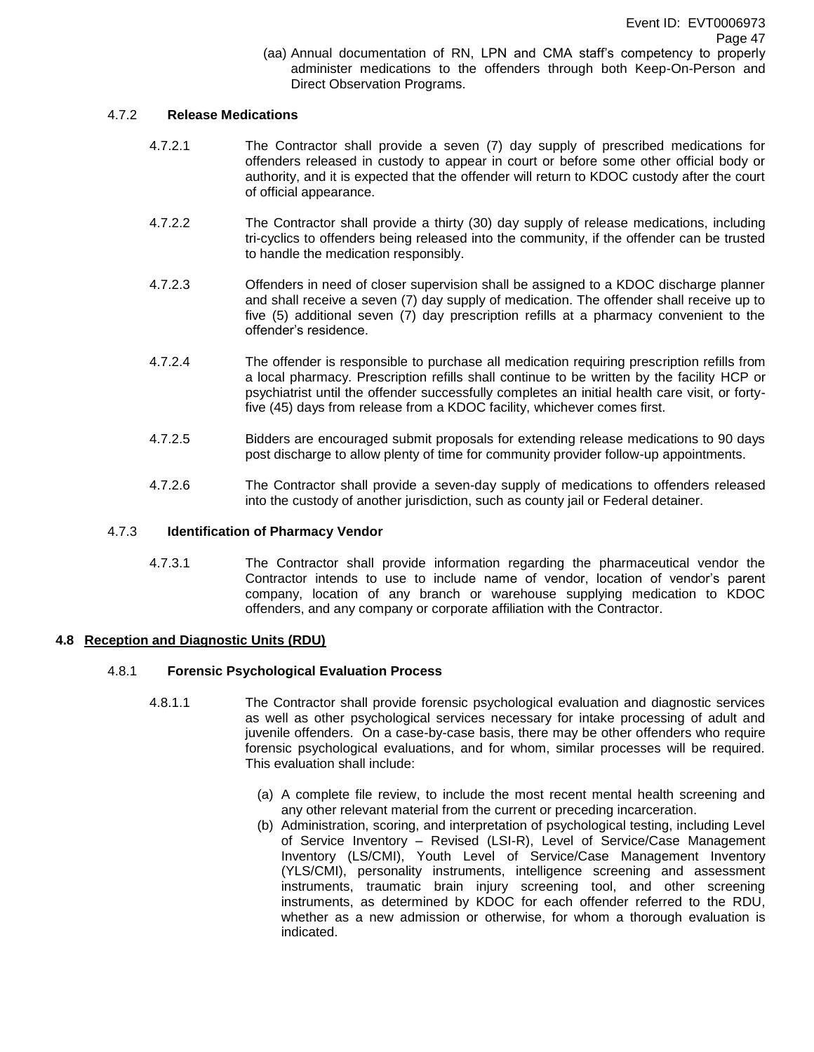(aa) Annual documentation of RN, LPN and CMA staff's competency to properly administer medications to the offenders through both Keep-On-Person and Direct Observation Programs.

4.7.2 **Release Medications**

4.7.2.1 The Contractor shall provide a seven (7) day supply of prescribed medications for offenders released in custody to appear in court or before some other official body or authority, and it is expected that the offender will return to KDOC custody after the court of official appearance.

4.7.2.2 The Contractor shall provide a thirty (30) day supply of release medications, including tri-cyclics to offenders being released into the community, if the offender can be trusted to handle the medication responsibly.

4.7.2.3 Offenders in need of closer supervision shall be assigned to a KDOC discharge planner and shall receive a seven (7) day supply of medication. The offender shall receive up to five (5) additional seven (7) day prescription refills at a pharmacy convenient to the offender's residence.

4.7.2.4 The offender is responsible to purchase all medication requiring prescription refills from a local pharmacy. Prescription refills shall continue to be written by the facility HCP or psychiatrist until the offender successfully completes an initial health care visit, or forty-five (45) days from release from a KDOC facility, whichever comes first.

4.7.2.5 Bidders are encouraged submit proposals for extending release medications to 90 days post discharge to allow plenty of time for community provider follow-up appointments.

4.7.2.6 The Contractor shall provide a seven-day supply of medications to offenders released into the custody of another jurisdiction, such as county jail or Federal detainer.

4.7.3 **Identification of Pharmacy Vendor**

4.7.3.1 The Contractor shall provide information regarding the pharmaceutical vendor the Contractor intends to use to include name of vendor, location of vendor's parent company, location of any branch or warehouse supplying medication to KDOC offenders, and any company or corporate affiliation with the Contractor.

## 4.8 Reception and Diagnostic Units (RDU)

4.8.1 **Forensic Psychological Evaluation Process**

4.8.1.1 The Contractor shall provide forensic psychological evaluation and diagnostic services as well as other psychological services necessary for intake processing of adult and juvenile offenders. On a case-by-case basis, there may be other offenders who require forensic psychological evaluations, and for whom, similar processes will be required. This evaluation shall include:

(a) A complete file review, to include the most recent mental health screening and any other relevant material from the current or preceding incarceration.

(b) Administration, scoring, and interpretation of psychological testing, including Level of Service Inventory – Revised (LSI-R), Level of Service/Case Management Inventory (LS/CMI), Youth Level of Service/Case Management Inventory (YLS/CMI), personality instruments, intelligence screening and assessment instruments, traumatic brain injury screening tool, and other screening instruments, as determined by KDOC for each offender referred to the RDU, whether as a new admission or otherwise, for whom a thorough evaluation is indicated.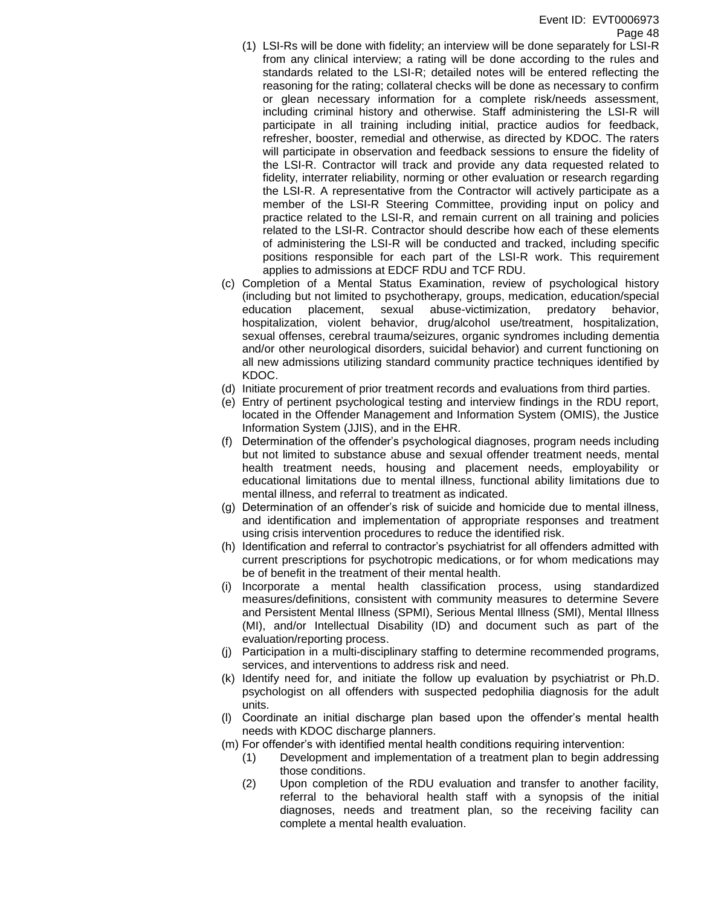(1) LSI-Rs will be done with fidelity; an interview will be done separately for LSI-R from any clinical interview; a rating will be done according to the rules and standards related to the LSI-R; detailed notes will be entered reflecting the reasoning for the rating; collateral checks will be done as necessary to confirm or glean necessary information for a complete risk/needs assessment, including criminal history and otherwise. Staff administering the LSI-R will participate in all training including initial, practice audios for feedback, refresher, booster, remedial and otherwise, as directed by KDOC. The raters will participate in observation and feedback sessions to ensure the fidelity of the LSI-R. Contractor will track and provide any data requested related to fidelity, interrater reliability, norming or other evaluation or research regarding the LSI-R. A representative from the Contractor will actively participate as a member of the LSI-R Steering Committee, providing input on policy and practice related to the LSI-R, and remain current on all training and policies related to the LSI-R. Contractor should describe how each of these elements of administering the LSI-R will be conducted and tracked, including specific positions responsible for each part of the LSI-R work. This requirement applies to admissions at EDCF RDU and TCF RDU.

(c) Completion of a Mental Status Examination, review of psychological history (including but not limited to psychotherapy, groups, medication, education/special education placement, sexual abuse-victimization, predatory behavior, hospitalization, violent behavior, drug/alcohol use/treatment, hospitalization, sexual offenses, cerebral trauma/seizures, organic syndromes including dementia and/or other neurological disorders, suicidal behavior) and current functioning on all new admissions utilizing standard community practice techniques identified by KDOC.

(d) Initiate procurement of prior treatment records and evaluations from third parties.

(e) Entry of pertinent psychological testing and interview findings in the RDU report, located in the Offender Management and Information System (OMIS), the Justice Information System (JJIS), and in the EHR.

(f) Determination of the offender's psychological diagnoses, program needs including but not limited to substance abuse and sexual offender treatment needs, mental health treatment needs, housing and placement needs, employability or educational limitations due to mental illness, functional ability limitations due to mental illness, and referral to treatment as indicated.

(g) Determination of an offender's risk of suicide and homicide due to mental illness, and identification and implementation of appropriate responses and treatment using crisis intervention procedures to reduce the identified risk.

(h) Identification and referral to contractor's psychiatrist for all offenders admitted with current prescriptions for psychotropic medications, or for whom medications may be of benefit in the treatment of their mental health.

(i) Incorporate a mental health classification process, using standardized measures/definitions, consistent with community measures to determine Severe and Persistent Mental Illness (SPMI), Serious Mental Illness (SMI), Mental Illness (MI), and/or Intellectual Disability (ID) and document such as part of the evaluation/reporting process.

(j) Participation in a multi-disciplinary staffing to determine recommended programs, services, and interventions to address risk and need.

(k) Identify need for, and initiate the follow up evaluation by psychiatrist or Ph.D. psychologist on all offenders with suspected pedophilia diagnosis for the adult units.

(l) Coordinate an initial discharge plan based upon the offender's mental health needs with KDOC discharge planners.

(m) For offender's with identified mental health conditions requiring intervention:

  (1) Development and implementation of a treatment plan to begin addressing those conditions.

  (2) Upon completion of the RDU evaluation and transfer to another facility, referral to the behavioral health staff with a synopsis of the initial diagnoses, needs and treatment plan, so the receiving facility can complete a mental health evaluation.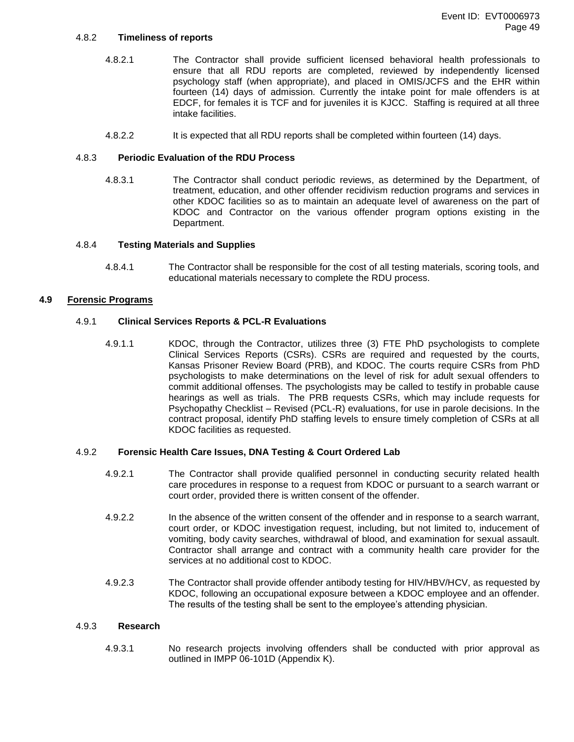#### 4.8.2 **Timeliness of reports**

4.8.2.1 The Contractor shall provide sufficient licensed behavioral health professionals to ensure that all RDU reports are completed, reviewed by independently licensed psychology staff (when appropriate), and placed in OMIS/JCFS and the EHR within fourteen (14) days of admission. Currently the intake point for male offenders is at EDCF, for females it is TCF and for juveniles it is KJCC. Staffing is required at all three intake facilities.

4.8.2.2 It is expected that all RDU reports shall be completed within fourteen (14) days.

#### 4.8.3 **Periodic Evaluation of the RDU Process**

4.8.3.1 The Contractor shall conduct periodic reviews, as determined by the Department, of treatment, education, and other offender recidivism reduction programs and services in other KDOC facilities so as to maintain an adequate level of awareness on the part of KDOC and Contractor on the various offender program options existing in the Department.

#### 4.8.4 **Testing Materials and Supplies**

4.8.4.1 The Contractor shall be responsible for the cost of all testing materials, scoring tools, and educational materials necessary to complete the RDU process.

### 4.9 <u>Forensic Programs</u>

#### 4.9.1 **Clinical Services Reports & PCL-R Evaluations**

4.9.1.1 KDOC, through the Contractor, utilizes three (3) FTE PhD psychologists to complete Clinical Services Reports (CSRs). CSRs are required and requested by the courts, Kansas Prisoner Review Board (PRB), and KDOC. The courts require CSRs from PhD psychologists to make determinations on the level of risk for adult sexual offenders to commit additional offenses. The psychologists may be called to testify in probable cause hearings as well as trials. The PRB requests CSRs, which may include requests for Psychopathy Checklist – Revised (PCL-R) evaluations, for use in parole decisions. In the contract proposal, identify PhD staffing levels to ensure timely completion of CSRs at all KDOC facilities as requested.

#### 4.9.2 **Forensic Health Care Issues, DNA Testing & Court Ordered Lab**

4.9.2.1 The Contractor shall provide qualified personnel in conducting security related health care procedures in response to a request from KDOC or pursuant to a search warrant or court order, provided there is written consent of the offender.

4.9.2.2 In the absence of the written consent of the offender and in response to a search warrant, court order, or KDOC investigation request, including, but not limited to, inducement of vomiting, body cavity searches, withdrawal of blood, and examination for sexual assault. Contractor shall arrange and contract with a community health care provider for the services at no additional cost to KDOC.

4.9.2.3 The Contractor shall provide offender antibody testing for HIV/HBV/HCV, as requested by KDOC, following an occupational exposure between a KDOC employee and an offender. The results of the testing shall be sent to the employee's attending physician.

#### 4.9.3 **Research**

4.9.3.1 No research projects involving offenders shall be conducted with prior approval as outlined in IMPP 06-101D (Appendix K).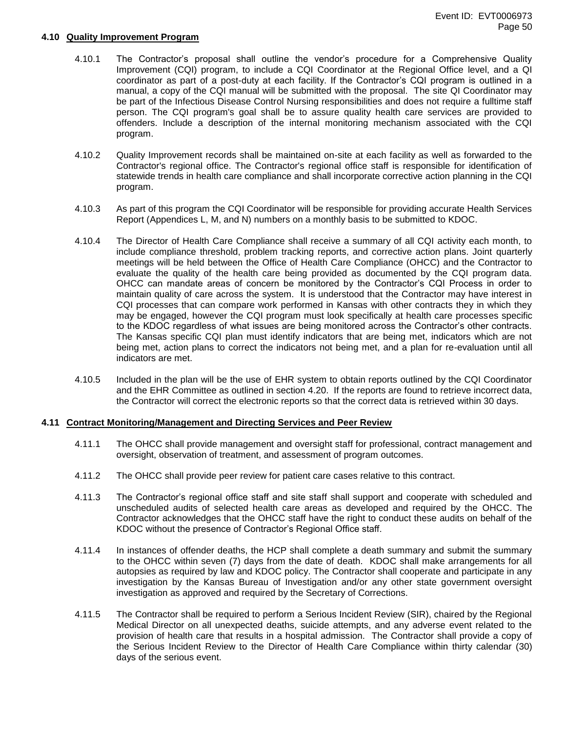#### 4.10 Quality Improvement Program

4.10.1 The Contractor's proposal shall outline the vendor's procedure for a Comprehensive Quality Improvement (CQI) program, to include a CQI Coordinator at the Regional Office level, and a QI coordinator as part of a post-duty at each facility. If the Contractor's CQI program is outlined in a manual, a copy of the CQI manual will be submitted with the proposal. The site QI Coordinator may be part of the Infectious Disease Control Nursing responsibilities and does not require a fulltime staff person. The CQI program's goal shall be to assure quality health care services are provided to offenders. Include a description of the internal monitoring mechanism associated with the CQI program.

4.10.2 Quality Improvement records shall be maintained on-site at each facility as well as forwarded to the Contractor's regional office. The Contractor's regional office staff is responsible for identification of statewide trends in health care compliance and shall incorporate corrective action planning in the CQI program.

4.10.3 As part of this program the CQI Coordinator will be responsible for providing accurate Health Services Report (Appendices L, M, and N) numbers on a monthly basis to be submitted to KDOC.

4.10.4 The Director of Health Care Compliance shall receive a summary of all CQI activity each month, to include compliance threshold, problem tracking reports, and corrective action plans. Joint quarterly meetings will be held between the Office of Health Care Compliance (OHCC) and the Contractor to evaluate the quality of the health care being provided as documented by the CQI program data. OHCC can mandate areas of concern be monitored by the Contractor's CQI Process in order to maintain quality of care across the system. It is understood that the Contractor may have interest in CQI processes that can compare work performed in Kansas with other contracts they in which they may be engaged, however the CQI program must look specifically at health care processes specific to the KDOC regardless of what issues are being monitored across the Contractor's other contracts. The Kansas specific CQI plan must identify indicators that are being met, indicators which are not being met, action plans to correct the indicators not being met, and a plan for re-evaluation until all indicators are met.

4.10.5 Included in the plan will be the use of EHR system to obtain reports outlined by the CQI Coordinator and the EHR Committee as outlined in section 4.20. If the reports are found to retrieve incorrect data, the Contractor will correct the electronic reports so that the correct data is retrieved within 30 days.

#### 4.11 Contract Monitoring/Management and Directing Services and Peer Review

4.11.1 The OHCC shall provide management and oversight staff for professional, contract management and oversight, observation of treatment, and assessment of program outcomes.

4.11.2 The OHCC shall provide peer review for patient care cases relative to this contract.

4.11.3 The Contractor's regional office staff and site staff shall support and cooperate with scheduled and unscheduled audits of selected health care areas as developed and required by the OHCC. The Contractor acknowledges that the OHCC staff have the right to conduct these audits on behalf of the KDOC without the presence of Contractor's Regional Office staff.

4.11.4 In instances of offender deaths, the HCP shall complete a death summary and submit the summary to the OHCC within seven (7) days from the date of death. KDOC shall make arrangements for all autopsies as required by law and KDOC policy. The Contractor shall cooperate and participate in any investigation by the Kansas Bureau of Investigation and/or any other state government oversight investigation as approved and required by the Secretary of Corrections.

4.11.5 The Contractor shall be required to perform a Serious Incident Review (SIR), chaired by the Regional Medical Director on all unexpected deaths, suicide attempts, and any adverse event related to the provision of health care that results in a hospital admission. The Contractor shall provide a copy of the Serious Incident Review to the Director of Health Care Compliance within thirty calendar (30) days of the serious event.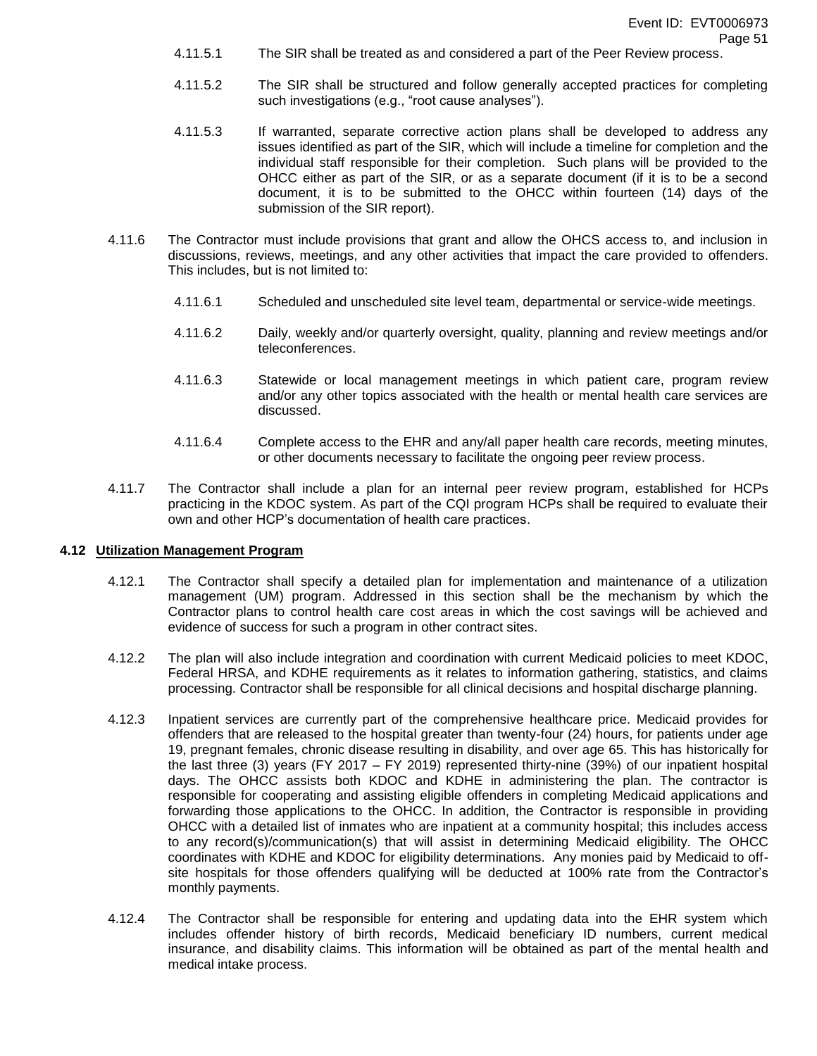4.11.5.1 The SIR shall be treated as and considered a part of the Peer Review process.

4.11.5.2 The SIR shall be structured and follow generally accepted practices for completing such investigations (e.g., "root cause analyses").

4.11.5.3 If warranted, separate corrective action plans shall be developed to address any issues identified as part of the SIR, which will include a timeline for completion and the individual staff responsible for their completion. Such plans will be provided to the OHCC either as part of the SIR, or as a separate document (if it is to be a second document, it is to be submitted to the OHCC within fourteen (14) days of the submission of the SIR report).

4.11.6 The Contractor must include provisions that grant and allow the OHCS access to, and inclusion in discussions, reviews, meetings, and any other activities that impact the care provided to offenders. This includes, but is not limited to:

4.11.6.1 Scheduled and unscheduled site level team, departmental or service-wide meetings.

4.11.6.2 Daily, weekly and/or quarterly oversight, quality, planning and review meetings and/or teleconferences.

4.11.6.3 Statewide or local management meetings in which patient care, program review and/or any other topics associated with the health or mental health care services are discussed.

4.11.6.4 Complete access to the EHR and any/all paper health care records, meeting minutes, or other documents necessary to facilitate the ongoing peer review process.

4.11.7 The Contractor shall include a plan for an internal peer review program, established for HCPs practicing in the KDOC system. As part of the CQI program HCPs shall be required to evaluate their own and other HCP's documentation of health care practices.

## 4.12 Utilization Management Program

4.12.1 The Contractor shall specify a detailed plan for implementation and maintenance of a utilization management (UM) program. Addressed in this section shall be the mechanism by which the Contractor plans to control health care cost areas in which the cost savings will be achieved and evidence of success for such a program in other contract sites.

4.12.2 The plan will also include integration and coordination with current Medicaid policies to meet KDOC, Federal HRSA, and KDHE requirements as it relates to information gathering, statistics, and claims processing. Contractor shall be responsible for all clinical decisions and hospital discharge planning.

4.12.3 Inpatient services are currently part of the comprehensive healthcare price. Medicaid provides for offenders that are released to the hospital greater than twenty-four (24) hours, for patients under age 19, pregnant females, chronic disease resulting in disability, and over age 65. This has historically for the last three (3) years (FY 2017 – FY 2019) represented thirty-nine (39%) of our inpatient hospital days. The OHCC assists both KDOC and KDHE in administering the plan. The contractor is responsible for cooperating and assisting eligible offenders in completing Medicaid applications and forwarding those applications to the OHCC. In addition, the Contractor is responsible in providing OHCC with a detailed list of inmates who are inpatient at a community hospital; this includes access to any record(s)/communication(s) that will assist in determining Medicaid eligibility. The OHCC coordinates with KDHE and KDOC for eligibility determinations. Any monies paid by Medicaid to off-site hospitals for those offenders qualifying will be deducted at 100% rate from the Contractor's monthly payments.

4.12.4 The Contractor shall be responsible for entering and updating data into the EHR system which includes offender history of birth records, Medicaid beneficiary ID numbers, current medical insurance, and disability claims. This information will be obtained as part of the mental health and medical intake process.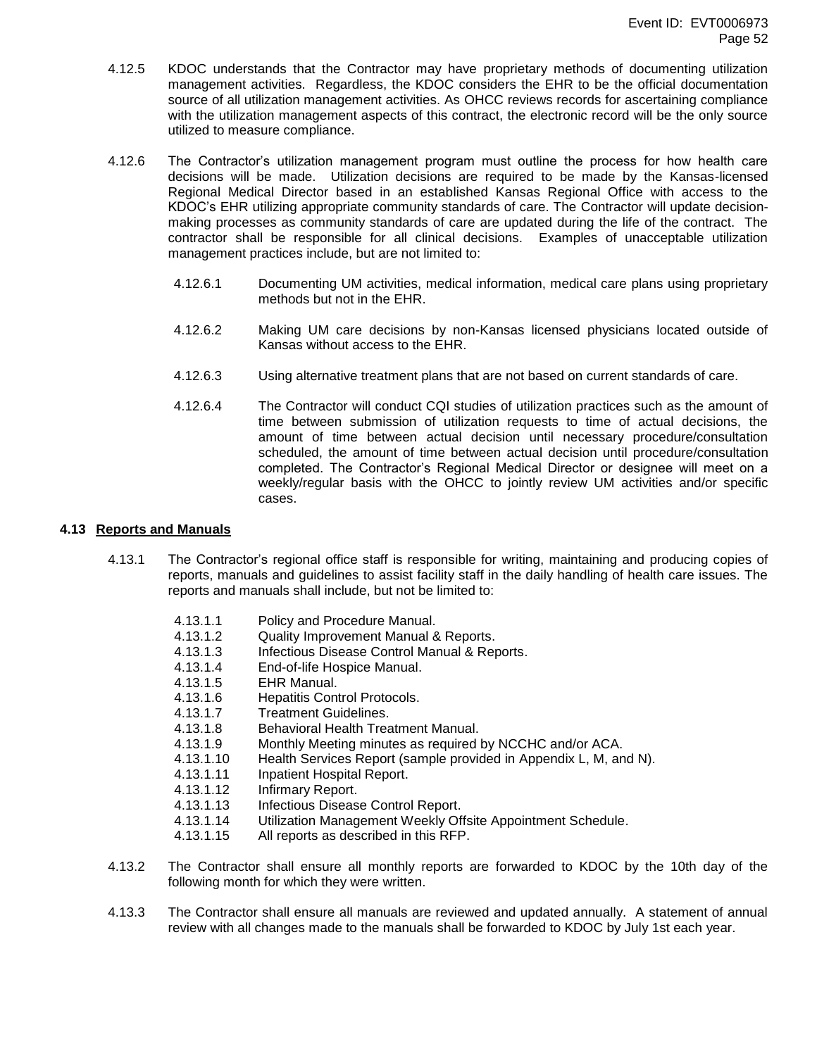4.12.5 KDOC understands that the Contractor may have proprietary methods of documenting utilization management activities. Regardless, the KDOC considers the EHR to be the official documentation source of all utilization management activities. As OHCC reviews records for ascertaining compliance with the utilization management aspects of this contract, the electronic record will be the only source utilized to measure compliance.

4.12.6 The Contractor's utilization management program must outline the process for how health care decisions will be made. Utilization decisions are required to be made by the Kansas-licensed Regional Medical Director based in an established Kansas Regional Office with access to the KDOC's EHR utilizing appropriate community standards of care. The Contractor will update decision-making processes as community standards of care are updated during the life of the contract. The contractor shall be responsible for all clinical decisions. Examples of unacceptable utilization management practices include, but are not limited to:

4.12.6.1 Documenting UM activities, medical information, medical care plans using proprietary methods but not in the EHR.

4.12.6.2 Making UM care decisions by non-Kansas licensed physicians located outside of Kansas without access to the EHR.

4.12.6.3 Using alternative treatment plans that are not based on current standards of care.

4.12.6.4 The Contractor will conduct CQI studies of utilization practices such as the amount of time between submission of utilization requests to time of actual decisions, the amount of time between actual decision until necessary procedure/consultation scheduled, the amount of time between actual decision until procedure/consultation completed. The Contractor's Regional Medical Director or designee will meet on a weekly/regular basis with the OHCC to jointly review UM activities and/or specific cases.

## 4.13 Reports and Manuals

4.13.1 The Contractor's regional office staff is responsible for writing, maintaining and producing copies of reports, manuals and guidelines to assist facility staff in the daily handling of health care issues. The reports and manuals shall include, but not be limited to:

4.13.1.1 Policy and Procedure Manual.
4.13.1.2 Quality Improvement Manual & Reports.
4.13.1.3 Infectious Disease Control Manual & Reports.
4.13.1.4 End-of-life Hospice Manual.
4.13.1.5 EHR Manual.
4.13.1.6 Hepatitis Control Protocols.
4.13.1.7 Treatment Guidelines.
4.13.1.8 Behavioral Health Treatment Manual.
4.13.1.9 Monthly Meeting minutes as required by NCCHC and/or ACA.
4.13.1.10 Health Services Report (sample provided in Appendix L, M, and N).
4.13.1.11 Inpatient Hospital Report.
4.13.1.12 Infirmary Report.
4.13.1.13 Infectious Disease Control Report.
4.13.1.14 Utilization Management Weekly Offsite Appointment Schedule.
4.13.1.15 All reports as described in this RFP.

4.13.2 The Contractor shall ensure all monthly reports are forwarded to KDOC by the 10th day of the following month for which they were written.

4.13.3 The Contractor shall ensure all manuals are reviewed and updated annually. A statement of annual review with all changes made to the manuals shall be forwarded to KDOC by July 1st each year.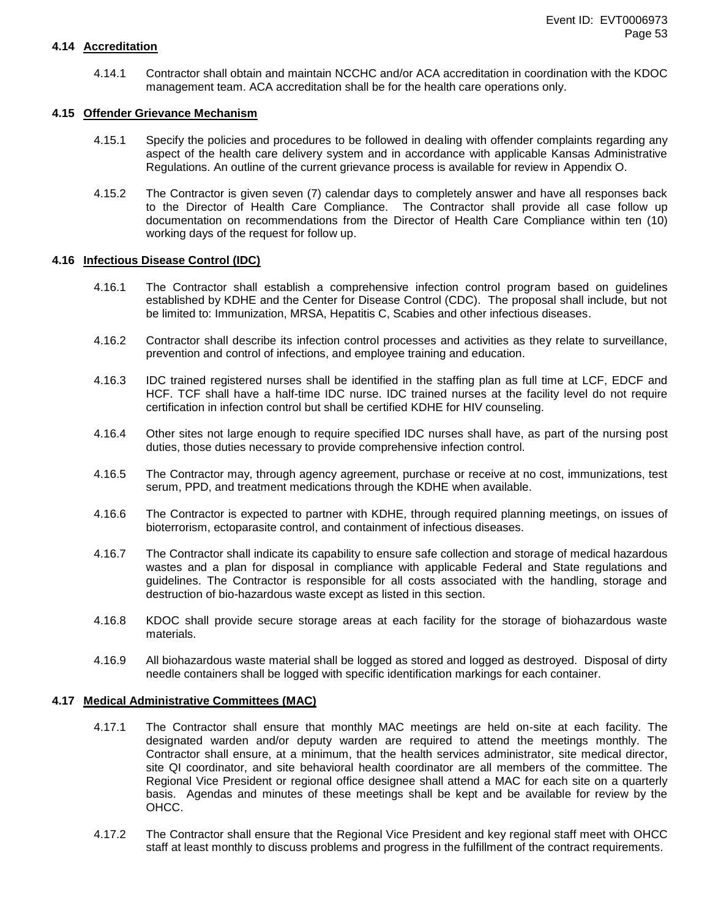### 4.14 Accreditation

4.14.1 Contractor shall obtain and maintain NCCHC and/or ACA accreditation in coordination with the KDOC management team. ACA accreditation shall be for the health care operations only.

### 4.15 Offender Grievance Mechanism

4.15.1 Specify the policies and procedures to be followed in dealing with offender complaints regarding any aspect of the health care delivery system and in accordance with applicable Kansas Administrative Regulations. An outline of the current grievance process is available for review in Appendix O.

4.15.2 The Contractor is given seven (7) calendar days to completely answer and have all responses back to the Director of Health Care Compliance. The Contractor shall provide all case follow up documentation on recommendations from the Director of Health Care Compliance within ten (10) working days of the request for follow up.

### 4.16 Infectious Disease Control (IDC)

4.16.1 The Contractor shall establish a comprehensive infection control program based on guidelines established by KDHE and the Center for Disease Control (CDC). The proposal shall include, but not be limited to: Immunization, MRSA, Hepatitis C, Scabies and other infectious diseases.

4.16.2 Contractor shall describe its infection control processes and activities as they relate to surveillance, prevention and control of infections, and employee training and education.

4.16.3 IDC trained registered nurses shall be identified in the staffing plan as full time at LCF, EDCF and HCF. TCF shall have a half-time IDC nurse. IDC trained nurses at the facility level do not require certification in infection control but shall be certified KDHE for HIV counseling.

4.16.4 Other sites not large enough to require specified IDC nurses shall have, as part of the nursing post duties, those duties necessary to provide comprehensive infection control.

4.16.5 The Contractor may, through agency agreement, purchase or receive at no cost, immunizations, test serum, PPD, and treatment medications through the KDHE when available.

4.16.6 The Contractor is expected to partner with KDHE, through required planning meetings, on issues of bioterrorism, ectoparasite control, and containment of infectious diseases.

4.16.7 The Contractor shall indicate its capability to ensure safe collection and storage of medical hazardous wastes and a plan for disposal in compliance with applicable Federal and State regulations and guidelines. The Contractor is responsible for all costs associated with the handling, storage and destruction of bio-hazardous waste except as listed in this section.

4.16.8 KDOC shall provide secure storage areas at each facility for the storage of biohazardous waste materials.

4.16.9 All biohazardous waste material shall be logged as stored and logged as destroyed. Disposal of dirty needle containers shall be logged with specific identification markings for each container.

### 4.17 Medical Administrative Committees (MAC)

4.17.1 The Contractor shall ensure that monthly MAC meetings are held on-site at each facility. The designated warden and/or deputy warden are required to attend the meetings monthly. The Contractor shall ensure, at a minimum, that the health services administrator, site medical director, site QI coordinator, and site behavioral health coordinator are all members of the committee. The Regional Vice President or regional office designee shall attend a MAC for each site on a quarterly basis. Agendas and minutes of these meetings shall be kept and be available for review by the OHCC.

4.17.2 The Contractor shall ensure that the Regional Vice President and key regional staff meet with OHCC staff at least monthly to discuss problems and progress in the fulfillment of the contract requirements.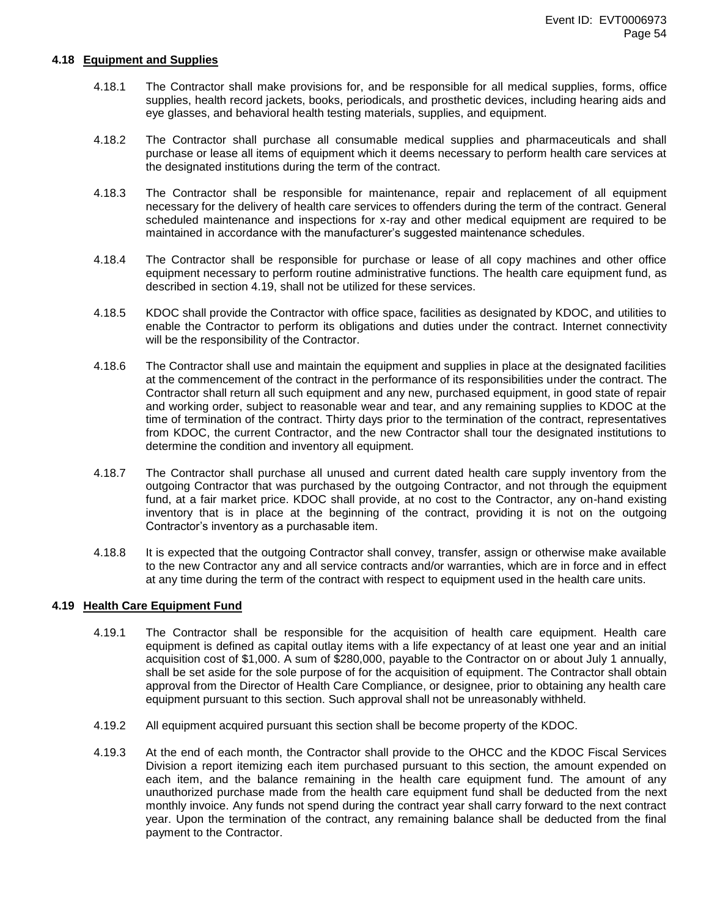### 4.18 Equipment and Supplies

4.18.1 The Contractor shall make provisions for, and be responsible for all medical supplies, forms, office supplies, health record jackets, books, periodicals, and prosthetic devices, including hearing aids and eye glasses, and behavioral health testing materials, supplies, and equipment.

4.18.2 The Contractor shall purchase all consumable medical supplies and pharmaceuticals and shall purchase or lease all items of equipment which it deems necessary to perform health care services at the designated institutions during the term of the contract.

4.18.3 The Contractor shall be responsible for maintenance, repair and replacement of all equipment necessary for the delivery of health care services to offenders during the term of the contract. General scheduled maintenance and inspections for x-ray and other medical equipment are required to be maintained in accordance with the manufacturer's suggested maintenance schedules.

4.18.4 The Contractor shall be responsible for purchase or lease of all copy machines and other office equipment necessary to perform routine administrative functions. The health care equipment fund, as described in section 4.19, shall not be utilized for these services.

4.18.5 KDOC shall provide the Contractor with office space, facilities as designated by KDOC, and utilities to enable the Contractor to perform its obligations and duties under the contract. Internet connectivity will be the responsibility of the Contractor.

4.18.6 The Contractor shall use and maintain the equipment and supplies in place at the designated facilities at the commencement of the contract in the performance of its responsibilities under the contract. The Contractor shall return all such equipment and any new, purchased equipment, in good state of repair and working order, subject to reasonable wear and tear, and any remaining supplies to KDOC at the time of termination of the contract. Thirty days prior to the termination of the contract, representatives from KDOC, the current Contractor, and the new Contractor shall tour the designated institutions to determine the condition and inventory all equipment.

4.18.7 The Contractor shall purchase all unused and current dated health care supply inventory from the outgoing Contractor that was purchased by the outgoing Contractor, and not through the equipment fund, at a fair market price. KDOC shall provide, at no cost to the Contractor, any on-hand existing inventory that is in place at the beginning of the contract, providing it is not on the outgoing Contractor's inventory as a purchasable item.

4.18.8 It is expected that the outgoing Contractor shall convey, transfer, assign or otherwise make available to the new Contractor any and all service contracts and/or warranties, which are in force and in effect at any time during the term of the contract with respect to equipment used in the health care units.

### 4.19 Health Care Equipment Fund

4.19.1 The Contractor shall be responsible for the acquisition of health care equipment. Health care equipment is defined as capital outlay items with a life expectancy of at least one year and an initial acquisition cost of $1,000. A sum of $280,000, payable to the Contractor on or about July 1 annually, shall be set aside for the sole purpose of for the acquisition of equipment. The Contractor shall obtain approval from the Director of Health Care Compliance, or designee, prior to obtaining any health care equipment pursuant to this section. Such approval shall not be unreasonably withheld.

4.19.2 All equipment acquired pursuant this section shall be become property of the KDOC.

4.19.3 At the end of each month, the Contractor shall provide to the OHCC and the KDOC Fiscal Services Division a report itemizing each item purchased pursuant to this section, the amount expended on each item, and the balance remaining in the health care equipment fund. The amount of any unauthorized purchase made from the health care equipment fund shall be deducted from the next monthly invoice. Any funds not spend during the contract year shall carry forward to the next contract year. Upon the termination of the contract, any remaining balance shall be deducted from the final payment to the Contractor.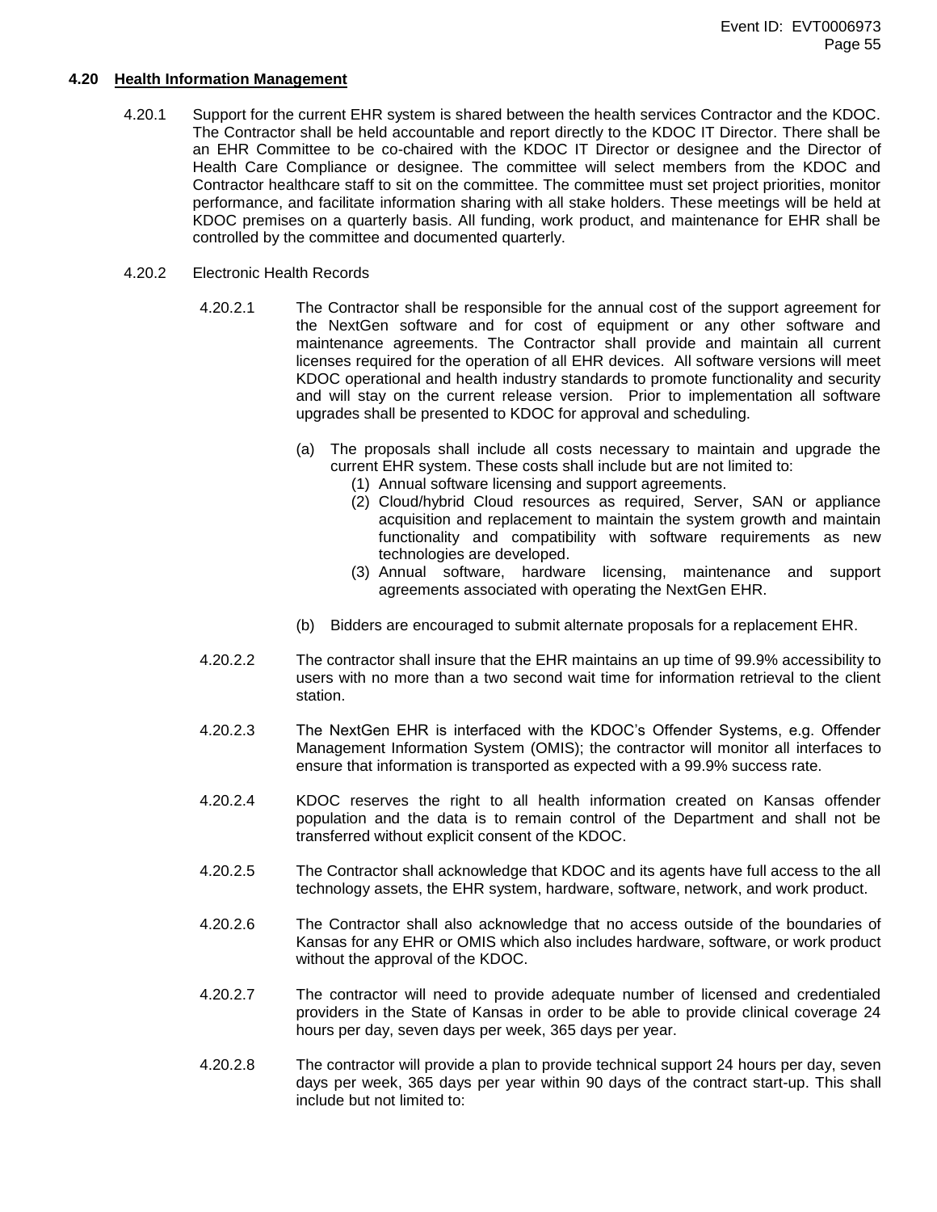## 4.20 Health Information Management

4.20.1 Support for the current EHR system is shared between the health services Contractor and the KDOC. The Contractor shall be held accountable and report directly to the KDOC IT Director. There shall be an EHR Committee to be co-chaired with the KDOC IT Director or designee and the Director of Health Care Compliance or designee. The committee will select members from the KDOC and Contractor healthcare staff to sit on the committee. The committee must set project priorities, monitor performance, and facilitate information sharing with all stake holders. These meetings will be held at KDOC premises on a quarterly basis. All funding, work product, and maintenance for EHR shall be controlled by the committee and documented quarterly.

4.20.2 Electronic Health Records

4.20.2.1 The Contractor shall be responsible for the annual cost of the support agreement for the NextGen software and for cost of equipment or any other software and maintenance agreements. The Contractor shall provide and maintain all current licenses required for the operation of all EHR devices. All software versions will meet KDOC operational and health industry standards to promote functionality and security and will stay on the current release version. Prior to implementation all software upgrades shall be presented to KDOC for approval and scheduling.

(a) The proposals shall include all costs necessary to maintain and upgrade the current EHR system. These costs shall include but are not limited to:

(1) Annual software licensing and support agreements.

(2) Cloud/hybrid Cloud resources as required, Server, SAN or appliance acquisition and replacement to maintain the system growth and maintain functionality and compatibility with software requirements as new technologies are developed.

(3) Annual software, hardware licensing, maintenance and support agreements associated with operating the NextGen EHR.

(b) Bidders are encouraged to submit alternate proposals for a replacement EHR.

4.20.2.2 The contractor shall insure that the EHR maintains an up time of 99.9% accessibility to users with no more than a two second wait time for information retrieval to the client station.

4.20.2.3 The NextGen EHR is interfaced with the KDOC's Offender Systems, e.g. Offender Management Information System (OMIS); the contractor will monitor all interfaces to ensure that information is transported as expected with a 99.9% success rate.

4.20.2.4 KDOC reserves the right to all health information created on Kansas offender population and the data is to remain control of the Department and shall not be transferred without explicit consent of the KDOC.

4.20.2.5 The Contractor shall acknowledge that KDOC and its agents have full access to the all technology assets, the EHR system, hardware, software, network, and work product.

4.20.2.6 The Contractor shall also acknowledge that no access outside of the boundaries of Kansas for any EHR or OMIS which also includes hardware, software, or work product without the approval of the KDOC.

4.20.2.7 The contractor will need to provide adequate number of licensed and credentialed providers in the State of Kansas in order to be able to provide clinical coverage 24 hours per day, seven days per week, 365 days per year.

4.20.2.8 The contractor will provide a plan to provide technical support 24 hours per day, seven days per week, 365 days per year within 90 days of the contract start-up. This shall include but not limited to: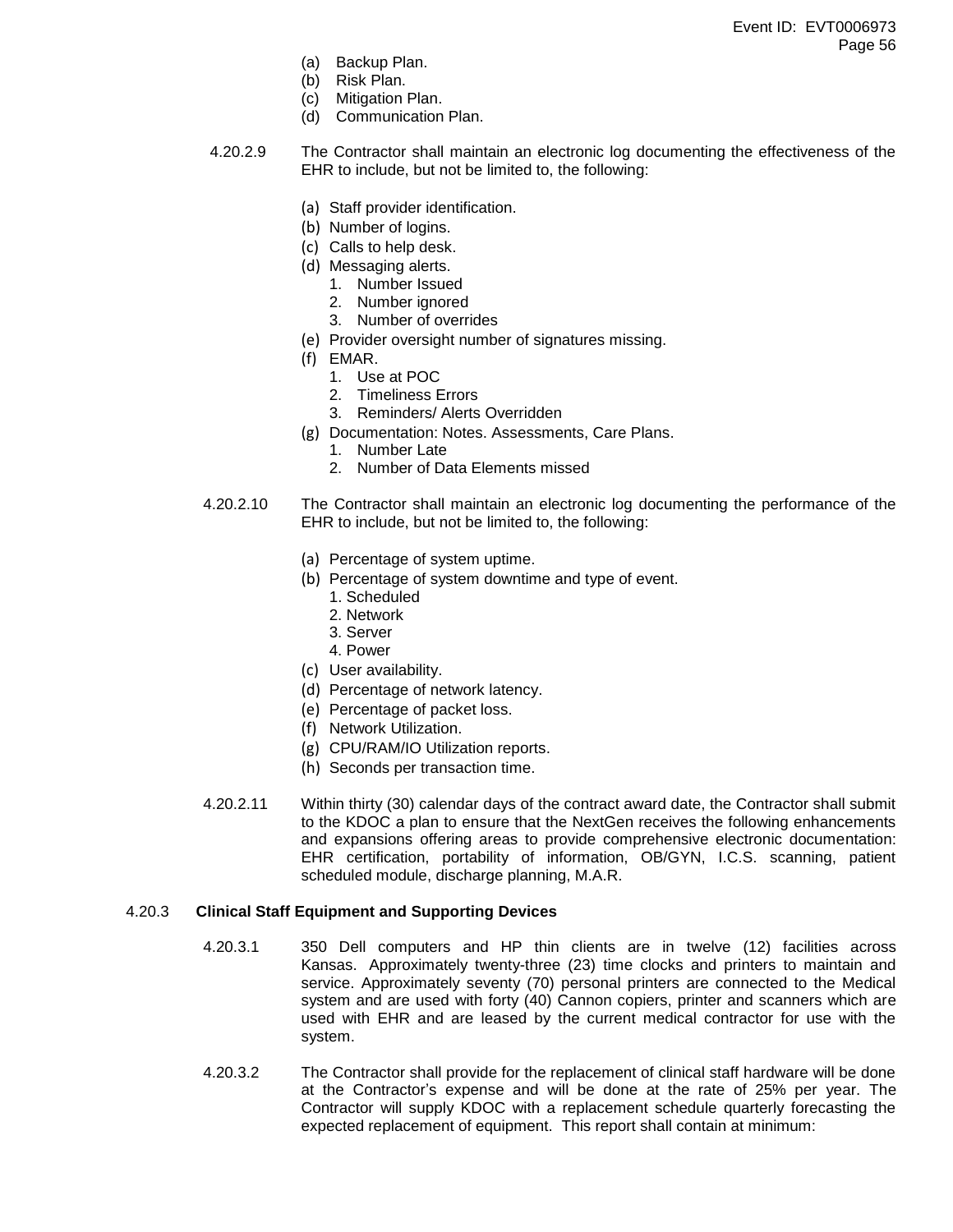(a) Backup Plan.
(b) Risk Plan.
(c) Mitigation Plan.
(d) Communication Plan.

4.20.2.9 The Contractor shall maintain an electronic log documenting the effectiveness of the EHR to include, but not be limited to, the following:

(a) Staff provider identification.
(b) Number of logins.
(c) Calls to help desk.
(d) Messaging alerts.
   1. Number Issued
   2. Number ignored
   3. Number of overrides
(e) Provider oversight number of signatures missing.
(f) EMAR.
   1. Use at POC
   2. Timeliness Errors
   3. Reminders/ Alerts Overridden
(g) Documentation: Notes. Assessments, Care Plans.
   1. Number Late
   2. Number of Data Elements missed

4.20.2.10 The Contractor shall maintain an electronic log documenting the performance of the EHR to include, but not be limited to, the following:

(a) Percentage of system uptime.
(b) Percentage of system downtime and type of event.
   1. Scheduled
   2. Network
   3. Server
   4. Power
(c) User availability.
(d) Percentage of network latency.
(e) Percentage of packet loss.
(f) Network Utilization.
(g) CPU/RAM/IO Utilization reports.
(h) Seconds per transaction time.

4.20.2.11 Within thirty (30) calendar days of the contract award date, the Contractor shall submit to the KDOC a plan to ensure that the NextGen receives the following enhancements and expansions offering areas to provide comprehensive electronic documentation: EHR certification, portability of information, OB/GYN, I.C.S. scanning, patient scheduled module, discharge planning, M.A.R.

### 4.20.3 Clinical Staff Equipment and Supporting Devices

4.20.3.1 350 Dell computers and HP thin clients are in twelve (12) facilities across Kansas. Approximately twenty-three (23) time clocks and printers to maintain and service. Approximately seventy (70) personal printers are connected to the Medical system and are used with forty (40) Cannon copiers, printer and scanners which are used with EHR and are leased by the current medical contractor for use with the system.

4.20.3.2 The Contractor shall provide for the replacement of clinical staff hardware will be done at the Contractor's expense and will be done at the rate of 25% per year. The Contractor will supply KDOC with a replacement schedule quarterly forecasting the expected replacement of equipment. This report shall contain at minimum: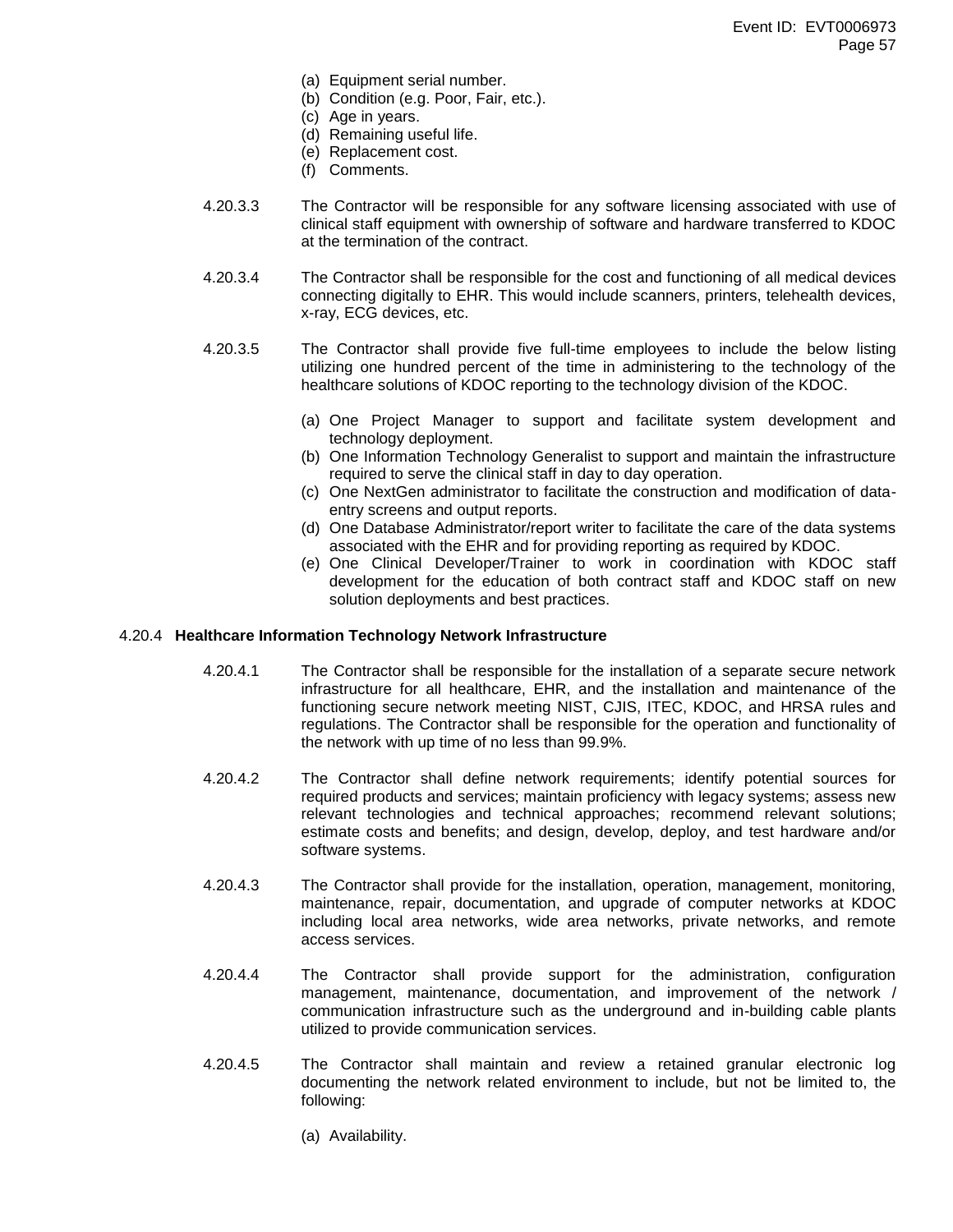(a) Equipment serial number.
(b) Condition (e.g. Poor, Fair, etc.).
(c) Age in years.
(d) Remaining useful life.
(e) Replacement cost.
(f) Comments.

4.20.3.3 The Contractor will be responsible for any software licensing associated with use of clinical staff equipment with ownership of software and hardware transferred to KDOC at the termination of the contract.

4.20.3.4 The Contractor shall be responsible for the cost and functioning of all medical devices connecting digitally to EHR. This would include scanners, printers, telehealth devices, x-ray, ECG devices, etc.

4.20.3.5 The Contractor shall provide five full-time employees to include the below listing utilizing one hundred percent of the time in administering to the technology of the healthcare solutions of KDOC reporting to the technology division of the KDOC.

(a) One Project Manager to support and facilitate system development and technology deployment.
(b) One Information Technology Generalist to support and maintain the infrastructure required to serve the clinical staff in day to day operation.
(c) One NextGen administrator to facilitate the construction and modification of data-entry screens and output reports.
(d) One Database Administrator/report writer to facilitate the care of the data systems associated with the EHR and for providing reporting as required by KDOC.
(e) One Clinical Developer/Trainer to work in coordination with KDOC staff development for the education of both contract staff and KDOC staff on new solution deployments and best practices.

4.20.4 **Healthcare Information Technology Network Infrastructure**

4.20.4.1 The Contractor shall be responsible for the installation of a separate secure network infrastructure for all healthcare, EHR, and the installation and maintenance of the functioning secure network meeting NIST, CJIS, ITEC, KDOC, and HRSA rules and regulations. The Contractor shall be responsible for the operation and functionality of the network with up time of no less than 99.9%.

4.20.4.2 The Contractor shall define network requirements; identify potential sources for required products and services; maintain proficiency with legacy systems; assess new relevant technologies and technical approaches; recommend relevant solutions; estimate costs and benefits; and design, develop, deploy, and test hardware and/or software systems.

4.20.4.3 The Contractor shall provide for the installation, operation, management, monitoring, maintenance, repair, documentation, and upgrade of computer networks at KDOC including local area networks, wide area networks, private networks, and remote access services.

4.20.4.4 The Contractor shall provide support for the administration, configuration management, maintenance, documentation, and improvement of the network / communication infrastructure such as the underground and in-building cable plants utilized to provide communication services.

4.20.4.5 The Contractor shall maintain and review a retained granular electronic log documenting the network related environment to include, but not be limited to, the following:

(a) Availability.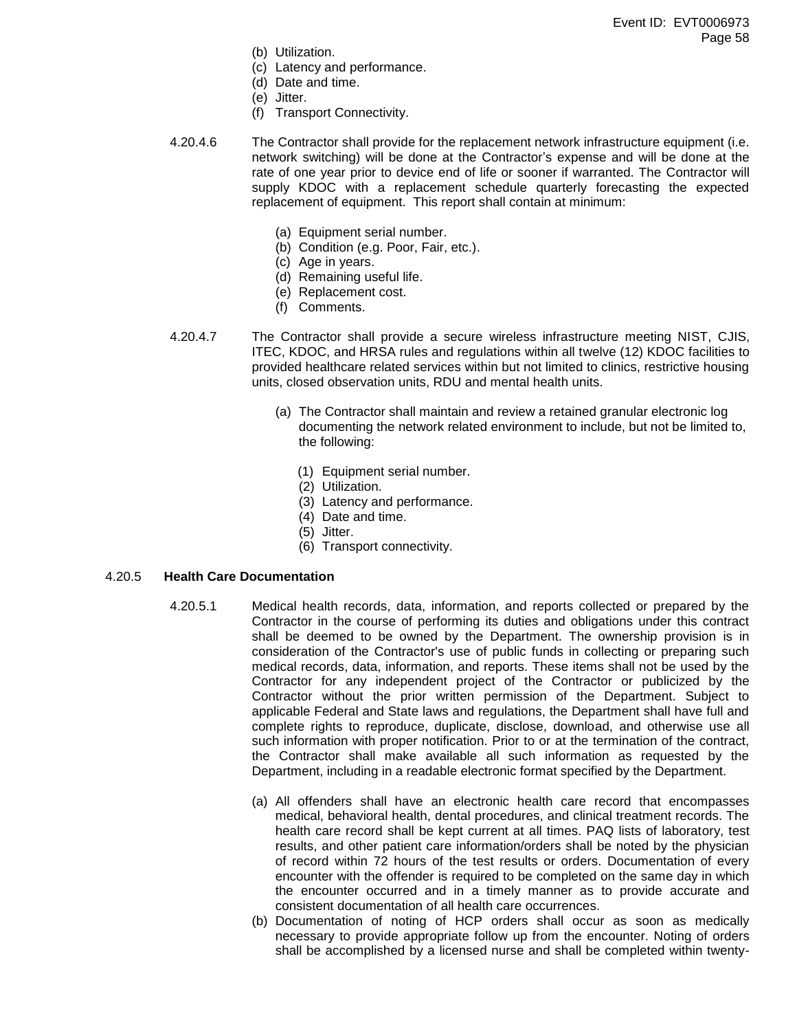(b) Utilization.
(c) Latency and performance.
(d) Date and time.
(e) Jitter.
(f) Transport Connectivity.

4.20.4.6 The Contractor shall provide for the replacement network infrastructure equipment (i.e. network switching) will be done at the Contractor's expense and will be done at the rate of one year prior to device end of life or sooner if warranted. The Contractor will supply KDOC with a replacement schedule quarterly forecasting the expected replacement of equipment. This report shall contain at minimum:

(a) Equipment serial number.
(b) Condition (e.g. Poor, Fair, etc.).
(c) Age in years.
(d) Remaining useful life.
(e) Replacement cost.
(f) Comments.

4.20.4.7 The Contractor shall provide a secure wireless infrastructure meeting NIST, CJIS, ITEC, KDOC, and HRSA rules and regulations within all twelve (12) KDOC facilities to provided healthcare related services within but not limited to clinics, restrictive housing units, closed observation units, RDU and mental health units.

(a) The Contractor shall maintain and review a retained granular electronic log documenting the network related environment to include, but not be limited to, the following:

(1) Equipment serial number.
(2) Utilization.
(3) Latency and performance.
(4) Date and time.
(5) Jitter.
(6) Transport connectivity.

### 4.20.5 **Health Care Documentation**

4.20.5.1 Medical health records, data, information, and reports collected or prepared by the Contractor in the course of performing its duties and obligations under this contract shall be deemed to be owned by the Department. The ownership provision is in consideration of the Contractor's use of public funds in collecting or preparing such medical records, data, information, and reports. These items shall not be used by the Contractor for any independent project of the Contractor or publicized by the Contractor without the prior written permission of the Department. Subject to applicable Federal and State laws and regulations, the Department shall have full and complete rights to reproduce, duplicate, disclose, download, and otherwise use all such information with proper notification. Prior to or at the termination of the contract, the Contractor shall make available all such information as requested by the Department, including in a readable electronic format specified by the Department.

(a) All offenders shall have an electronic health care record that encompasses medical, behavioral health, dental procedures, and clinical treatment records. The health care record shall be kept current at all times. PAQ lists of laboratory, test results, and other patient care information/orders shall be noted by the physician of record within 72 hours of the test results or orders. Documentation of every encounter with the offender is required to be completed on the same day in which the encounter occurred and in a timely manner as to provide accurate and consistent documentation of all health care occurrences.
(b) Documentation of noting of HCP orders shall occur as soon as medically necessary to provide appropriate follow up from the encounter. Noting of orders shall be accomplished by a licensed nurse and shall be completed within twenty-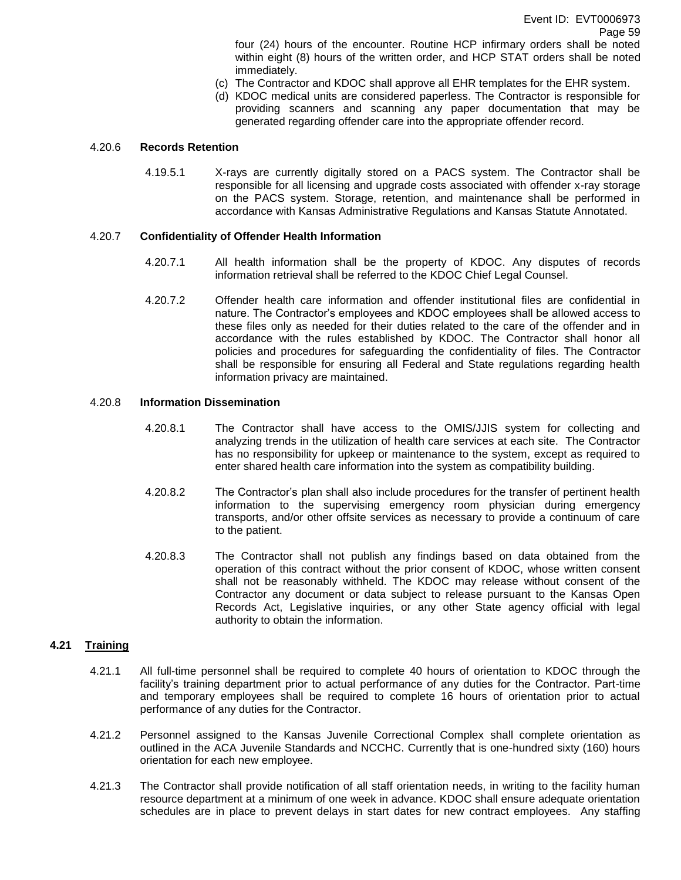four (24) hours of the encounter. Routine HCP infirmary orders shall be noted within eight (8) hours of the written order, and HCP STAT orders shall be noted immediately.

(c) The Contractor and KDOC shall approve all EHR templates for the EHR system.

(d) KDOC medical units are considered paperless. The Contractor is responsible for providing scanners and scanning any paper documentation that may be generated regarding offender care into the appropriate offender record.

4.20.6 **Records Retention**

4.19.5.1 X-rays are currently digitally stored on a PACS system. The Contractor shall be responsible for all licensing and upgrade costs associated with offender x-ray storage on the PACS system. Storage, retention, and maintenance shall be performed in accordance with Kansas Administrative Regulations and Kansas Statute Annotated.

4.20.7 **Confidentiality of Offender Health Information**

4.20.7.1 All health information shall be the property of KDOC. Any disputes of records information retrieval shall be referred to the KDOC Chief Legal Counsel.

4.20.7.2 Offender health care information and offender institutional files are confidential in nature. The Contractor's employees and KDOC employees shall be allowed access to these files only as needed for their duties related to the care of the offender and in accordance with the rules established by KDOC. The Contractor shall honor all policies and procedures for safeguarding the confidentiality of files. The Contractor shall be responsible for ensuring all Federal and State regulations regarding health information privacy are maintained.

4.20.8 **Information Dissemination**

4.20.8.1 The Contractor shall have access to the OMIS/JJIS system for collecting and analyzing trends in the utilization of health care services at each site. The Contractor has no responsibility for upkeep or maintenance to the system, except as required to enter shared health care information into the system as compatibility building.

4.20.8.2 The Contractor's plan shall also include procedures for the transfer of pertinent health information to the supervising emergency room physician during emergency transports, and/or other offsite services as necessary to provide a continuum of care to the patient.

4.20.8.3 The Contractor shall not publish any findings based on data obtained from the operation of this contract without the prior consent of KDOC, whose written consent shall not be reasonably withheld. The KDOC may release without consent of the Contractor any document or data subject to release pursuant to the Kansas Open Records Act, Legislative inquiries, or any other State agency official with legal authority to obtain the information.

## 4.21 Training

4.21.1 All full-time personnel shall be required to complete 40 hours of orientation to KDOC through the facility's training department prior to actual performance of any duties for the Contractor. Part-time and temporary employees shall be required to complete 16 hours of orientation prior to actual performance of any duties for the Contractor.

4.21.2 Personnel assigned to the Kansas Juvenile Correctional Complex shall complete orientation as outlined in the ACA Juvenile Standards and NCCHC. Currently that is one-hundred sixty (160) hours orientation for each new employee.

4.21.3 The Contractor shall provide notification of all staff orientation needs, in writing to the facility human resource department at a minimum of one week in advance. KDOC shall ensure adequate orientation schedules are in place to prevent delays in start dates for new contract employees. Any staffing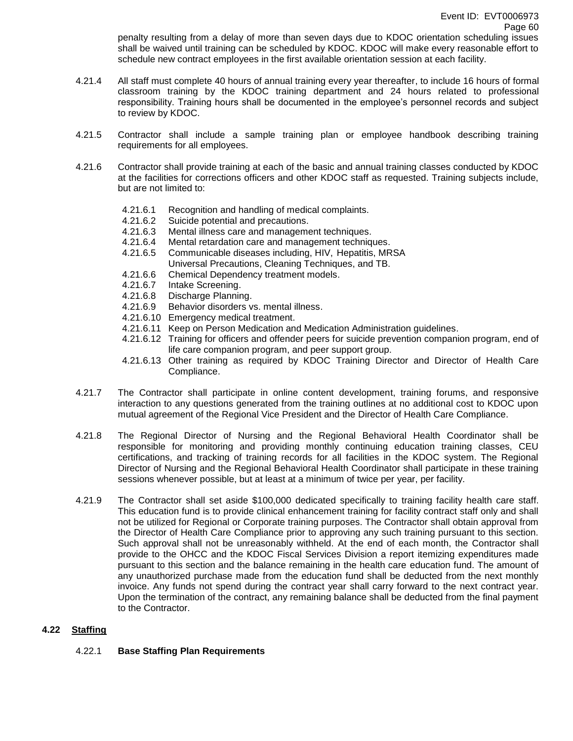penalty resulting from a delay of more than seven days due to KDOC orientation scheduling issues shall be waived until training can be scheduled by KDOC. KDOC will make every reasonable effort to schedule new contract employees in the first available orientation session at each facility.

4.21.4 All staff must complete 40 hours of annual training every year thereafter, to include 16 hours of formal classroom training by the KDOC training department and 24 hours related to professional responsibility. Training hours shall be documented in the employee's personnel records and subject to review by KDOC.

4.21.5 Contractor shall include a sample training plan or employee handbook describing training requirements for all employees.

4.21.6 Contractor shall provide training at each of the basic and annual training classes conducted by KDOC at the facilities for corrections officers and other KDOC staff as requested. Training subjects include, but are not limited to:

- 4.21.6.1 Recognition and handling of medical complaints.
- 4.21.6.2 Suicide potential and precautions.
- 4.21.6.3 Mental illness care and management techniques.
- 4.21.6.4 Mental retardation care and management techniques.
- 4.21.6.5 Communicable diseases including, HIV, Hepatitis, MRSA Universal Precautions, Cleaning Techniques, and TB.
- 4.21.6.6 Chemical Dependency treatment models.
- 4.21.6.7 Intake Screening.
- 4.21.6.8 Discharge Planning.
- 4.21.6.9 Behavior disorders vs. mental illness.
- 4.21.6.10 Emergency medical treatment.
- 4.21.6.11 Keep on Person Medication and Medication Administration guidelines.
- 4.21.6.12 Training for officers and offender peers for suicide prevention companion program, end of life care companion program, and peer support group.
- 4.21.6.13 Other training as required by KDOC Training Director and Director of Health Care Compliance.

4.21.7 The Contractor shall participate in online content development, training forums, and responsive interaction to any questions generated from the training outlines at no additional cost to KDOC upon mutual agreement of the Regional Vice President and the Director of Health Care Compliance.

4.21.8 The Regional Director of Nursing and the Regional Behavioral Health Coordinator shall be responsible for monitoring and providing monthly continuing education training classes, CEU certifications, and tracking of training records for all facilities in the KDOC system. The Regional Director of Nursing and the Regional Behavioral Health Coordinator shall participate in these training sessions whenever possible, but at least at a minimum of twice per year, per facility.

4.21.9 The Contractor shall set aside $100,000 dedicated specifically to training facility health care staff. This education fund is to provide clinical enhancement training for facility contract staff only and shall not be utilized for Regional or Corporate training purposes. The Contractor shall obtain approval from the Director of Health Care Compliance prior to approving any such training pursuant to this section. Such approval shall not be unreasonably withheld. At the end of each month, the Contractor shall provide to the OHCC and the KDOC Fiscal Services Division a report itemizing expenditures made pursuant to this section and the balance remaining in the health care education fund. The amount of any unauthorized purchase made from the education fund shall be deducted from the next monthly invoice. Any funds not spend during the contract year shall carry forward to the next contract year. Upon the termination of the contract, any remaining balance shall be deducted from the final payment to the Contractor.

## 4.22 Staffing

4.22.1 **Base Staffing Plan Requirements**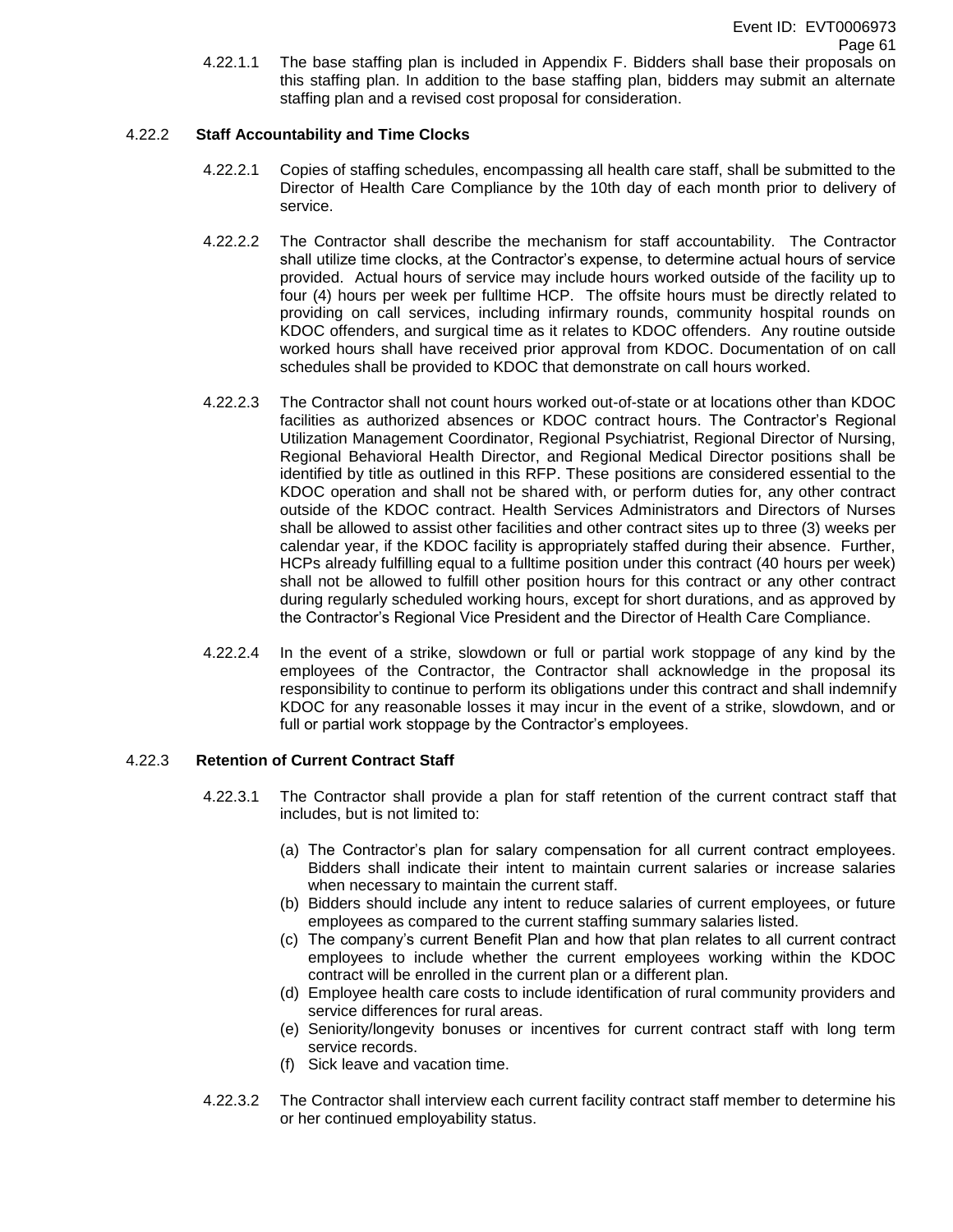4.22.1.1 The base staffing plan is included in Appendix F. Bidders shall base their proposals on this staffing plan. In addition to the base staffing plan, bidders may submit an alternate staffing plan and a revised cost proposal for consideration.

### 4.22.2 Staff Accountability and Time Clocks

4.22.2.1 Copies of staffing schedules, encompassing all health care staff, shall be submitted to the Director of Health Care Compliance by the 10th day of each month prior to delivery of service.

4.22.2.2 The Contractor shall describe the mechanism for staff accountability. The Contractor shall utilize time clocks, at the Contractor's expense, to determine actual hours of service provided. Actual hours of service may include hours worked outside of the facility up to four (4) hours per week per fulltime HCP. The offsite hours must be directly related to providing on call services, including infirmary rounds, community hospital rounds on KDOC offenders, and surgical time as it relates to KDOC offenders. Any routine outside worked hours shall have received prior approval from KDOC. Documentation of on call schedules shall be provided to KDOC that demonstrate on call hours worked.

4.22.2.3 The Contractor shall not count hours worked out-of-state or at locations other than KDOC facilities as authorized absences or KDOC contract hours. The Contractor's Regional Utilization Management Coordinator, Regional Psychiatrist, Regional Director of Nursing, Regional Behavioral Health Director, and Regional Medical Director positions shall be identified by title as outlined in this RFP. These positions are considered essential to the KDOC operation and shall not be shared with, or perform duties for, any other contract outside of the KDOC contract. Health Services Administrators and Directors of Nurses shall be allowed to assist other facilities and other contract sites up to three (3) weeks per calendar year, if the KDOC facility is appropriately staffed during their absence. Further, HCPs already fulfilling equal to a fulltime position under this contract (40 hours per week) shall not be allowed to fulfill other position hours for this contract or any other contract during regularly scheduled working hours, except for short durations, and as approved by the Contractor's Regional Vice President and the Director of Health Care Compliance.

4.22.2.4 In the event of a strike, slowdown or full or partial work stoppage of any kind by the employees of the Contractor, the Contractor shall acknowledge in the proposal its responsibility to continue to perform its obligations under this contract and shall indemnify KDOC for any reasonable losses it may incur in the event of a strike, slowdown, and or full or partial work stoppage by the Contractor's employees.

### 4.22.3 Retention of Current Contract Staff

4.22.3.1 The Contractor shall provide a plan for staff retention of the current contract staff that includes, but is not limited to:

(a) The Contractor's plan for salary compensation for all current contract employees. Bidders shall indicate their intent to maintain current salaries or increase salaries when necessary to maintain the current staff.
(b) Bidders should include any intent to reduce salaries of current employees, or future employees as compared to the current staffing summary salaries listed.
(c) The company's current Benefit Plan and how that plan relates to all current contract employees to include whether the current employees working within the KDOC contract will be enrolled in the current plan or a different plan.
(d) Employee health care costs to include identification of rural community providers and service differences for rural areas.
(e) Seniority/longevity bonuses or incentives for current contract staff with long term service records.
(f) Sick leave and vacation time.

4.22.3.2 The Contractor shall interview each current facility contract staff member to determine his or her continued employability status.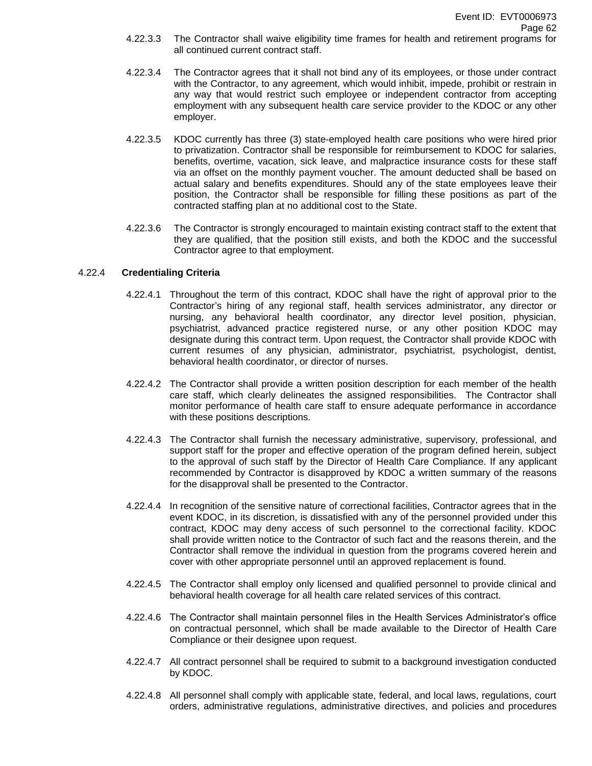4.22.3.3 The Contractor shall waive eligibility time frames for health and retirement programs for all continued current contract staff.

4.22.3.4 The Contractor agrees that it shall not bind any of its employees, or those under contract with the Contractor, to any agreement, which would inhibit, impede, prohibit or restrain in any way that would restrict such employee or independent contractor from accepting employment with any subsequent health care service provider to the KDOC or any other employer.

4.22.3.5 KDOC currently has three (3) state-employed health care positions who were hired prior to privatization. Contractor shall be responsible for reimbursement to KDOC for salaries, benefits, overtime, vacation, sick leave, and malpractice insurance costs for these staff via an offset on the monthly payment voucher. The amount deducted shall be based on actual salary and benefits expenditures. Should any of the state employees leave their position, the Contractor shall be responsible for filling these positions as part of the contracted staffing plan at no additional cost to the State.

4.22.3.6 The Contractor is strongly encouraged to maintain existing contract staff to the extent that they are qualified, that the position still exists, and both the KDOC and the successful Contractor agree to that employment.

4.22.4 **Credentialing Criteria**

4.22.4.1 Throughout the term of this contract, KDOC shall have the right of approval prior to the Contractor's hiring of any regional staff, health services administrator, any director or nursing, any behavioral health coordinator, any director level position, physician, psychiatrist, advanced practice registered nurse, or any other position KDOC may designate during this contract term. Upon request, the Contractor shall provide KDOC with current resumes of any physician, administrator, psychiatrist, psychologist, dentist, behavioral health coordinator, or director of nurses.

4.22.4.2 The Contractor shall provide a written position description for each member of the health care staff, which clearly delineates the assigned responsibilities. The Contractor shall monitor performance of health care staff to ensure adequate performance in accordance with these positions descriptions.

4.22.4.3 The Contractor shall furnish the necessary administrative, supervisory, professional, and support staff for the proper and effective operation of the program defined herein, subject to the approval of such staff by the Director of Health Care Compliance. If any applicant recommended by Contractor is disapproved by KDOC a written summary of the reasons for the disapproval shall be presented to the Contractor.

4.22.4.4 In recognition of the sensitive nature of correctional facilities, Contractor agrees that in the event KDOC, in its discretion, is dissatisfied with any of the personnel provided under this contract, KDOC may deny access of such personnel to the correctional facility. KDOC shall provide written notice to the Contractor of such fact and the reasons therein, and the Contractor shall remove the individual in question from the programs covered herein and cover with other appropriate personnel until an approved replacement is found.

4.22.4.5 The Contractor shall employ only licensed and qualified personnel to provide clinical and behavioral health coverage for all health care related services of this contract.

4.22.4.6 The Contractor shall maintain personnel files in the Health Services Administrator's office on contractual personnel, which shall be made available to the Director of Health Care Compliance or their designee upon request.

4.22.4.7 All contract personnel shall be required to submit to a background investigation conducted by KDOC.

4.22.4.8 All personnel shall comply with applicable state, federal, and local laws, regulations, court orders, administrative regulations, administrative directives, and policies and procedures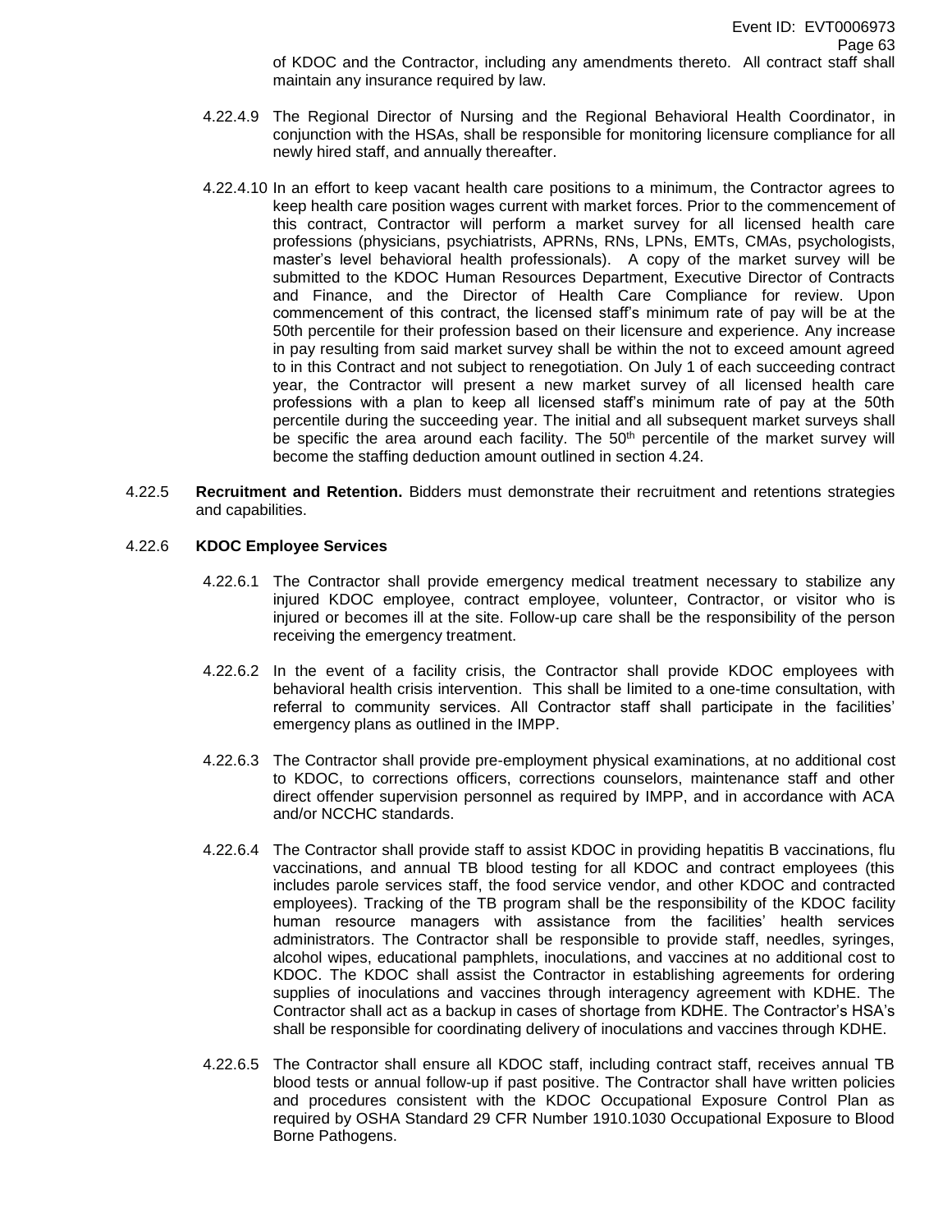of KDOC and the Contractor, including any amendments thereto. All contract staff shall maintain any insurance required by law.

4.22.4.9 The Regional Director of Nursing and the Regional Behavioral Health Coordinator, in conjunction with the HSAs, shall be responsible for monitoring licensure compliance for all newly hired staff, and annually thereafter.

4.22.4.10 In an effort to keep vacant health care positions to a minimum, the Contractor agrees to keep health care position wages current with market forces. Prior to the commencement of this contract, Contractor will perform a market survey for all licensed health care professions (physicians, psychiatrists, APRNs, RNs, LPNs, EMTs, CMAs, psychologists, master's level behavioral health professionals). A copy of the market survey will be submitted to the KDOC Human Resources Department, Executive Director of Contracts and Finance, and the Director of Health Care Compliance for review. Upon commencement of this contract, the licensed staff's minimum rate of pay will be at the 50th percentile for their profession based on their licensure and experience. Any increase in pay resulting from said market survey shall be within the not to exceed amount agreed to in this Contract and not subject to renegotiation. On July 1 of each succeeding contract year, the Contractor will present a new market survey of all licensed health care professions with a plan to keep all licensed staff's minimum rate of pay at the 50th percentile during the succeeding year. The initial and all subsequent market surveys shall be specific the area around each facility. The 50th percentile of the market survey will become the staffing deduction amount outlined in section 4.24.

4.22.5 **Recruitment and Retention.** Bidders must demonstrate their recruitment and retentions strategies and capabilities.

4.22.6 **KDOC Employee Services**

4.22.6.1 The Contractor shall provide emergency medical treatment necessary to stabilize any injured KDOC employee, contract employee, volunteer, Contractor, or visitor who is injured or becomes ill at the site. Follow-up care shall be the responsibility of the person receiving the emergency treatment.

4.22.6.2 In the event of a facility crisis, the Contractor shall provide KDOC employees with behavioral health crisis intervention. This shall be limited to a one-time consultation, with referral to community services. All Contractor staff shall participate in the facilities' emergency plans as outlined in the IMPP.

4.22.6.3 The Contractor shall provide pre-employment physical examinations, at no additional cost to KDOC, to corrections officers, corrections counselors, maintenance staff and other direct offender supervision personnel as required by IMPP, and in accordance with ACA and/or NCCHC standards.

4.22.6.4 The Contractor shall provide staff to assist KDOC in providing hepatitis B vaccinations, flu vaccinations, and annual TB blood testing for all KDOC and contract employees (this includes parole services staff, the food service vendor, and other KDOC and contracted employees). Tracking of the TB program shall be the responsibility of the KDOC facility human resource managers with assistance from the facilities' health services administrators. The Contractor shall be responsible to provide staff, needles, syringes, alcohol wipes, educational pamphlets, inoculations, and vaccines at no additional cost to KDOC. The KDOC shall assist the Contractor in establishing agreements for ordering supplies of inoculations and vaccines through interagency agreement with KDHE. The Contractor shall act as a backup in cases of shortage from KDHE. The Contractor's HSA's shall be responsible for coordinating delivery of inoculations and vaccines through KDHE.

4.22.6.5 The Contractor shall ensure all KDOC staff, including contract staff, receives annual TB blood tests or annual follow-up if past positive. The Contractor shall have written policies and procedures consistent with the KDOC Occupational Exposure Control Plan as required by OSHA Standard 29 CFR Number 1910.1030 Occupational Exposure to Blood Borne Pathogens.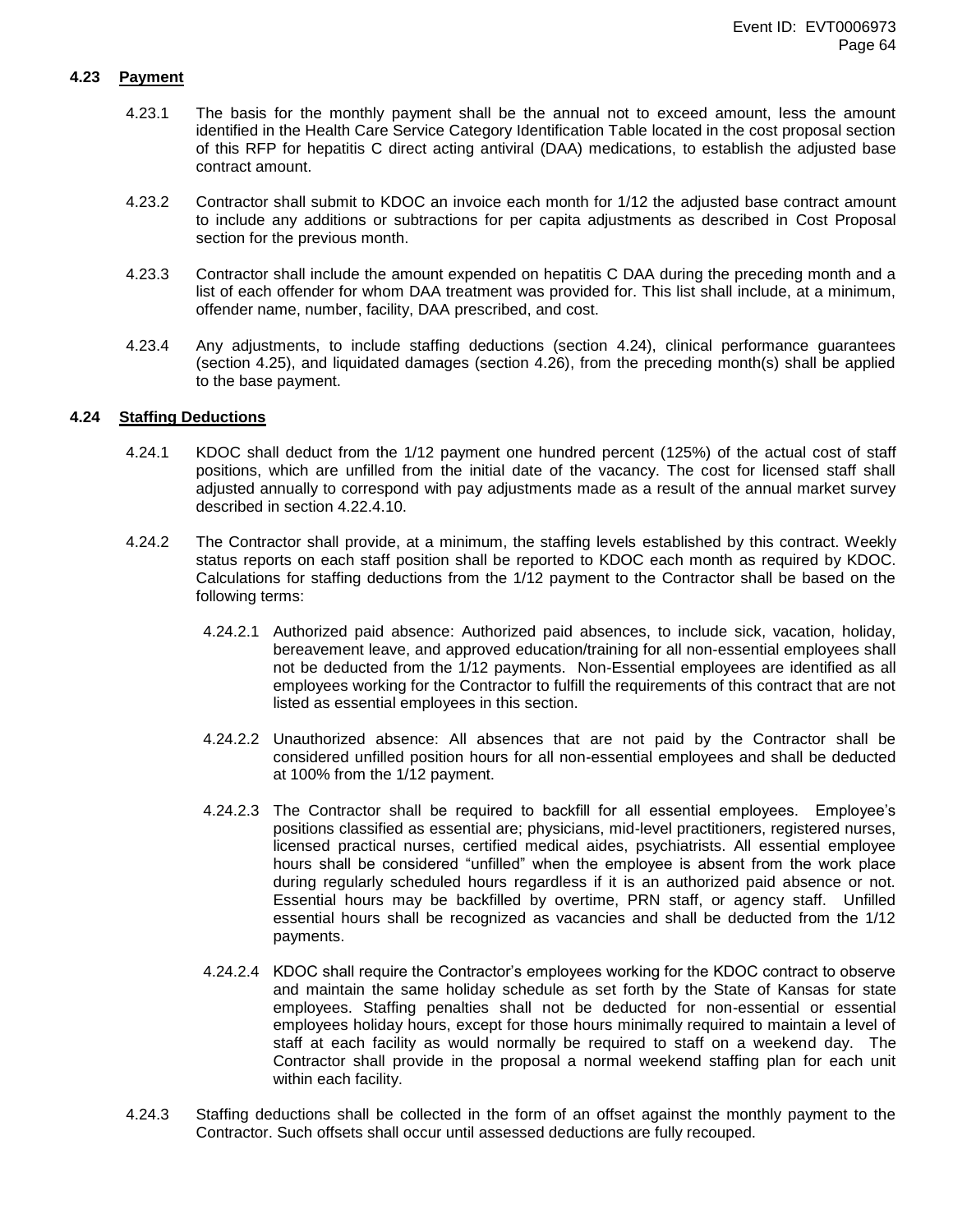### 4.23 Payment

4.23.1 The basis for the monthly payment shall be the annual not to exceed amount, less the amount identified in the Health Care Service Category Identification Table located in the cost proposal section of this RFP for hepatitis C direct acting antiviral (DAA) medications, to establish the adjusted base contract amount.

4.23.2 Contractor shall submit to KDOC an invoice each month for 1/12 the adjusted base contract amount to include any additions or subtractions for per capita adjustments as described in Cost Proposal section for the previous month.

4.23.3 Contractor shall include the amount expended on hepatitis C DAA during the preceding month and a list of each offender for whom DAA treatment was provided for. This list shall include, at a minimum, offender name, number, facility, DAA prescribed, and cost.

4.23.4 Any adjustments, to include staffing deductions (section 4.24), clinical performance guarantees (section 4.25), and liquidated damages (section 4.26), from the preceding month(s) shall be applied to the base payment.

### 4.24 Staffing Deductions

4.24.1 KDOC shall deduct from the 1/12 payment one hundred percent (125%) of the actual cost of staff positions, which are unfilled from the initial date of the vacancy. The cost for licensed staff shall adjusted annually to correspond with pay adjustments made as a result of the annual market survey described in section 4.22.4.10.

4.24.2 The Contractor shall provide, at a minimum, the staffing levels established by this contract. Weekly status reports on each staff position shall be reported to KDOC each month as required by KDOC. Calculations for staffing deductions from the 1/12 payment to the Contractor shall be based on the following terms:

4.24.2.1 Authorized paid absence: Authorized paid absences, to include sick, vacation, holiday, bereavement leave, and approved education/training for all non-essential employees shall not be deducted from the 1/12 payments. Non-Essential employees are identified as all employees working for the Contractor to fulfill the requirements of this contract that are not listed as essential employees in this section.

4.24.2.2 Unauthorized absence: All absences that are not paid by the Contractor shall be considered unfilled position hours for all non-essential employees and shall be deducted at 100% from the 1/12 payment.

4.24.2.3 The Contractor shall be required to backfill for all essential employees. Employee's positions classified as essential are; physicians, mid-level practitioners, registered nurses, licensed practical nurses, certified medical aides, psychiatrists. All essential employee hours shall be considered "unfilled" when the employee is absent from the work place during regularly scheduled hours regardless if it is an authorized paid absence or not. Essential hours may be backfilled by overtime, PRN staff, or agency staff. Unfilled essential hours shall be recognized as vacancies and shall be deducted from the 1/12 payments.

4.24.2.4 KDOC shall require the Contractor's employees working for the KDOC contract to observe and maintain the same holiday schedule as set forth by the State of Kansas for state employees. Staffing penalties shall not be deducted for non-essential or essential employees holiday hours, except for those hours minimally required to maintain a level of staff at each facility as would normally be required to staff on a weekend day. The Contractor shall provide in the proposal a normal weekend staffing plan for each unit within each facility.

4.24.3 Staffing deductions shall be collected in the form of an offset against the monthly payment to the Contractor. Such offsets shall occur until assessed deductions are fully recouped.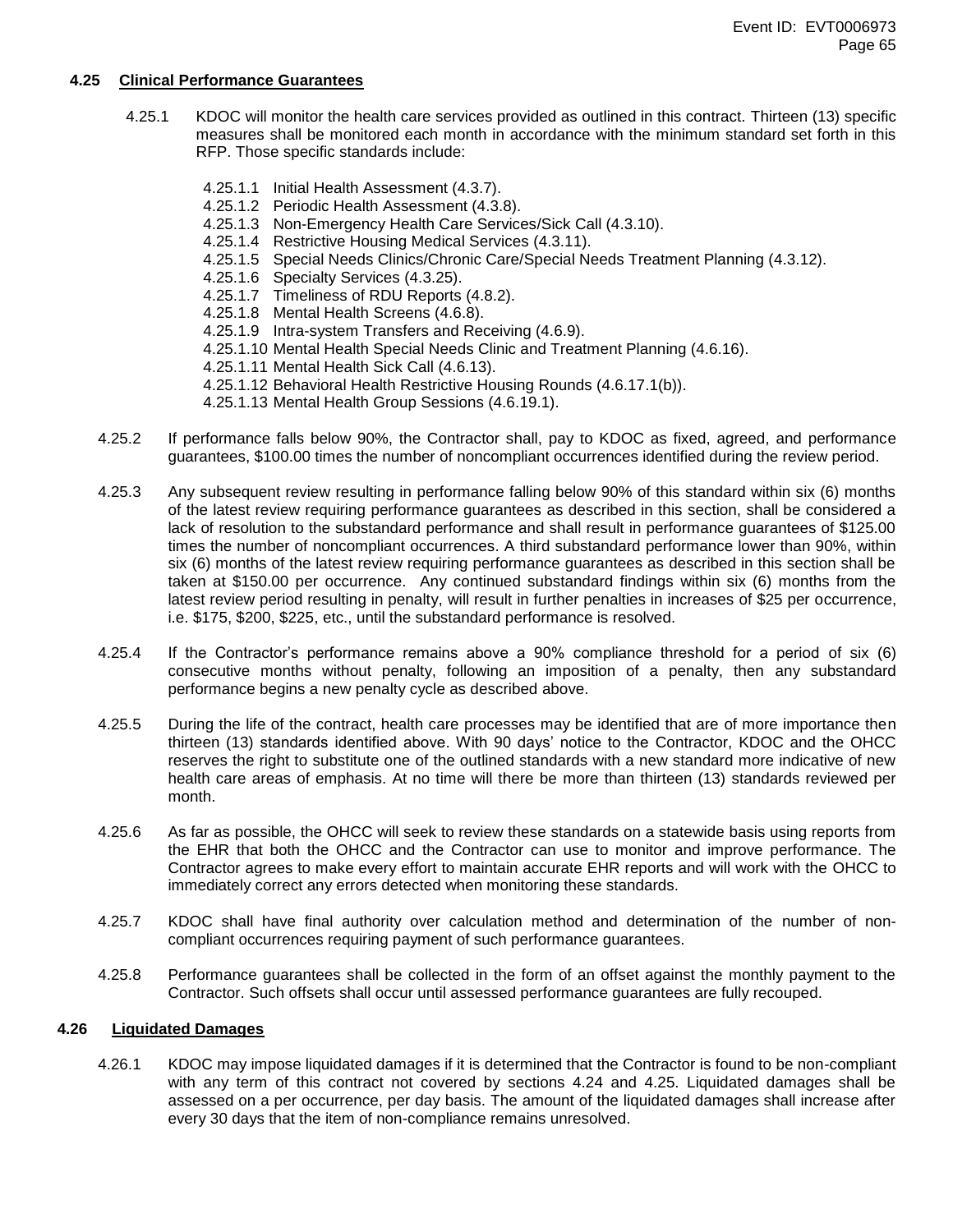### 4.25 Clinical Performance Guarantees

4.25.1 KDOC will monitor the health care services provided as outlined in this contract. Thirteen (13) specific measures shall be monitored each month in accordance with the minimum standard set forth in this RFP. Those specific standards include:

- 4.25.1.1 Initial Health Assessment (4.3.7).
- 4.25.1.2 Periodic Health Assessment (4.3.8).
- 4.25.1.3 Non-Emergency Health Care Services/Sick Call (4.3.10).
- 4.25.1.4 Restrictive Housing Medical Services (4.3.11).
- 4.25.1.5 Special Needs Clinics/Chronic Care/Special Needs Treatment Planning (4.3.12).
- 4.25.1.6 Specialty Services (4.3.25).
- 4.25.1.7 Timeliness of RDU Reports (4.8.2).
- 4.25.1.8 Mental Health Screens (4.6.8).
- 4.25.1.9 Intra-system Transfers and Receiving (4.6.9).
- 4.25.1.10 Mental Health Special Needs Clinic and Treatment Planning (4.6.16).
- 4.25.1.11 Mental Health Sick Call (4.6.13).
- 4.25.1.12 Behavioral Health Restrictive Housing Rounds (4.6.17.1(b)).
- 4.25.1.13 Mental Health Group Sessions (4.6.19.1).

4.25.2 If performance falls below 90%, the Contractor shall, pay to KDOC as fixed, agreed, and performance guarantees, $100.00 times the number of noncompliant occurrences identified during the review period.

4.25.3 Any subsequent review resulting in performance falling below 90% of this standard within six (6) months of the latest review requiring performance guarantees as described in this section, shall be considered a lack of resolution to the substandard performance and shall result in performance guarantees of $125.00 times the number of noncompliant occurrences. A third substandard performance lower than 90%, within six (6) months of the latest review requiring performance guarantees as described in this section shall be taken at $150.00 per occurrence. Any continued substandard findings within six (6) months from the latest review period resulting in penalty, will result in further penalties in increases of $25 per occurrence, i.e. $175, $200, $225, etc., until the substandard performance is resolved.

4.25.4 If the Contractor's performance remains above a 90% compliance threshold for a period of six (6) consecutive months without penalty, following an imposition of a penalty, then any substandard performance begins a new penalty cycle as described above.

4.25.5 During the life of the contract, health care processes may be identified that are of more importance then thirteen (13) standards identified above. With 90 days' notice to the Contractor, KDOC and the OHCC reserves the right to substitute one of the outlined standards with a new standard more indicative of new health care areas of emphasis. At no time will there be more than thirteen (13) standards reviewed per month.

4.25.6 As far as possible, the OHCC will seek to review these standards on a statewide basis using reports from the EHR that both the OHCC and the Contractor can use to monitor and improve performance. The Contractor agrees to make every effort to maintain accurate EHR reports and will work with the OHCC to immediately correct any errors detected when monitoring these standards.

4.25.7 KDOC shall have final authority over calculation method and determination of the number of non-compliant occurrences requiring payment of such performance guarantees.

4.25.8 Performance guarantees shall be collected in the form of an offset against the monthly payment to the Contractor. Such offsets shall occur until assessed performance guarantees are fully recouped.

### 4.26 Liquidated Damages

4.26.1 KDOC may impose liquidated damages if it is determined that the Contractor is found to be non-compliant with any term of this contract not covered by sections 4.24 and 4.25. Liquidated damages shall be assessed on a per occurrence, per day basis. The amount of the liquidated damages shall increase after every 30 days that the item of non-compliance remains unresolved.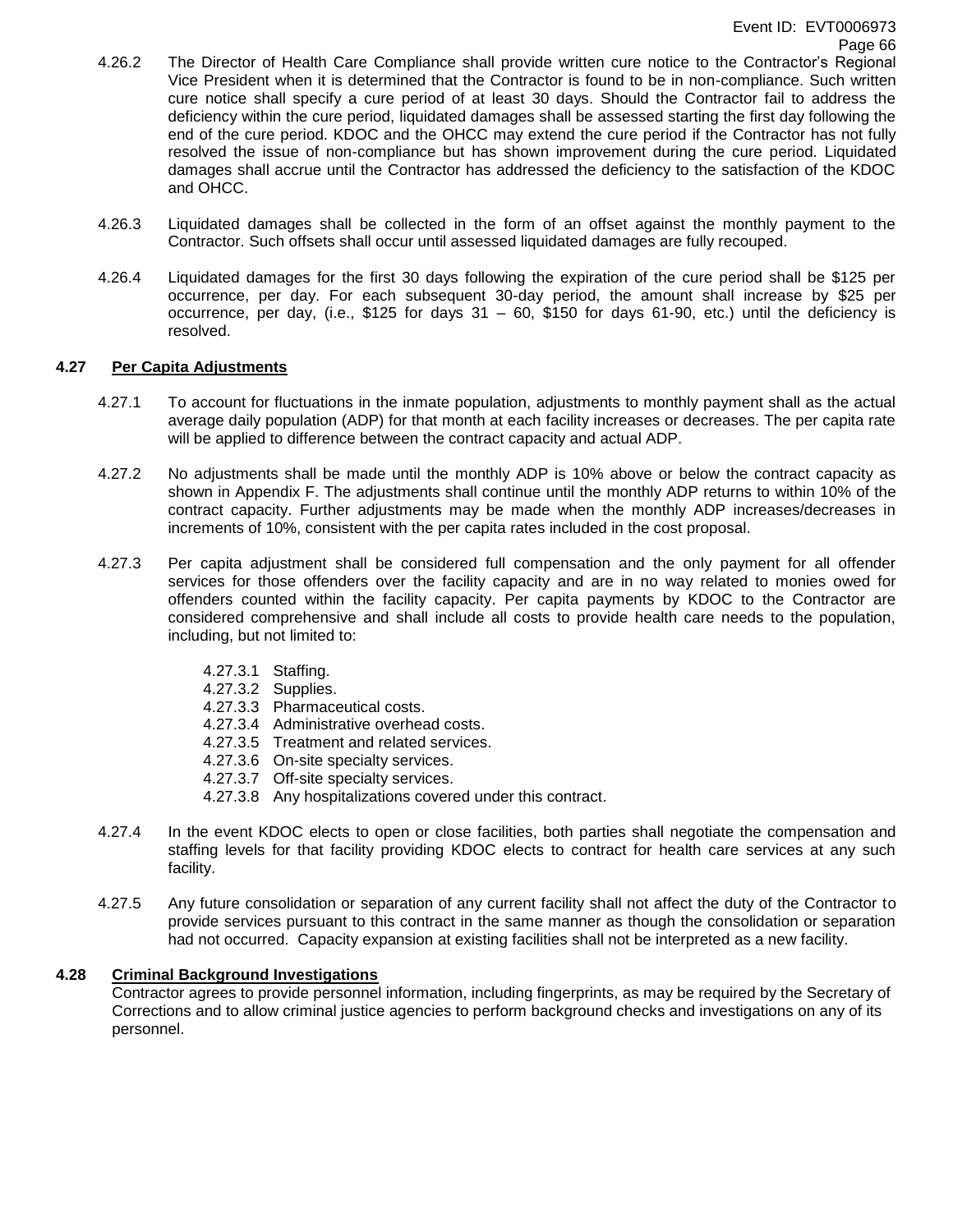4.26.2 The Director of Health Care Compliance shall provide written cure notice to the Contractor's Regional Vice President when it is determined that the Contractor is found to be in non-compliance. Such written cure notice shall specify a cure period of at least 30 days. Should the Contractor fail to address the deficiency within the cure period, liquidated damages shall be assessed starting the first day following the end of the cure period. KDOC and the OHCC may extend the cure period if the Contractor has not fully resolved the issue of non-compliance but has shown improvement during the cure period. Liquidated damages shall accrue until the Contractor has addressed the deficiency to the satisfaction of the KDOC and OHCC.

4.26.3 Liquidated damages shall be collected in the form of an offset against the monthly payment to the Contractor. Such offsets shall occur until assessed liquidated damages are fully recouped.

4.26.4 Liquidated damages for the first 30 days following the expiration of the cure period shall be $125 per occurrence, per day. For each subsequent 30-day period, the amount shall increase by $25 per occurrence, per day, (i.e., $125 for days 31 – 60, $150 for days 61-90, etc.) until the deficiency is resolved.

## 4.27 Per Capita Adjustments

4.27.1 To account for fluctuations in the inmate population, adjustments to monthly payment shall as the actual average daily population (ADP) for that month at each facility increases or decreases. The per capita rate will be applied to difference between the contract capacity and actual ADP.

4.27.2 No adjustments shall be made until the monthly ADP is 10% above or below the contract capacity as shown in Appendix F. The adjustments shall continue until the monthly ADP returns to within 10% of the contract capacity. Further adjustments may be made when the monthly ADP increases/decreases in increments of 10%, consistent with the per capita rates included in the cost proposal.

4.27.3 Per capita adjustment shall be considered full compensation and the only payment for all offender services for those offenders over the facility capacity and are in no way related to monies owed for offenders counted within the facility capacity. Per capita payments by KDOC to the Contractor are considered comprehensive and shall include all costs to provide health care needs to the population, including, but not limited to:

- 4.27.3.1 Staffing.
- 4.27.3.2 Supplies.
- 4.27.3.3 Pharmaceutical costs.
- 4.27.3.4 Administrative overhead costs.
- 4.27.3.5 Treatment and related services.
- 4.27.3.6 On-site specialty services.
- 4.27.3.7 Off-site specialty services.
- 4.27.3.8 Any hospitalizations covered under this contract.

4.27.4 In the event KDOC elects to open or close facilities, both parties shall negotiate the compensation and staffing levels for that facility providing KDOC elects to contract for health care services at any such facility.

4.27.5 Any future consolidation or separation of any current facility shall not affect the duty of the Contractor to provide services pursuant to this contract in the same manner as though the consolidation or separation had not occurred. Capacity expansion at existing facilities shall not be interpreted as a new facility.

## 4.28 Criminal Background Investigations

Contractor agrees to provide personnel information, including fingerprints, as may be required by the Secretary of Corrections and to allow criminal justice agencies to perform background checks and investigations on any of its personnel.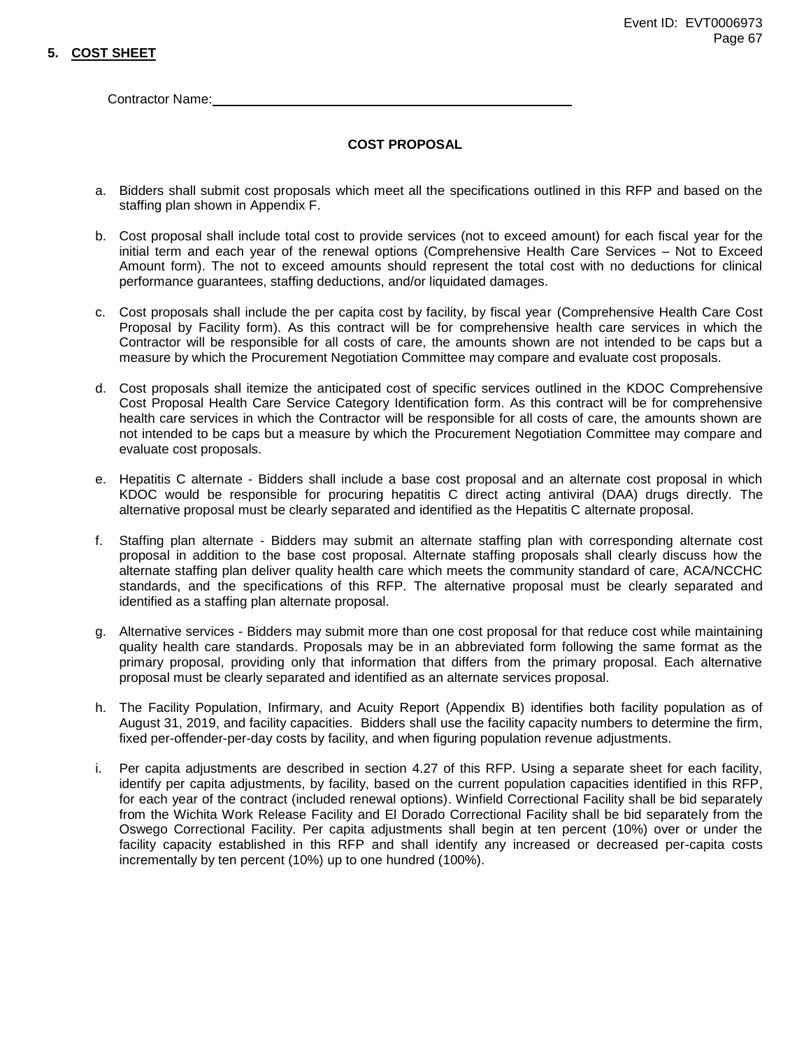## 5. COST SHEET

Contractor Name: ____________________________________________

### COST PROPOSAL

a. Bidders shall submit cost proposals which meet all the specifications outlined in this RFP and based on the staffing plan shown in Appendix F.

b. Cost proposal shall include total cost to provide services (not to exceed amount) for each fiscal year for the initial term and each year of the renewal options (Comprehensive Health Care Services – Not to Exceed Amount form). The not to exceed amounts should represent the total cost with no deductions for clinical performance guarantees, staffing deductions, and/or liquidated damages.

c. Cost proposals shall include the per capita cost by facility, by fiscal year (Comprehensive Health Care Cost Proposal by Facility form). As this contract will be for comprehensive health care services in which the Contractor will be responsible for all costs of care, the amounts shown are not intended to be caps but a measure by which the Procurement Negotiation Committee may compare and evaluate cost proposals.

d. Cost proposals shall itemize the anticipated cost of specific services outlined in the KDOC Comprehensive Cost Proposal Health Care Service Category Identification form. As this contract will be for comprehensive health care services in which the Contractor will be responsible for all costs of care, the amounts shown are not intended to be caps but a measure by which the Procurement Negotiation Committee may compare and evaluate cost proposals.

e. Hepatitis C alternate - Bidders shall include a base cost proposal and an alternate cost proposal in which KDOC would be responsible for procuring hepatitis C direct acting antiviral (DAA) drugs directly. The alternative proposal must be clearly separated and identified as the Hepatitis C alternate proposal.

f. Staffing plan alternate - Bidders may submit an alternate staffing plan with corresponding alternate cost proposal in addition to the base cost proposal. Alternate staffing proposals shall clearly discuss how the alternate staffing plan deliver quality health care which meets the community standard of care, ACA/NCCHC standards, and the specifications of this RFP. The alternative proposal must be clearly separated and identified as a staffing plan alternate proposal.

g. Alternative services - Bidders may submit more than one cost proposal for that reduce cost while maintaining quality health care standards. Proposals may be in an abbreviated form following the same format as the primary proposal, providing only that information that differs from the primary proposal. Each alternative proposal must be clearly separated and identified as an alternate services proposal.

h. The Facility Population, Infirmary, and Acuity Report (Appendix B) identifies both facility population as of August 31, 2019, and facility capacities. Bidders shall use the facility capacity numbers to determine the firm, fixed per-offender-per-day costs by facility, and when figuring population revenue adjustments.

i. Per capita adjustments are described in section 4.27 of this RFP. Using a separate sheet for each facility, identify per capita adjustments, by facility, based on the current population capacities identified in this RFP, for each year of the contract (included renewal options). Winfield Correctional Facility shall be bid separately from the Wichita Work Release Facility and El Dorado Correctional Facility shall be bid separately from the Oswego Correctional Facility. Per capita adjustments shall begin at ten percent (10%) over or under the facility capacity established in this RFP and shall identify any increased or decreased per-capita costs incrementally by ten percent (10%) up to one hundred (100%).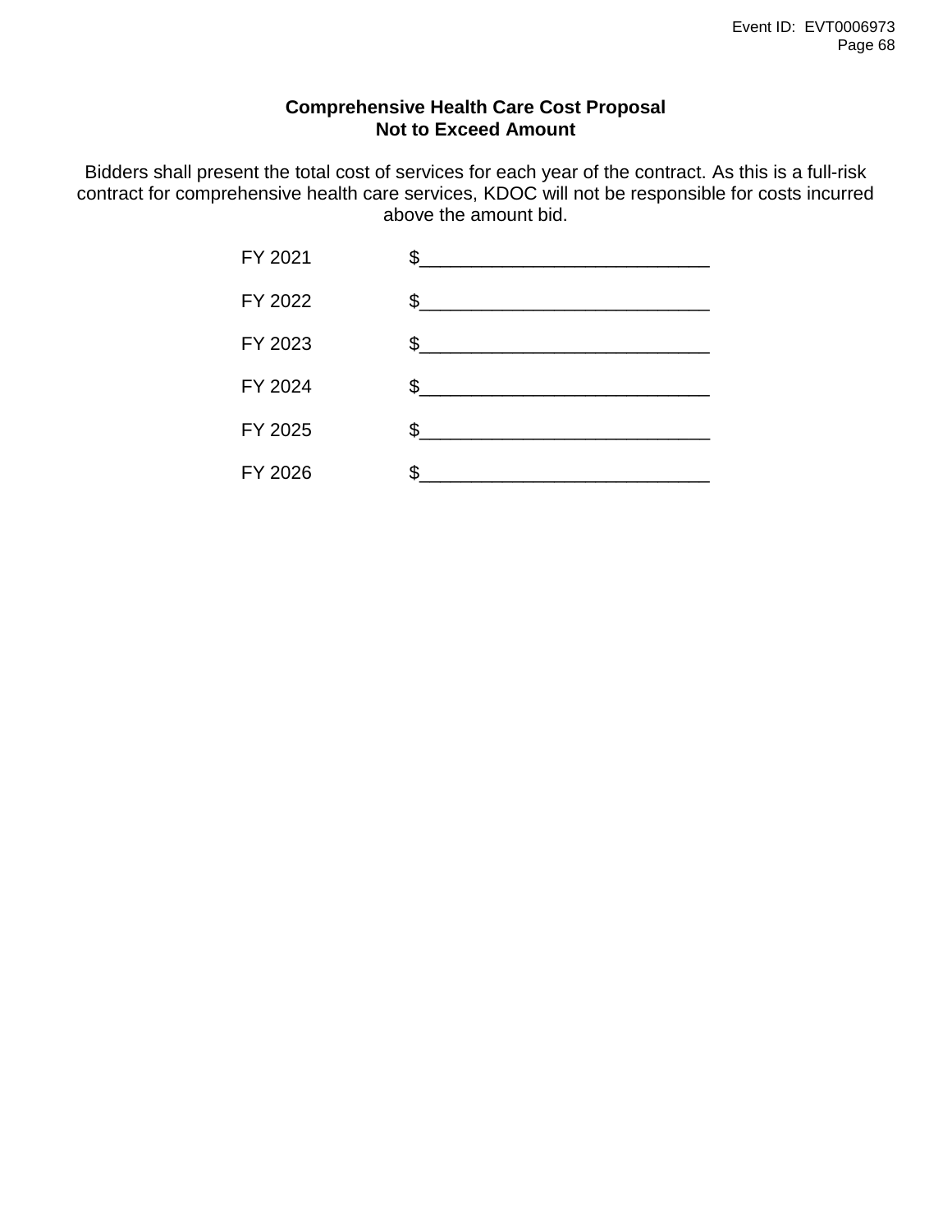**Comprehensive Health Care Cost Proposal**
**Not to Exceed Amount**

Bidders shall present the total cost of services for each year of the contract. As this is a full-risk contract for comprehensive health care services, KDOC will not be responsible for costs incurred above the amount bid.

FY 2021 $____________________________

FY 2022 $____________________________

FY 2023 $____________________________

FY 2024 $____________________________

FY 2025 $____________________________

FY 2026 $____________________________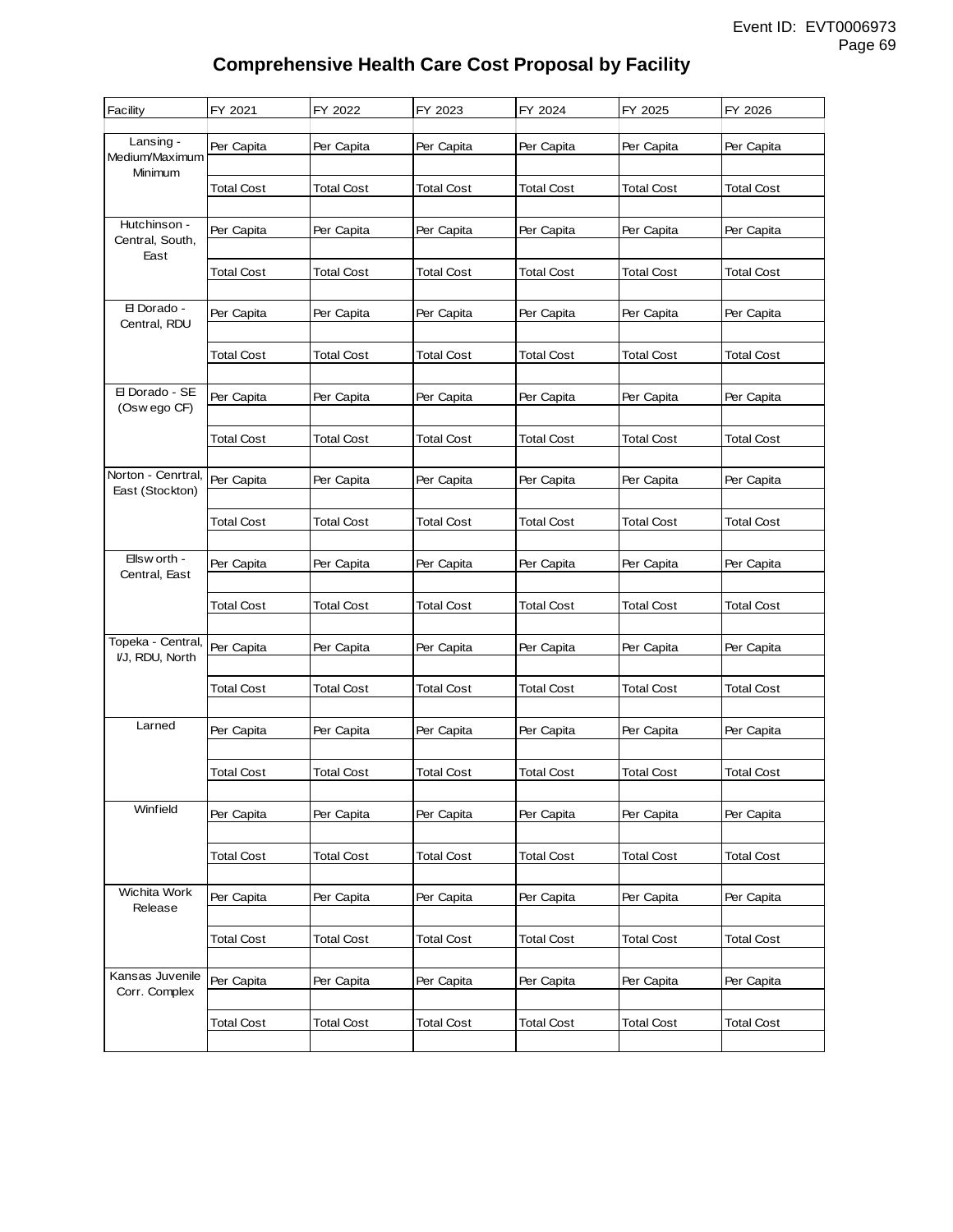# Comprehensive Health Care Cost Proposal by Facility

| Facility | FY 2021 | FY 2022 | FY 2023 | FY 2024 | FY 2025 | FY 2026 |
|---|---|---|---|---|---|---|
| | | | | | | |
| Lansing - Medium/Maximum Minimum | Per Capita | Per Capita | Per Capita | Per Capita | Per Capita | Per Capita |
| | | | | | | |
| | Total Cost | Total Cost | Total Cost | Total Cost | Total Cost | Total Cost |
| | | | | | | |
| Hutchinson - Central, South, East | Per Capita | Per Capita | Per Capita | Per Capita | Per Capita | Per Capita |
| | | | | | | |
| | Total Cost | Total Cost | Total Cost | Total Cost | Total Cost | Total Cost |
| | | | | | | |
| El Dorado - Central, RDU | Per Capita | Per Capita | Per Capita | Per Capita | Per Capita | Per Capita |
| | | | | | | |
| | Total Cost | Total Cost | Total Cost | Total Cost | Total Cost | Total Cost |
| | | | | | | |
| El Dorado - SE (Oswego CF) | Per Capita | Per Capita | Per Capita | Per Capita | Per Capita | Per Capita |
| | | | | | | |
| | Total Cost | Total Cost | Total Cost | Total Cost | Total Cost | Total Cost |
| | | | | | | |
| Norton - Cenrtral, East (Stockton) | Per Capita | Per Capita | Per Capita | Per Capita | Per Capita | Per Capita |
| | | | | | | |
| | Total Cost | Total Cost | Total Cost | Total Cost | Total Cost | Total Cost |
| | | | | | | |
| Ellsworth - Central, East | Per Capita | Per Capita | Per Capita | Per Capita | Per Capita | Per Capita |
| | | | | | | |
| | Total Cost | Total Cost | Total Cost | Total Cost | Total Cost | Total Cost |
| | | | | | | |
| Topeka - Central, I/J, RDU, North | Per Capita | Per Capita | Per Capita | Per Capita | Per Capita | Per Capita |
| | | | | | | |
| | Total Cost | Total Cost | Total Cost | Total Cost | Total Cost | Total Cost |
| | | | | | | |
| Larned | Per Capita | Per Capita | Per Capita | Per Capita | Per Capita | Per Capita |
| | | | | | | |
| | Total Cost | Total Cost | Total Cost | Total Cost | Total Cost | Total Cost |
| | | | | | | |
| Winfield | Per Capita | Per Capita | Per Capita | Per Capita | Per Capita | Per Capita |
| | | | | | | |
| | Total Cost | Total Cost | Total Cost | Total Cost | Total Cost | Total Cost |
| | | | | | | |
| Wichita Work Release | Per Capita | Per Capita | Per Capita | Per Capita | Per Capita | Per Capita |
| | | | | | | |
| | Total Cost | Total Cost | Total Cost | Total Cost | Total Cost | Total Cost |
| | | | | | | |
| Kansas Juvenile Corr. Complex | Per Capita | Per Capita | Per Capita | Per Capita | Per Capita | Per Capita |
| | | | | | | |
| | Total Cost | Total Cost | Total Cost | Total Cost | Total Cost | Total Cost |
| | | | | | | |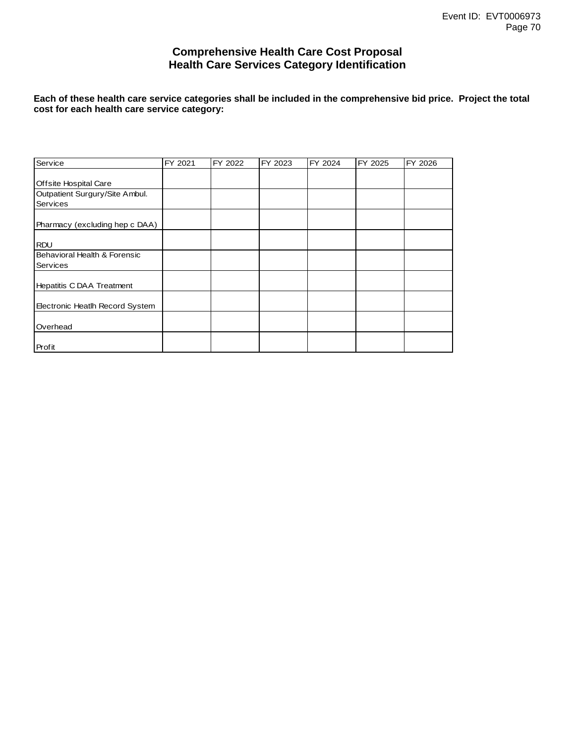# Comprehensive Health Care Cost Proposal
## Health Care Services Category Identification

**Each of these health care service categories shall be included in the comprehensive bid price. Project the total cost for each health care service category:**

| Service | FY 2021 | FY 2022 | FY 2023 | FY 2024 | FY 2025 | FY 2026 |
|---|---|---|---|---|---|---|
| Offsite Hospital Care | | | | | | |
| Outpatient Surgury/Site Ambul. Services | | | | | | |
| Pharmacy (excluding hep c DAA) | | | | | | |
| RDU | | | | | | |
| Behavioral Health & Forensic Services | | | | | | |
| Hepatitis C DAA Treatment | | | | | | |
| Electronic Heatlh Record System | | | | | | |
| Overhead | | | | | | |
| Profit | | | | | | |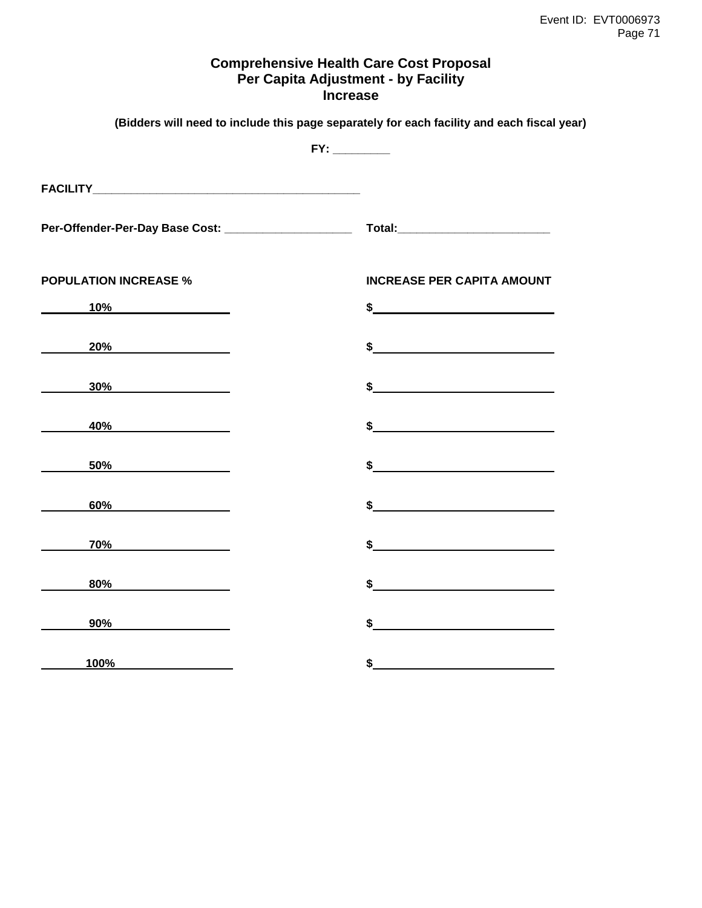## Comprehensive Health Care Cost Proposal
## Per Capita Adjustment - by Facility
## Increase

**(Bidders will need to include this page separately for each facility and each fiscal year)**

**FY: ________**

**FACILITY_________________________________________**

**Per-Offender-Per-Day Base Cost: ____________________** **Total:________________________**

| POPULATION INCREASE % | INCREASE PER CAPITA AMOUNT |
|---|---|
| 10% | $ |
| 20% | $ |
| 30% | $ |
| 40% | $ |
| 50% | $ |
| 60% | $ |
| 70% | $ |
| 80% | $ |
| 90% | $ |
| 100% | $ |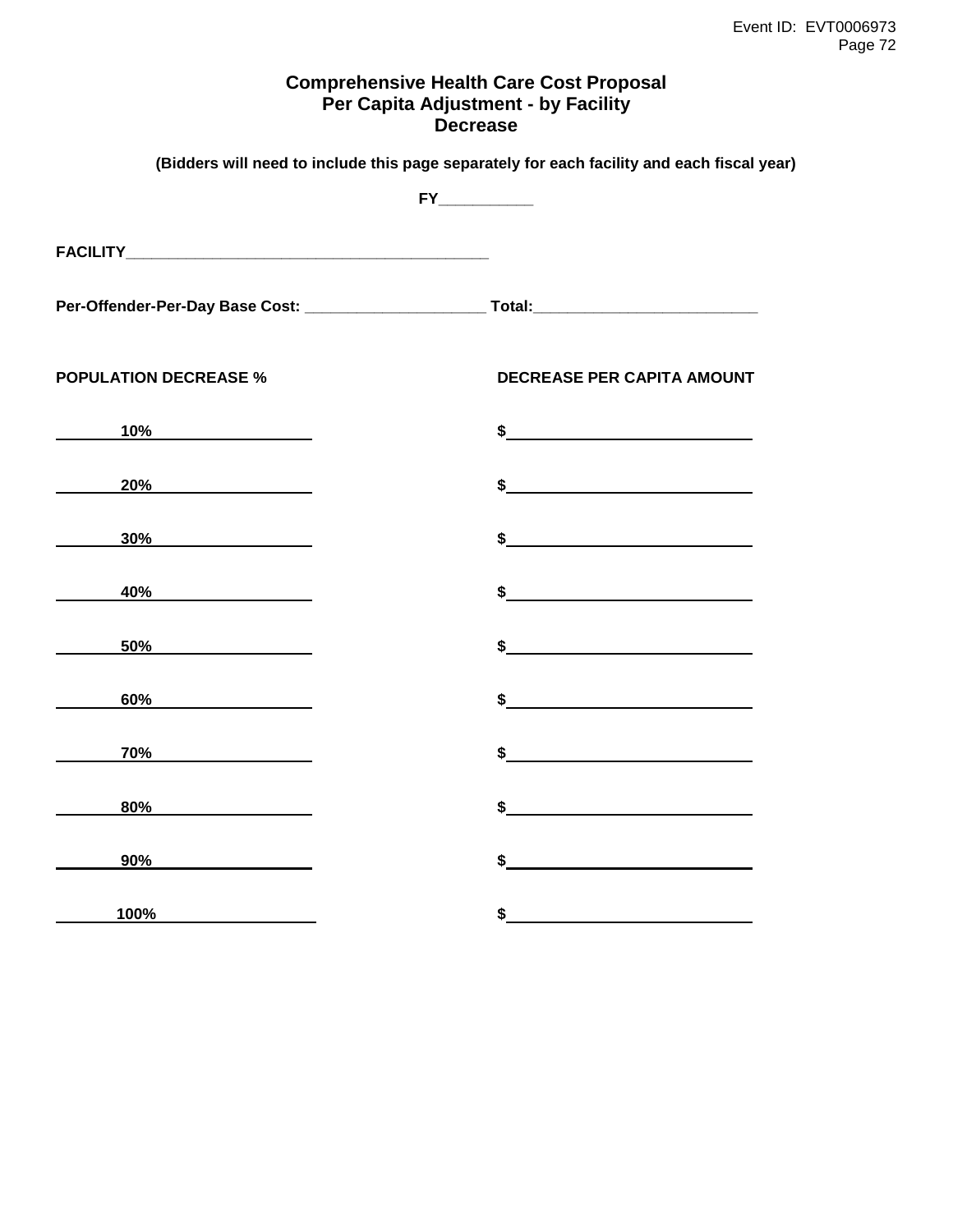# Comprehensive Health Care Cost Proposal
## Per Capita Adjustment - by Facility
## Decrease

**(Bidders will need to include this page separately for each facility and each fiscal year)**

**FY__________**

**FACILITY________________________________________**

**Per-Offender-Per-Day Base Cost: ____________________ Total:_________________________**

| POPULATION DECREASE % | DECREASE PER CAPITA AMOUNT |
|---|---|
| 10% | $ |
| 20% | $ |
| 30% | $ |
| 40% | $ |
| 50% | $ |
| 60% | $ |
| 70% | $ |
| 80% | $ |
| 90% | $ |
| 100% | $ |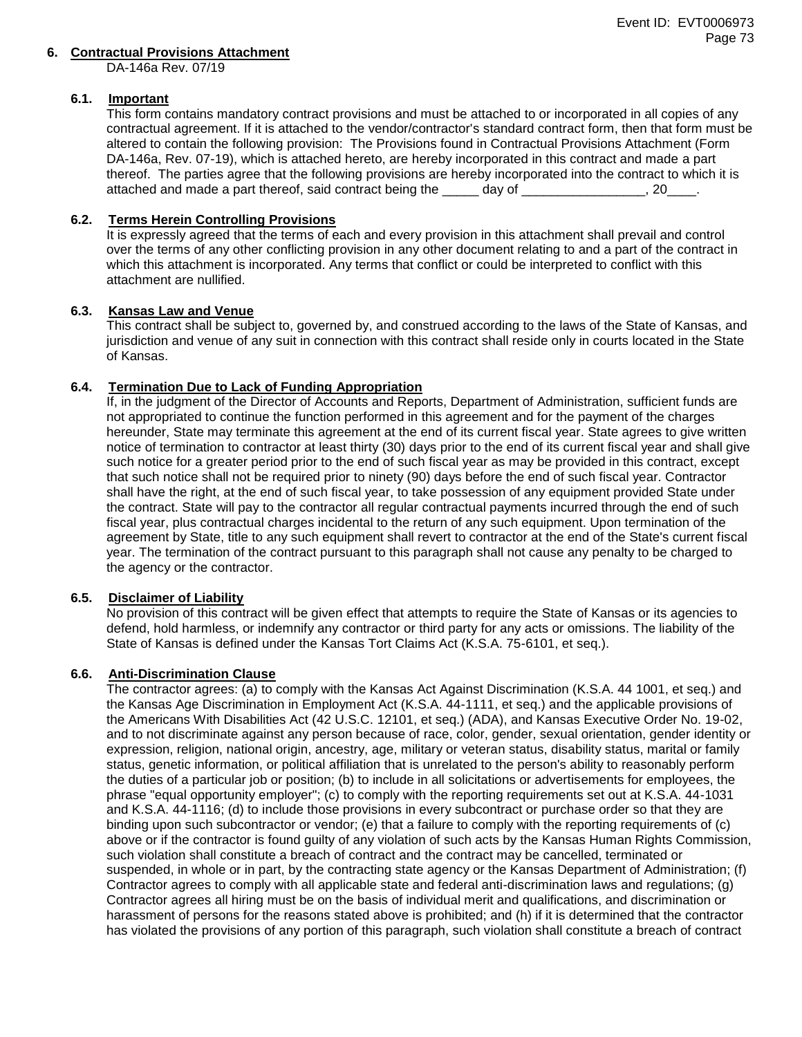## 6. Contractual Provisions Attachment

DA-146a Rev. 07/19

### 6.1. Important

This form contains mandatory contract provisions and must be attached to or incorporated in all copies of any contractual agreement. If it is attached to the vendor/contractor's standard contract form, then that form must be altered to contain the following provision: The Provisions found in Contractual Provisions Attachment (Form DA-146a, Rev. 07-19), which is attached hereto, are hereby incorporated in this contract and made a part thereof. The parties agree that the following provisions are hereby incorporated into the contract to which it is attached and made a part thereof, said contract being the _____ day of _________________, 20____.

### 6.2. Terms Herein Controlling Provisions

It is expressly agreed that the terms of each and every provision in this attachment shall prevail and control over the terms of any other conflicting provision in any other document relating to and a part of the contract in which this attachment is incorporated. Any terms that conflict or could be interpreted to conflict with this attachment are nullified.

### 6.3. Kansas Law and Venue

This contract shall be subject to, governed by, and construed according to the laws of the State of Kansas, and jurisdiction and venue of any suit in connection with this contract shall reside only in courts located in the State of Kansas.

### 6.4. Termination Due to Lack of Funding Appropriation

If, in the judgment of the Director of Accounts and Reports, Department of Administration, sufficient funds are not appropriated to continue the function performed in this agreement and for the payment of the charges hereunder, State may terminate this agreement at the end of its current fiscal year. State agrees to give written notice of termination to contractor at least thirty (30) days prior to the end of its current fiscal year and shall give such notice for a greater period prior to the end of such fiscal year as may be provided in this contract, except that such notice shall not be required prior to ninety (90) days before the end of such fiscal year. Contractor shall have the right, at the end of such fiscal year, to take possession of any equipment provided State under the contract. State will pay to the contractor all regular contractual payments incurred through the end of such fiscal year, plus contractual charges incidental to the return of any such equipment. Upon termination of the agreement by State, title to any such equipment shall revert to contractor at the end of the State's current fiscal year. The termination of the contract pursuant to this paragraph shall not cause any penalty to be charged to the agency or the contractor.

### 6.5. Disclaimer of Liability

No provision of this contract will be given effect that attempts to require the State of Kansas or its agencies to defend, hold harmless, or indemnify any contractor or third party for any acts or omissions. The liability of the State of Kansas is defined under the Kansas Tort Claims Act (K.S.A. 75-6101, et seq.).

### 6.6. Anti-Discrimination Clause

The contractor agrees: (a) to comply with the Kansas Act Against Discrimination (K.S.A. 44 1001, et seq.) and the Kansas Age Discrimination in Employment Act (K.S.A. 44-1111, et seq.) and the applicable provisions of the Americans With Disabilities Act (42 U.S.C. 12101, et seq.) (ADA), and Kansas Executive Order No. 19-02, and to not discriminate against any person because of race, color, gender, sexual orientation, gender identity or expression, religion, national origin, ancestry, age, military or veteran status, disability status, marital or family status, genetic information, or political affiliation that is unrelated to the person's ability to reasonably perform the duties of a particular job or position; (b) to include in all solicitations or advertisements for employees, the phrase "equal opportunity employer"; (c) to comply with the reporting requirements set out at K.S.A. 44-1031 and K.S.A. 44-1116; (d) to include those provisions in every subcontract or purchase order so that they are binding upon such subcontractor or vendor; (e) that a failure to comply with the reporting requirements of (c) above or if the contractor is found guilty of any violation of such acts by the Kansas Human Rights Commission, such violation shall constitute a breach of contract and the contract may be cancelled, terminated or suspended, in whole or in part, by the contracting state agency or the Kansas Department of Administration; (f) Contractor agrees to comply with all applicable state and federal anti-discrimination laws and regulations; (g) Contractor agrees all hiring must be on the basis of individual merit and qualifications, and discrimination or harassment of persons for the reasons stated above is prohibited; and (h) if it is determined that the contractor has violated the provisions of any portion of this paragraph, such violation shall constitute a breach of contract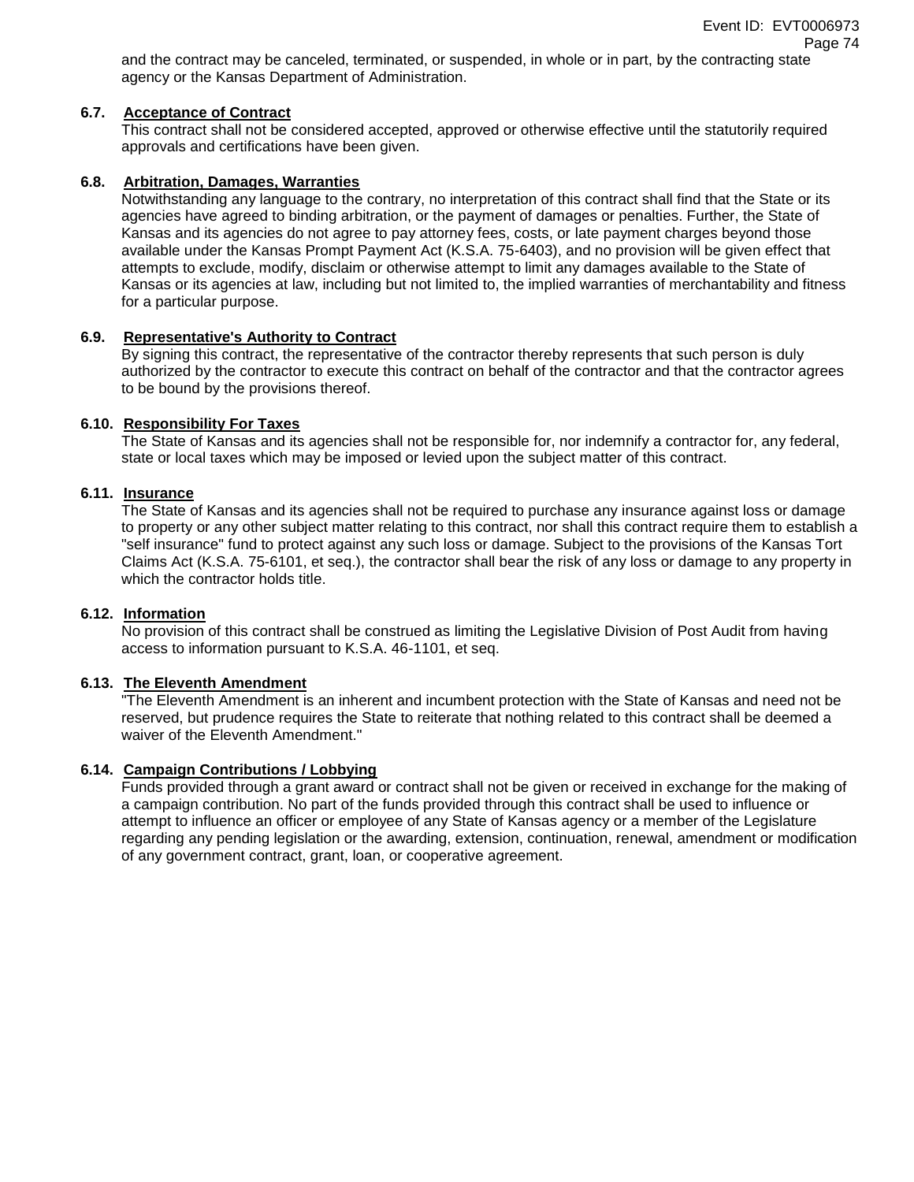and the contract may be canceled, terminated, or suspended, in whole or in part, by the contracting state agency or the Kansas Department of Administration.

**6.7. Acceptance of Contract**

This contract shall not be considered accepted, approved or otherwise effective until the statutorily required approvals and certifications have been given.

**6.8. Arbitration, Damages, Warranties**

Notwithstanding any language to the contrary, no interpretation of this contract shall find that the State or its agencies have agreed to binding arbitration, or the payment of damages or penalties. Further, the State of Kansas and its agencies do not agree to pay attorney fees, costs, or late payment charges beyond those available under the Kansas Prompt Payment Act (K.S.A. 75-6403), and no provision will be given effect that attempts to exclude, modify, disclaim or otherwise attempt to limit any damages available to the State of Kansas or its agencies at law, including but not limited to, the implied warranties of merchantability and fitness for a particular purpose.

**6.9. Representative's Authority to Contract**

By signing this contract, the representative of the contractor thereby represents that such person is duly authorized by the contractor to execute this contract on behalf of the contractor and that the contractor agrees to be bound by the provisions thereof.

**6.10. Responsibility For Taxes**

The State of Kansas and its agencies shall not be responsible for, nor indemnify a contractor for, any federal, state or local taxes which may be imposed or levied upon the subject matter of this contract.

**6.11. Insurance**

The State of Kansas and its agencies shall not be required to purchase any insurance against loss or damage to property or any other subject matter relating to this contract, nor shall this contract require them to establish a "self insurance" fund to protect against any such loss or damage. Subject to the provisions of the Kansas Tort Claims Act (K.S.A. 75-6101, et seq.), the contractor shall bear the risk of any loss or damage to any property in which the contractor holds title.

**6.12. Information**

No provision of this contract shall be construed as limiting the Legislative Division of Post Audit from having access to information pursuant to K.S.A. 46-1101, et seq.

**6.13. The Eleventh Amendment**

"The Eleventh Amendment is an inherent and incumbent protection with the State of Kansas and need not be reserved, but prudence requires the State to reiterate that nothing related to this contract shall be deemed a waiver of the Eleventh Amendment."

**6.14. Campaign Contributions / Lobbying**

Funds provided through a grant award or contract shall not be given or received in exchange for the making of a campaign contribution. No part of the funds provided through this contract shall be used to influence or attempt to influence an officer or employee of any State of Kansas agency or a member of the Legislature regarding any pending legislation or the awarding, extension, continuation, renewal, amendment or modification of any government contract, grant, loan, or cooperative agreement.